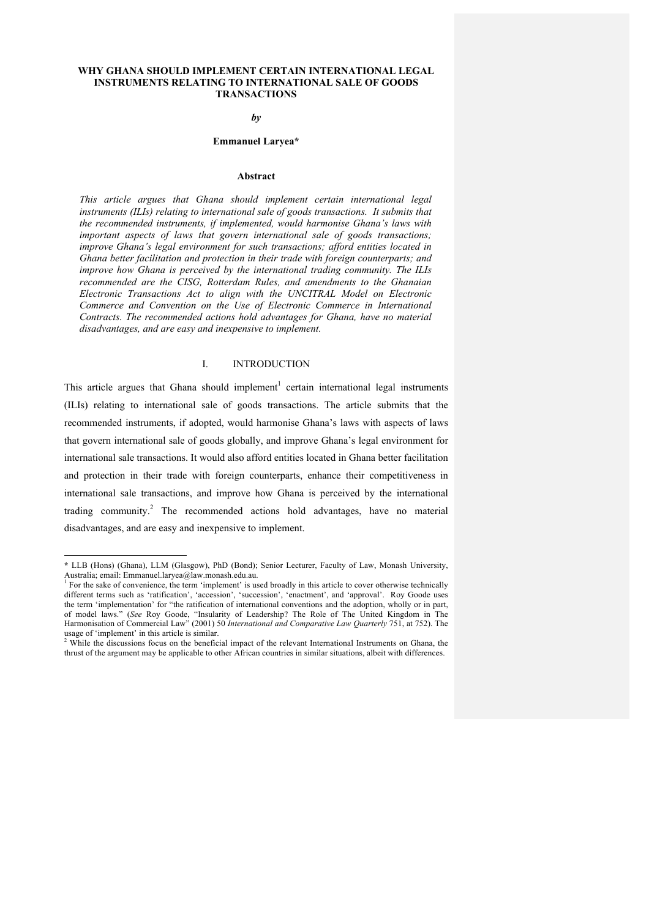# WHY GHANA SHOULD IMPLEMENT CERTAIN INTERNATIONAL LEGAL INSTRUMENTS RELATING TO INTERNATIONAL SALE OF GOODS TRANSACTIONS

***by***

**Emmanuel Laryea***

## Abstract

*This article argues that Ghana should implement certain international legal instruments (ILIs) relating to international sale of goods transactions. It submits that the recommended instruments, if implemented, would harmonise Ghana's laws with important aspects of laws that govern international sale of goods transactions; improve Ghana's legal environment for such transactions; afford entities located in Ghana better facilitation and protection in their trade with foreign counterparts; and improve how Ghana is perceived by the international trading community. The ILIs recommended are the CISG, Rotterdam Rules, and amendments to the Ghanaian Electronic Transactions Act to align with the UNCITRAL Model on Electronic Commerce and Convention on the Use of Electronic Commerce in International Contracts. The recommended actions hold advantages for Ghana, have no material disadvantages, and are easy and inexpensive to implement.*

## I. INTRODUCTION

This article argues that Ghana should implement[1] certain international legal instruments (ILIs) relating to international sale of goods transactions. The article submits that the recommended instruments, if adopted, would harmonise Ghana's laws with aspects of laws that govern international sale of goods globally, and improve Ghana's legal environment for international sale transactions. It would also afford entities located in Ghana better facilitation and protection in their trade with foreign counterparts, enhance their competitiveness in international sale transactions, and improve how Ghana is perceived by the international trading community.[2] The recommended actions hold advantages, have no material disadvantages, and are easy and inexpensive to implement.

---

**\*** LLB (Hons) (Ghana), LLM (Glasgow), PhD (Bond); Senior Lecturer, Faculty of Law, Monash University, Australia; email: Emmanuel.laryea@law.monash.edu.au.

[1] For the sake of convenience, the term 'implement' is used broadly in this article to cover otherwise technically different terms such as 'ratification', 'accession', 'succession', 'enactment', and 'approval'. Roy Goode uses the term 'implementation' for "the ratification of international conventions and the adoption, wholly or in part, of model laws." (*See* Roy Goode, "Insularity of Leadership? The Role of The United Kingdom in The Harmonisation of Commercial Law" (2001) 50 *International and Comparative Law Quarterly* 751, at 752). The usage of 'implement' in this article is similar.

[2] While the discussions focus on the beneficial impact of the relevant International Instruments on Ghana, the thrust of the argument may be applicable to other African countries in similar situations, albeit with differences.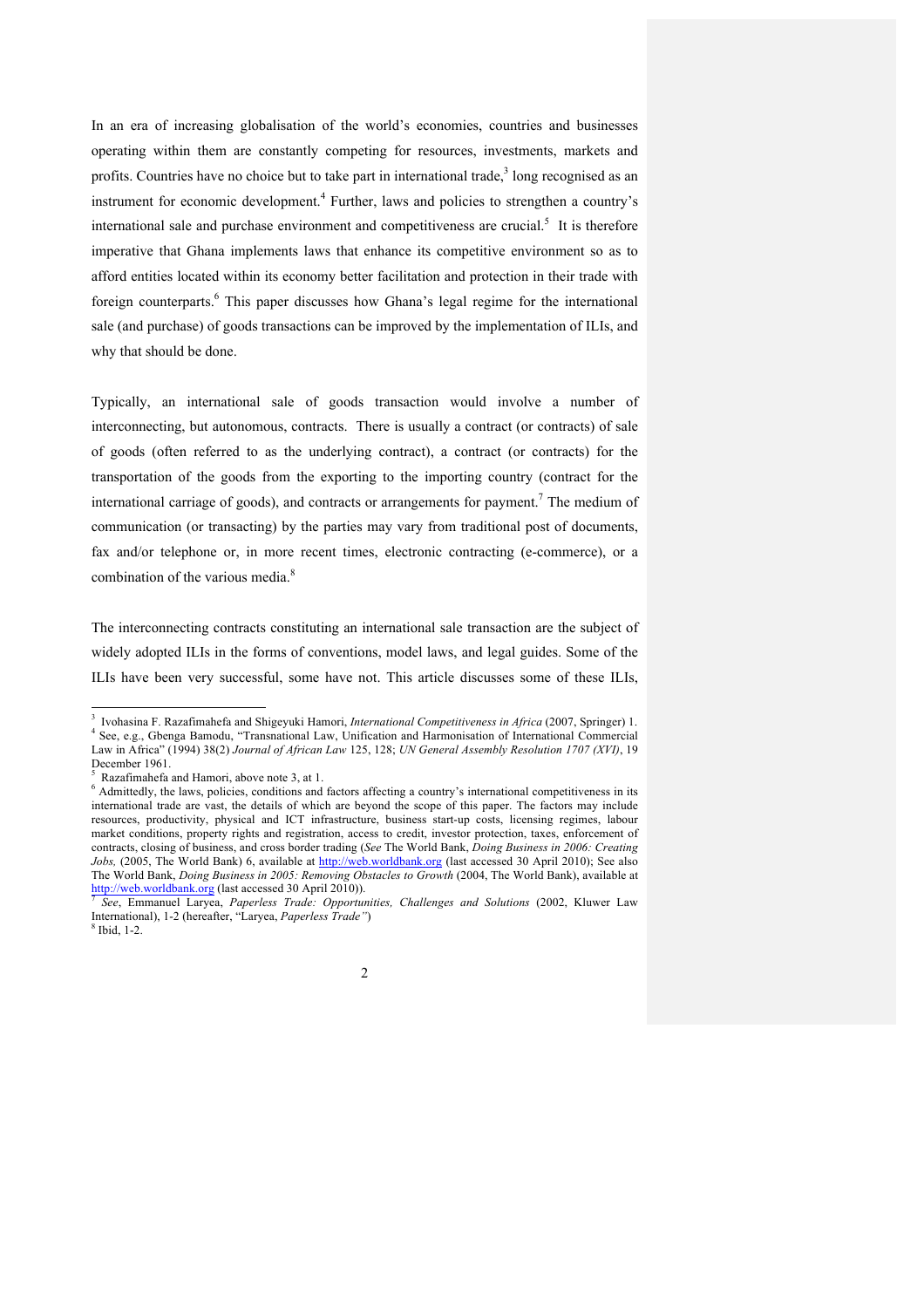In an era of increasing globalisation of the world's economies, countries and businesses operating within them are constantly competing for resources, investments, markets and profits. Countries have no choice but to take part in international trade,[3] long recognised as an instrument for economic development.[4] Further, laws and policies to strengthen a country's international sale and purchase environment and competitiveness are crucial.[5] It is therefore imperative that Ghana implements laws that enhance its competitive environment so as to afford entities located within its economy better facilitation and protection in their trade with foreign counterparts.[6] This paper discusses how Ghana's legal regime for the international sale (and purchase) of goods transactions can be improved by the implementation of ILIs, and why that should be done.

Typically, an international sale of goods transaction would involve a number of interconnecting, but autonomous, contracts. There is usually a contract (or contracts) of sale of goods (often referred to as the underlying contract), a contract (or contracts) for the transportation of the goods from the exporting to the importing country (contract for the international carriage of goods), and contracts or arrangements for payment.[7] The medium of communication (or transacting) by the parties may vary from traditional post of documents, fax and/or telephone or, in more recent times, electronic contracting (e-commerce), or a combination of the various media.[8]

The interconnecting contracts constituting an international sale transaction are the subject of widely adopted ILIs in the forms of conventions, model laws, and legal guides. Some of the ILIs have been very successful, some have not. This article discusses some of these ILIs,

---

[3] Ivohasina F. Razafimahefa and Shigeyuki Hamori, *International Competitiveness in Africa* (2007, Springer) 1.

[4] See, e.g., Gbenga Bamodu, "Transnational Law, Unification and Harmonisation of International Commercial Law in Africa" (1994) 38(2) *Journal of African Law* 125, 128; *UN General Assembly Resolution 1707 (XVI)*, 19 December 1961.

[5] Razafimahefa and Hamori, above note 3, at 1.

[6] Admittedly, the laws, policies, conditions and factors affecting a country's international competitiveness in its international trade are vast, the details of which are beyond the scope of this paper. The factors may include resources, productivity, physical and ICT infrastructure, business start-up costs, licensing regimes, labour market conditions, property rights and registration, access to credit, investor protection, taxes, enforcement of contracts, closing of business, and cross border trading (*See* The World Bank, *Doing Business in 2006: Creating Jobs,* (2005, The World Bank) 6, available at http://web.worldbank.org (last accessed 30 April 2010); See also The World Bank, *Doing Business in 2005: Removing Obstacles to Growth* (2004, The World Bank), available at http://web.worldbank.org (last accessed 30 April 2010)).

[7] *See*, Emmanuel Laryea, *Paperless Trade: Opportunities, Challenges and Solutions* (2002, Kluwer Law International), 1-2 (hereafter, "Laryea, *Paperless Trade"*)

[8] Ibid, 1-2.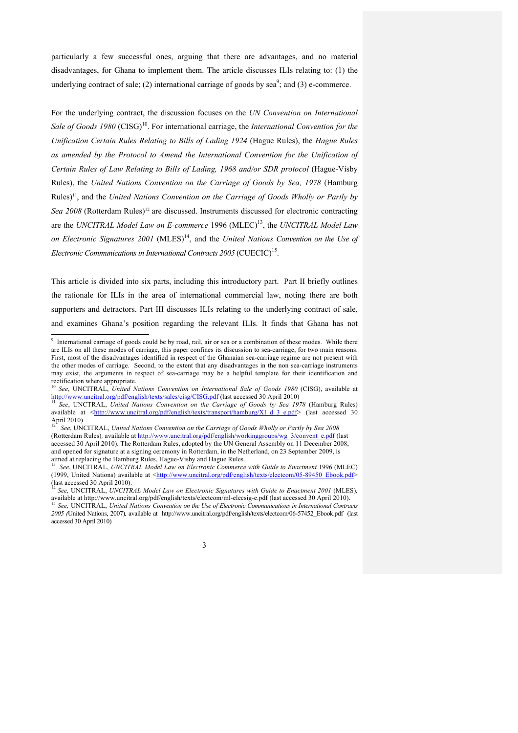particularly a few successful ones, arguing that there are advantages, and no material disadvantages, for Ghana to implement them. The article discusses ILIs relating to: (1) the underlying contract of sale; (2) international carriage of goods by sea[9]; and (3) e-commerce.

For the underlying contract, the discussion focuses on the *UN Convention on International Sale of Goods 1980* (CISG)[10]. For international carriage, the *International Convention for the Unification Certain Rules Relating to Bills of Lading 1924* (Hague Rules), the *Hague Rules as amended by the Protocol to Amend the International Convention for the Unification of Certain Rules of Law Relating to Bills of Lading, 1968 and/or SDR protocol* (Hague-Visby Rules), the *United Nations Convention on the Carriage of Goods by Sea, 1978* (Hamburg Rules)[11], and the *United Nations Convention on the Carriage of Goods Wholly or Partly by Sea 2008* (Rotterdam Rules)[12] are discussed. Instruments discussed for electronic contracting are the *UNCITRAL Model Law on E-commerce* 1996 (MLEC)[13], the *UNCITRAL Model Law on Electronic Signatures 2001* (MLES)[14], and the *United Nations Convention on the Use of Electronic Communications in International Contracts 2005* (CUECIC)[15].

This article is divided into six parts, including this introductory part. Part II briefly outlines the rationale for ILIs in the area of international commercial law, noting there are both supporters and detractors. Part III discusses ILIs relating to the underlying contract of sale, and examines Ghana's position regarding the relevant ILIs. It finds that Ghana has not

---

[9] International carriage of goods could be by road, rail, air or sea or a combination of these modes. While there are ILIs on all these modes of carriage, this paper confines its discussion to sea-carriage, for two main reasons. First, most of the disadvantages identified in respect of the Ghanaian sea-carriage regime are not present with the other modes of carriage. Second, to the extent that any disadvantages in the non sea-carriage instruments may exist, the arguments in respect of sea-carriage may be a helpful template for their identification and rectification where appropriate.

[10] *See*, UNCITRAL, *United Nations Convention on International Sale of Goods 1980* (CISG), available at http://www.uncitral.org/pdf/english/texts/sales/cisg/CISG.pdf (last accessed 30 April 2010)

[11] *See*, UNCTRAL, *United Nations Convention on the Carriage of Goods by Sea 1978* (Hamburg Rules) available at <http://www.uncitral.org/pdf/english/texts/transport/hamburg/XI_d_3_e.pdf> (last accessed 30 April 2010)

[12] *See*, UNCITRAL, *United Nations Convention on the Carriage of Goods Wholly or Partly by Sea 2008* (Rotterdam Rules)*,* available at http://www.uncitral.org/pdf/english/workinggroups/wg_3/convent_e.pdf (last accessed 30 April 2010). The Rotterdam Rules, adopted by the UN General Assembly on 11 December 2008, and opened for signature at a signing ceremony in Rotterdam, in the Netherland, on 23 September 2009, is aimed at replacing the Hamburg Rules, Hague-Visby and Hague Rules.

[13] *See*, UNCITRAL, *UNCITRAL Model Law on Electronic Commerce with Guide to Enactment* 1996 (MLEC) (1999, United Nations) available at <http://www.uncitral.org/pdf/english/texts/electcom/05-89450_Ebook.pdf> (last accessed 30 April 2010).

[14] *See,* UNCITRAL, *UNCITRAL Model Law on Electronic Signatures with Guide to Enactment 2001* (MLES)*,* available at http://www.uncitral.org/pdf/english/texts/electcom/ml-elecsig-e.pdf (last accessed 30 April 2010).

[15] *See,* UNCITRAL, *United Nations Convention on the Use of Electronic Communications in International Contracts 2005 (*United Nations, 2007)*,* available at http://www.uncitral.org/pdf/english/texts/electcom/06-57452_Ebook.pdf (last accessed 30 April 2010)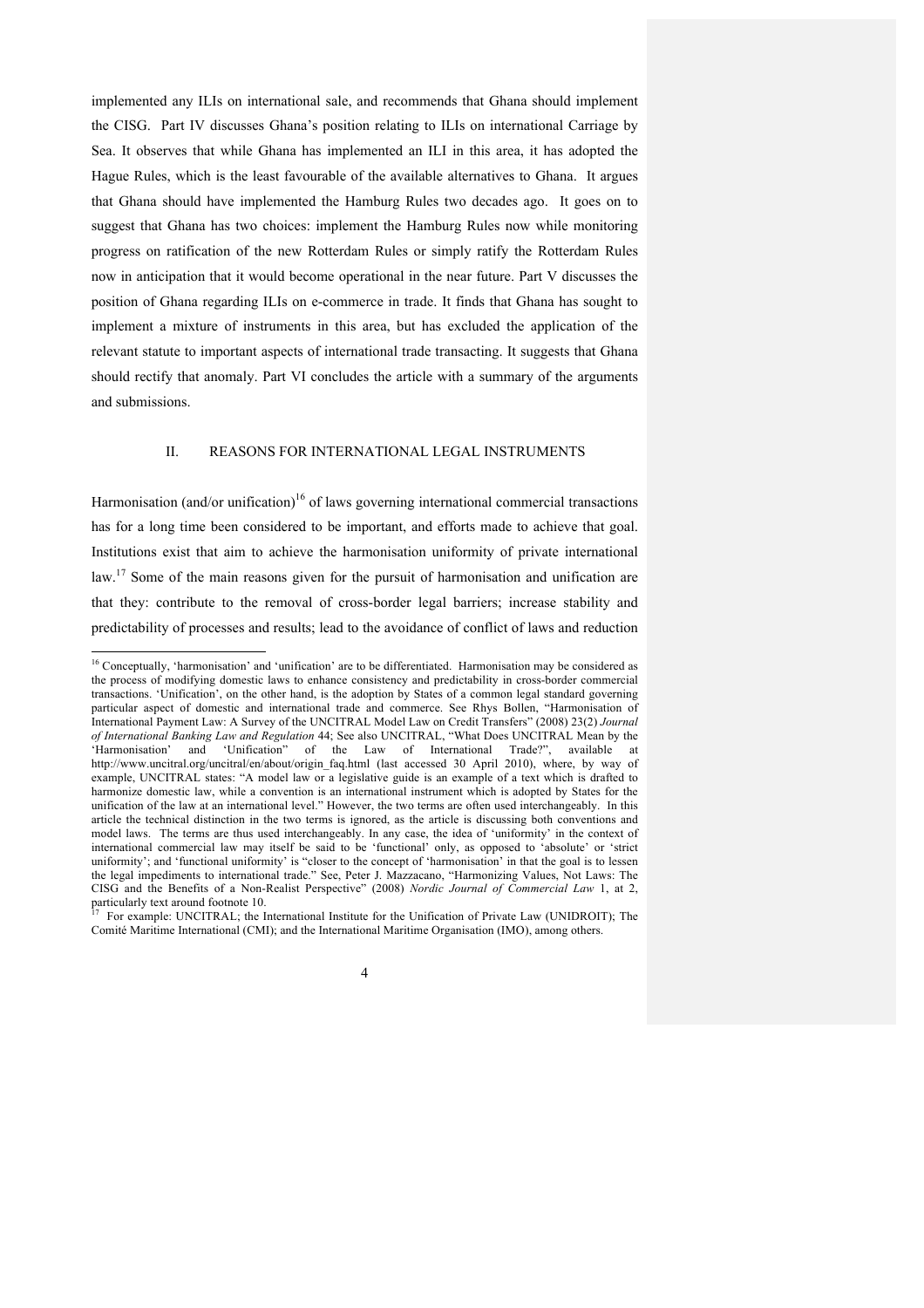implemented any ILIs on international sale, and recommends that Ghana should implement the CISG. Part IV discusses Ghana's position relating to ILIs on international Carriage by Sea. It observes that while Ghana has implemented an ILI in this area, it has adopted the Hague Rules, which is the least favourable of the available alternatives to Ghana. It argues that Ghana should have implemented the Hamburg Rules two decades ago. It goes on to suggest that Ghana has two choices: implement the Hamburg Rules now while monitoring progress on ratification of the new Rotterdam Rules or simply ratify the Rotterdam Rules now in anticipation that it would become operational in the near future. Part V discusses the position of Ghana regarding ILIs on e-commerce in trade. It finds that Ghana has sought to implement a mixture of instruments in this area, but has excluded the application of the relevant statute to important aspects of international trade transacting. It suggests that Ghana should rectify that anomaly. Part VI concludes the article with a summary of the arguments and submissions.

## II. REASONS FOR INTERNATIONAL LEGAL INSTRUMENTS

Harmonisation (and/or unification)[16] of laws governing international commercial transactions has for a long time been considered to be important, and efforts made to achieve that goal. Institutions exist that aim to achieve the harmonisation uniformity of private international law.[17] Some of the main reasons given for the pursuit of harmonisation and unification are that they: contribute to the removal of cross-border legal barriers; increase stability and predictability of processes and results; lead to the avoidance of conflict of laws and reduction

---

[16] Conceptually, 'harmonisation' and 'unification' are to be differentiated. Harmonisation may be considered as the process of modifying domestic laws to enhance consistency and predictability in cross-border commercial transactions. 'Unification', on the other hand, is the adoption by States of a common legal standard governing particular aspect of domestic and international trade and commerce. See Rhys Bollen, "Harmonisation of International Payment Law: A Survey of the UNCITRAL Model Law on Credit Transfers" (2008) 23(2) *Journal of International Banking Law and Regulation* 44; See also UNCITRAL, "What Does UNCITRAL Mean by the 'Harmonisation' and 'Unification" of the Law of International Trade?", available at http://www.uncitral.org/uncitral/en/about/origin_faq.html (last accessed 30 April 2010), where, by way of example, UNCITRAL states: "A model law or a legislative guide is an example of a text which is drafted to harmonize domestic law, while a convention is an international instrument which is adopted by States for the unification of the law at an international level." However, the two terms are often used interchangeably. In this article the technical distinction in the two terms is ignored, as the article is discussing both conventions and model laws. The terms are thus used interchangeably. In any case, the idea of 'uniformity' in the context of international commercial law may itself be said to be 'functional' only, as opposed to 'absolute' or 'strict uniformity'; and 'functional uniformity' is "closer to the concept of 'harmonisation' in that the goal is to lessen the legal impediments to international trade." See, Peter J. Mazzacano, "Harmonizing Values, Not Laws: The CISG and the Benefits of a Non-Realist Perspective" (2008) *Nordic Journal of Commercial Law* 1, at 2, particularly text around footnote 10.

[17] For example: UNCITRAL; the International Institute for the Unification of Private Law (UNIDROIT); The Comité Maritime International (CMI); and the International Maritime Organisation (IMO), among others.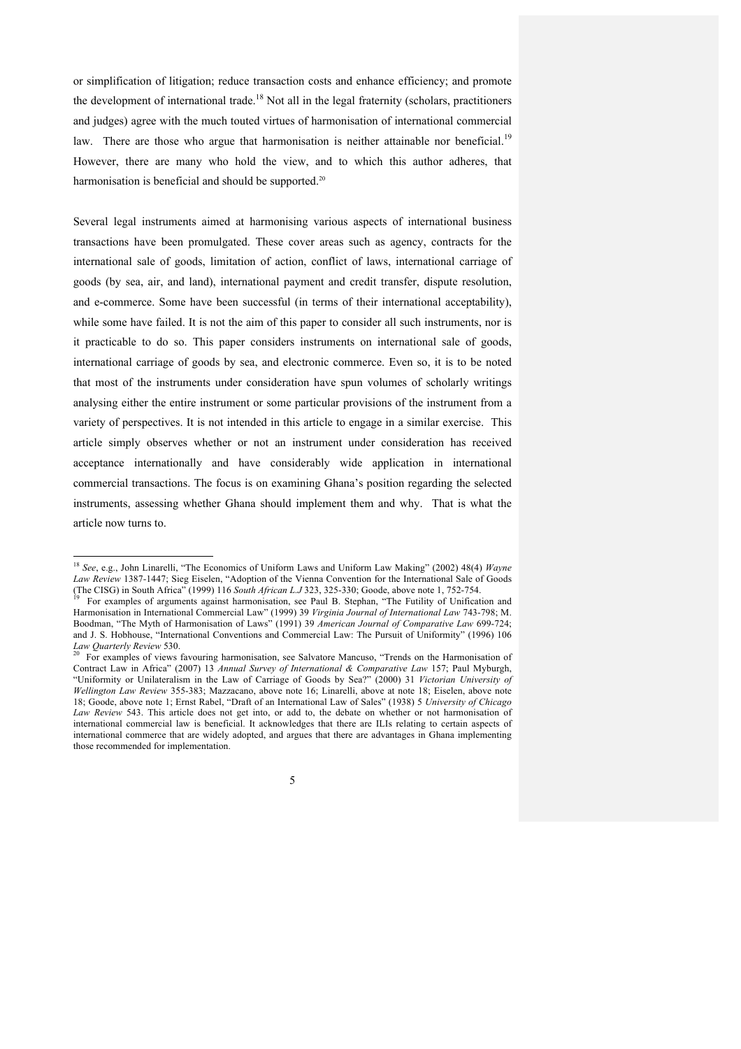or simplification of litigation; reduce transaction costs and enhance efficiency; and promote the development of international trade.[18] Not all in the legal fraternity (scholars, practitioners and judges) agree with the much touted virtues of harmonisation of international commercial law. There are those who argue that harmonisation is neither attainable nor beneficial.[19] However, there are many who hold the view, and to which this author adheres, that harmonisation is beneficial and should be supported.[20]

Several legal instruments aimed at harmonising various aspects of international business transactions have been promulgated. These cover areas such as agency, contracts for the international sale of goods, limitation of action, conflict of laws, international carriage of goods (by sea, air, and land), international payment and credit transfer, dispute resolution, and e-commerce. Some have been successful (in terms of their international acceptability), while some have failed. It is not the aim of this paper to consider all such instruments, nor is it practicable to do so. This paper considers instruments on international sale of goods, international carriage of goods by sea, and electronic commerce. Even so, it is to be noted that most of the instruments under consideration have spun volumes of scholarly writings analysing either the entire instrument or some particular provisions of the instrument from a variety of perspectives. It is not intended in this article to engage in a similar exercise. This article simply observes whether or not an instrument under consideration has received acceptance internationally and have considerably wide application in international commercial transactions. The focus is on examining Ghana's position regarding the selected instruments, assessing whether Ghana should implement them and why. That is what the article now turns to.

---

[18] *See*, e.g., John Linarelli, "The Economics of Uniform Laws and Uniform Law Making" (2002) 48(4) *Wayne Law Review* 1387-1447; Sieg Eiselen, "Adoption of the Vienna Convention for the International Sale of Goods (The CISG) in South Africa" (1999) 116 *South African L.J* 323, 325-330; Goode, above note 1, 752-754.

[19] For examples of arguments against harmonisation, see Paul B. Stephan, "The Futility of Unification and Harmonisation in International Commercial Law" (1999) 39 *Virginia Journal of International Law* 743-798; M. Boodman, "The Myth of Harmonisation of Laws" (1991) 39 *American Journal of Comparative Law* 699-724; and J. S. Hobhouse, "International Conventions and Commercial Law: The Pursuit of Uniformity" (1996) 106 *Law Quarterly Review* 530.

[20] For examples of views favouring harmonisation, see Salvatore Mancuso, "Trends on the Harmonisation of Contract Law in Africa" (2007) 13 *Annual Survey of International & Comparative Law* 157; Paul Myburgh, "Uniformity or Unilateralism in the Law of Carriage of Goods by Sea?" (2000) 31 *Victorian University of Wellington Law Review* 355-383; Mazzacano, above note 16; Linarelli, above at note 18; Eiselen, above note 18; Goode, above note 1; Ernst Rabel, "Draft of an International Law of Sales" (1938) 5 *University of Chicago Law Review* 543. This article does not get into, or add to, the debate on whether or not harmonisation of international commercial law is beneficial. It acknowledges that there are ILIs relating to certain aspects of international commerce that are widely adopted, and argues that there are advantages in Ghana implementing those recommended for implementation.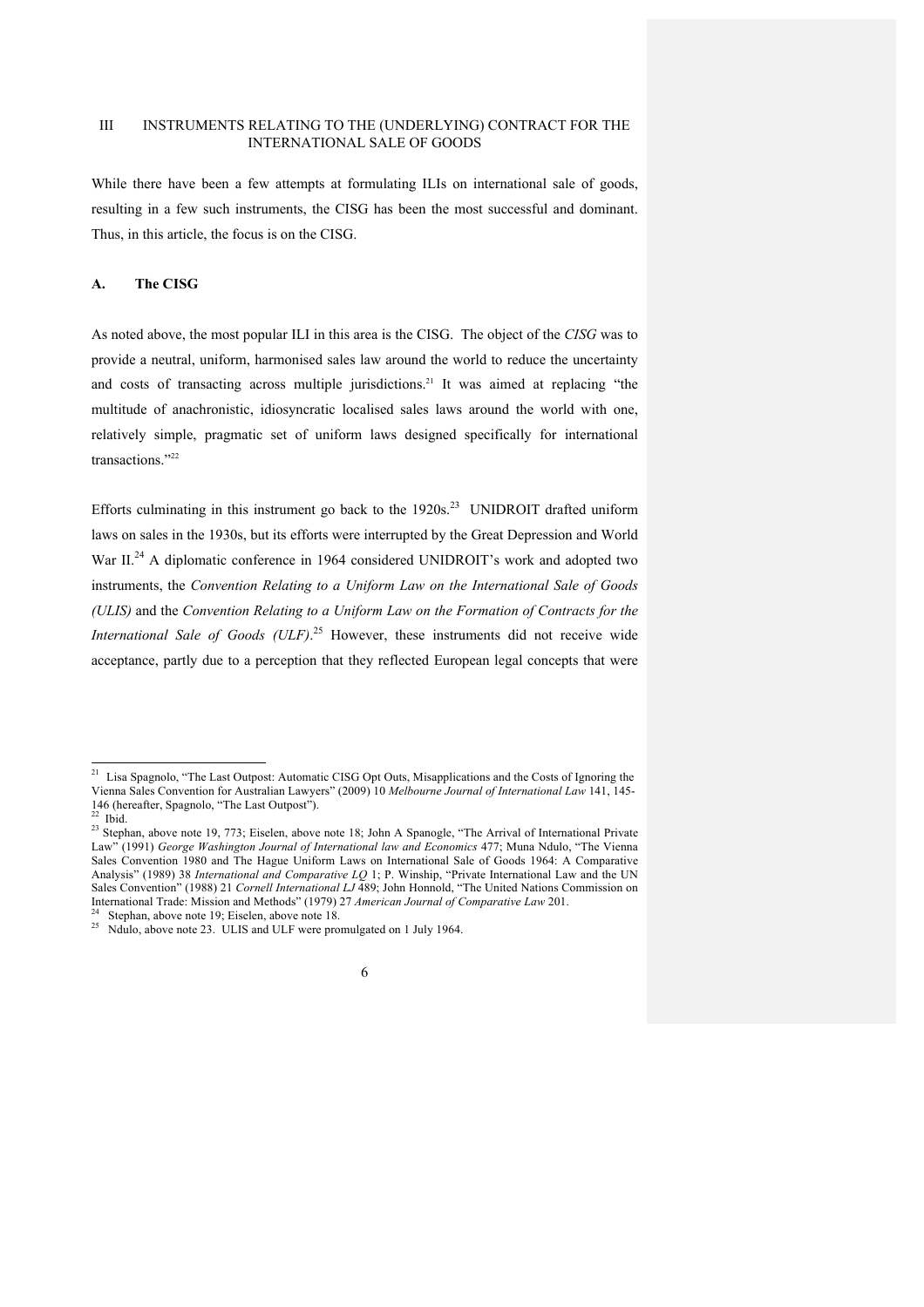## III INSTRUMENTS RELATING TO THE (UNDERLYING) CONTRACT FOR THE INTERNATIONAL SALE OF GOODS

While there have been a few attempts at formulating ILIs on international sale of goods, resulting in a few such instruments, the CISG has been the most successful and dominant. Thus, in this article, the focus is on the CISG.

### A. The CISG

As noted above, the most popular ILI in this area is the CISG. The object of the *CISG* was to provide a neutral, uniform, harmonised sales law around the world to reduce the uncertainty and costs of transacting across multiple jurisdictions.[21] It was aimed at replacing "the multitude of anachronistic, idiosyncratic localised sales laws around the world with one, relatively simple, pragmatic set of uniform laws designed specifically for international transactions."[22]

Efforts culminating in this instrument go back to the 1920s.[23] UNIDROIT drafted uniform laws on sales in the 1930s, but its efforts were interrupted by the Great Depression and World War II.[24] A diplomatic conference in 1964 considered UNIDROIT's work and adopted two instruments, the *Convention Relating to a Uniform Law on the International Sale of Goods (ULIS)* and the *Convention Relating to a Uniform Law on the Formation of Contracts for the International Sale of Goods (ULF)*.[25] However, these instruments did not receive wide acceptance, partly due to a perception that they reflected European legal concepts that were

---

[21] Lisa Spagnolo, "The Last Outpost: Automatic CISG Opt Outs, Misapplications and the Costs of Ignoring the Vienna Sales Convention for Australian Lawyers" (2009) 10 *Melbourne Journal of International Law* 141, 145-146 (hereafter, Spagnolo, "The Last Outpost").

[22] Ibid.

[23] Stephan, above note 19, 773; Eiselen, above note 18; John A Spanogle, "The Arrival of International Private Law" (1991) *George Washington Journal of International law and Economics* 477; Muna Ndulo, "The Vienna Sales Convention 1980 and The Hague Uniform Laws on International Sale of Goods 1964: A Comparative Analysis" (1989) 38 *International and Comparative LQ* 1; P. Winship, "Private International Law and the UN Sales Convention" (1988) 21 *Cornell International LJ* 489; John Honnold, "The United Nations Commission on International Trade: Mission and Methods" (1979) 27 *American Journal of Comparative Law* 201.

[24] Stephan, above note 19; Eiselen, above note 18.

[25] Ndulo, above note 23. ULIS and ULF were promulgated on 1 July 1964.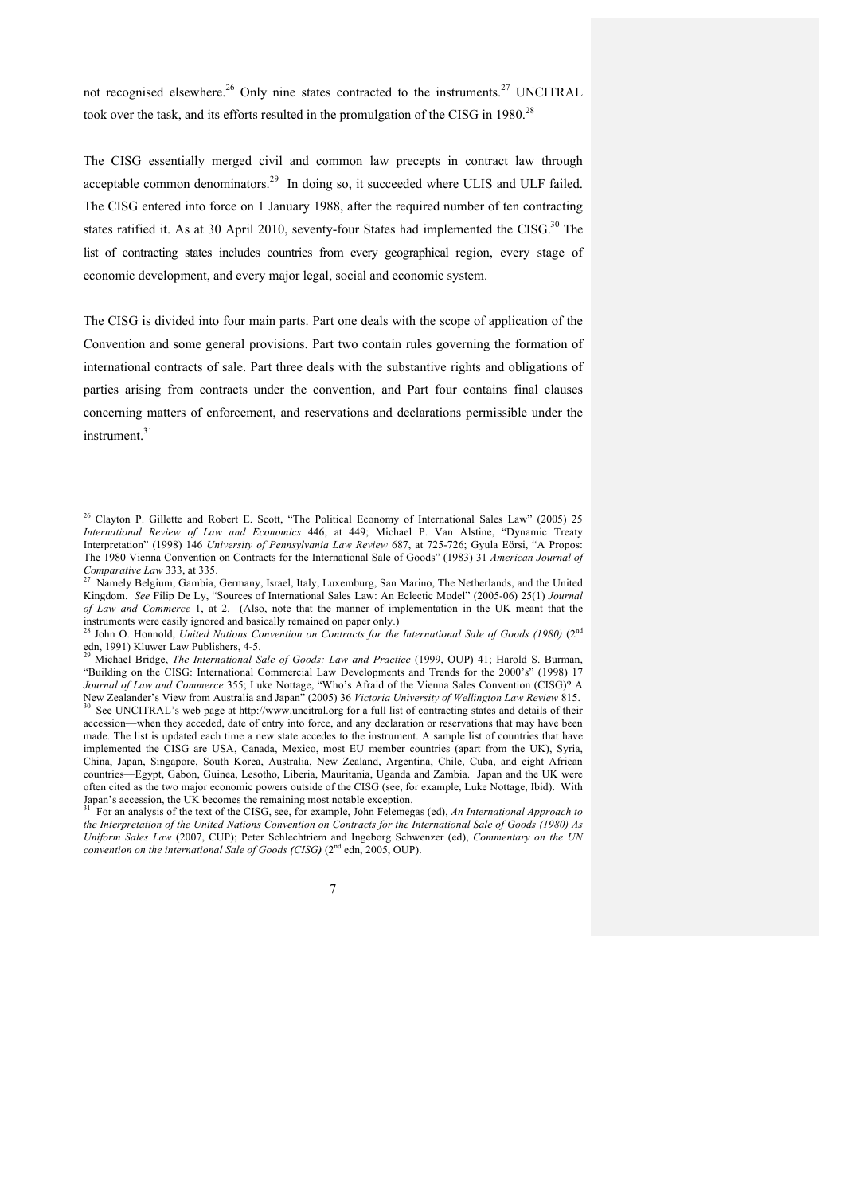not recognised elsewhere.[26] Only nine states contracted to the instruments.[27] UNCITRAL took over the task, and its efforts resulted in the promulgation of the CISG in 1980.[28]

The CISG essentially merged civil and common law precepts in contract law through acceptable common denominators.[29] In doing so, it succeeded where ULIS and ULF failed. The CISG entered into force on 1 January 1988, after the required number of ten contracting states ratified it. As at 30 April 2010, seventy-four States had implemented the CISG.[30] The list of contracting states includes countries from every geographical region, every stage of economic development, and every major legal, social and economic system.

The CISG is divided into four main parts. Part one deals with the scope of application of the Convention and some general provisions. Part two contain rules governing the formation of international contracts of sale. Part three deals with the substantive rights and obligations of parties arising from contracts under the convention, and Part four contains final clauses concerning matters of enforcement, and reservations and declarations permissible under the instrument.[31]

---

[26] Clayton P. Gillette and Robert E. Scott, "The Political Economy of International Sales Law" (2005) 25 *International Review of Law and Economics* 446, at 449; Michael P. Van Alstine, "Dynamic Treaty Interpretation" (1998) 146 *University of Pennsylvania Law Review* 687, at 725-726; Gyula Eörsi, "A Propos: The 1980 Vienna Convention on Contracts for the International Sale of Goods" (1983) 31 *American Journal of Comparative Law* 333, at 335.

[27] Namely Belgium, Gambia, Germany, Israel, Italy, Luxemburg, San Marino, The Netherlands, and the United Kingdom. *See* Filip De Ly, "Sources of International Sales Law: An Eclectic Model" (2005-06) 25(1) *Journal of Law and Commerce* 1, at 2. (Also, note that the manner of implementation in the UK meant that the instruments were easily ignored and basically remained on paper only.)

[28] John O. Honnold, *United Nations Convention on Contracts for the International Sale of Goods (1980)* (2nd edn, 1991) Kluwer Law Publishers, 4-5.

[29] Michael Bridge, *The International Sale of Goods: Law and Practice* (1999, OUP) 41; Harold S. Burman, "Building on the CISG: International Commercial Law Developments and Trends for the 2000's" (1998) 17 *Journal of Law and Commerce* 355; Luke Nottage, "Who's Afraid of the Vienna Sales Convention (CISG)? A New Zealander's View from Australia and Japan" (2005) 36 *Victoria University of Wellington Law Review* 815.

[30] See UNCITRAL's web page at http://www.uncitral.org for a full list of contracting states and details of their accession—when they acceded, date of entry into force, and any declaration or reservations that may have been made. The list is updated each time a new state accedes to the instrument. A sample list of countries that have implemented the CISG are USA, Canada, Mexico, most EU member countries (apart from the UK), Syria, China, Japan, Singapore, South Korea, Australia, New Zealand, Argentina, Chile, Cuba, and eight African countries—Egypt, Gabon, Guinea, Lesotho, Liberia, Mauritania, Uganda and Zambia. Japan and the UK were often cited as the two major economic powers outside of the CISG (see, for example, Luke Nottage, Ibid). With Japan's accession, the UK becomes the remaining most notable exception.

[31] For an analysis of the text of the CISG, see, for example, John Felemegas (ed), *An International Approach to the Interpretation of the United Nations Convention on Contracts for the International Sale of Goods (1980) As Uniform Sales Law* (2007, CUP); Peter Schlechtriem and Ingeborg Schwenzer (ed), *Commentary on the UN convention on the international Sale of Goods (CISG)* (2nd edn, 2005, OUP).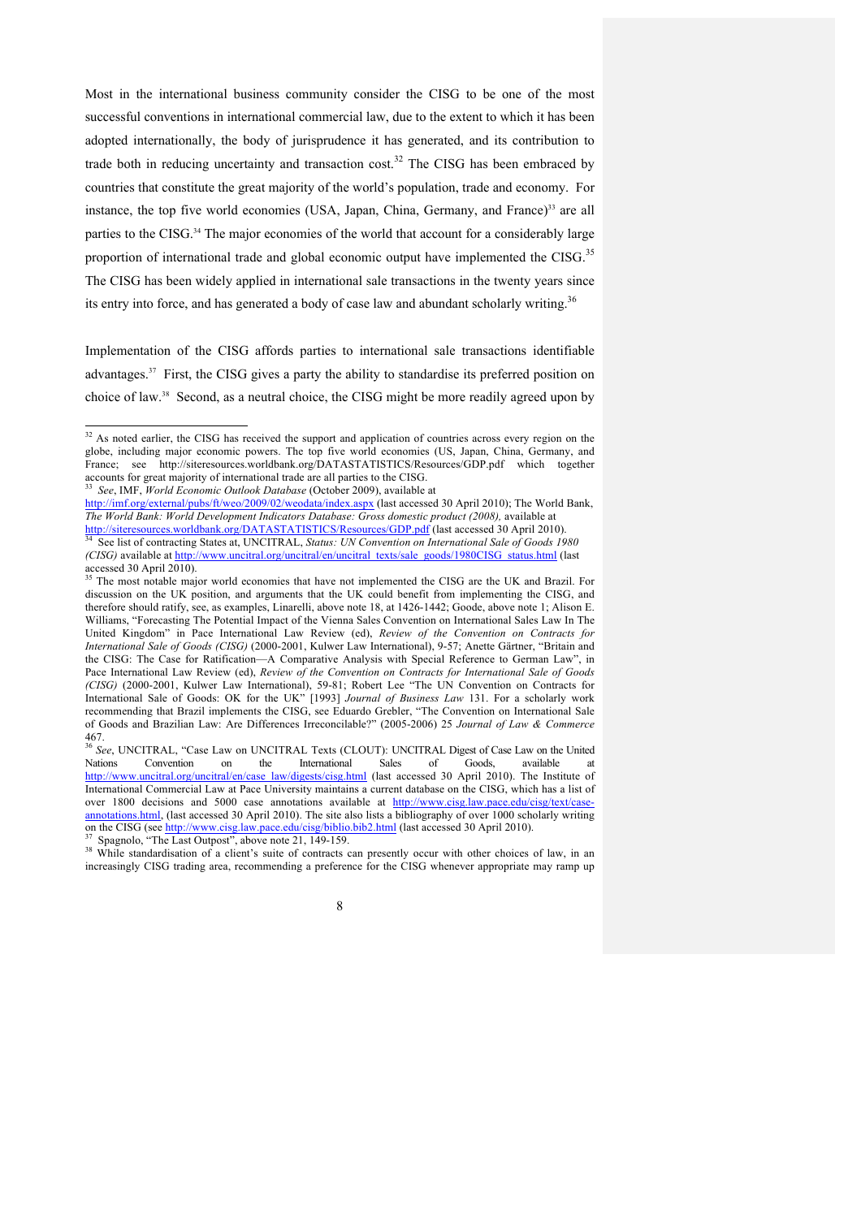Most in the international business community consider the CISG to be one of the most successful conventions in international commercial law, due to the extent to which it has been adopted internationally, the body of jurisprudence it has generated, and its contribution to trade both in reducing uncertainty and transaction cost.[32] The CISG has been embraced by countries that constitute the great majority of the world's population, trade and economy. For instance, the top five world economies (USA, Japan, China, Germany, and France)[33] are all parties to the CISG.[34] The major economies of the world that account for a considerably large proportion of international trade and global economic output have implemented the CISG.[35] The CISG has been widely applied in international sale transactions in the twenty years since its entry into force, and has generated a body of case law and abundant scholarly writing.[36]

Implementation of the CISG affords parties to international sale transactions identifiable advantages.[37] First, the CISG gives a party the ability to standardise its preferred position on choice of law.[38] Second, as a neutral choice, the CISG might be more readily agreed upon by

---

[32] As noted earlier, the CISG has received the support and application of countries across every region on the globe, including major economic powers. The top five world economies (US, Japan, China, Germany, and France; see http://siteresources.worldbank.org/DATASTATISTICS/Resources/GDP.pdf which together accounts for great majority of international trade are all parties to the CISG.

[33] *See*, IMF, *World Economic Outlook Database* (October 2009), available at http://imf.org/external/pubs/ft/weo/2009/02/weodata/index.aspx (last accessed 30 April 2010); The World Bank, *The World Bank: World Development Indicators Database: Gross domestic product (2008),* available at http://siteresources.worldbank.org/DATASTATISTICS/Resources/GDP.pdf (last accessed 30 April 2010).

[34] See list of contracting States at, UNCITRAL, *Status: UN Convention on International Sale of Goods 1980 (CISG)* available at http://www.uncitral.org/uncitral/en/uncitral_texts/sale_goods/1980CISG_status.html (last accessed 30 April 2010).

[35] The most notable major world economies that have not implemented the CISG are the UK and Brazil. For discussion on the UK position, and arguments that the UK could benefit from implementing the CISG, and therefore should ratify, see, as examples, Linarelli, above note 18, at 1426-1442; Goode, above note 1; Alison E. Williams, "Forecasting The Potential Impact of the Vienna Sales Convention on International Sales Law In The United Kingdom" in Pace International Law Review (ed), *Review of the Convention on Contracts for International Sale of Goods (CISG)* (2000-2001, Kulwer Law International), 9-57; Anette Gärtner, "Britain and the CISG: The Case for Ratification—A Comparative Analysis with Special Reference to German Law", in Pace International Law Review (ed), *Review of the Convention on Contracts for International Sale of Goods (CISG)* (2000-2001, Kulwer Law International), 59-81; Robert Lee "The UN Convention on Contracts for International Sale of Goods: OK for the UK" [1993] *Journal of Business Law* 131. For a scholarly work recommending that Brazil implements the CISG, see Eduardo Grebler, "The Convention on International Sale of Goods and Brazilian Law: Are Differences Irreconcilable?" (2005-2006) 25 *Journal of Law & Commerce* 467.

[36] *See*, UNCITRAL, "Case Law on UNCITRAL Texts (CLOUT): UNCITRAL Digest of Case Law on the United Nations Convention on the International Sales of Goods, available at http://www.uncitral.org/uncitral/en/case_law/digests/cisg.html (last accessed 30 April 2010). The Institute of International Commercial Law at Pace University maintains a current database on the CISG, which has a list of over 1800 decisions and 5000 case annotations available at http://www.cisg.law.pace.edu/cisg/text/case-annotations.html, (last accessed 30 April 2010). The site also lists a bibliography of over 1000 scholarly writing on the CISG (see http://www.cisg.law.pace.edu/cisg/biblio.bib2.html (last accessed 30 April 2010).

[37] Spagnolo, "The Last Outpost", above note 21, 149-159.

[38] While standardisation of a client's suite of contracts can presently occur with other choices of law, in an increasingly CISG trading area, recommending a preference for the CISG whenever appropriate may ramp up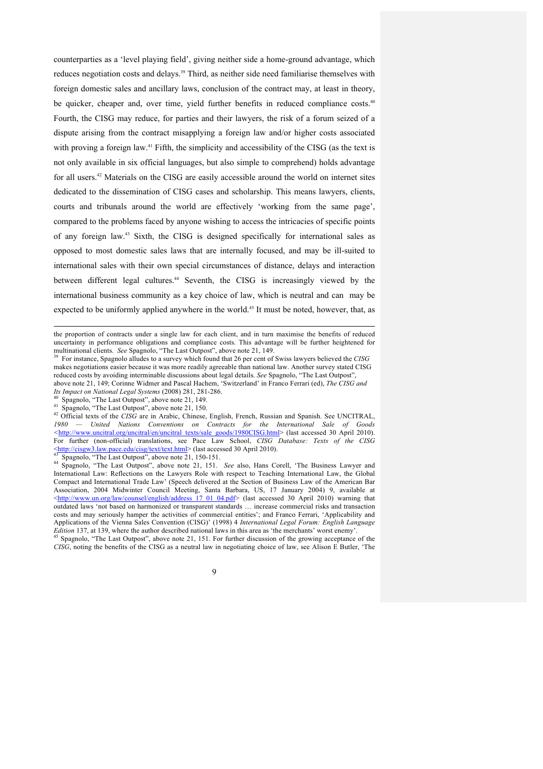counterparties as a 'level playing field', giving neither side a home-ground advantage, which reduces negotiation costs and delays.[39] Third, as neither side need familiarise themselves with foreign domestic sales and ancillary laws, conclusion of the contract may, at least in theory, be quicker, cheaper and, over time, yield further benefits in reduced compliance costs.[40] Fourth, the CISG may reduce, for parties and their lawyers, the risk of a forum seized of a dispute arising from the contract misapplying a foreign law and/or higher costs associated with proving a foreign law.[41] Fifth, the simplicity and accessibility of the CISG (as the text is not only available in six official languages, but also simple to comprehend) holds advantage for all users.[42] Materials on the CISG are easily accessible around the world on internet sites dedicated to the dissemination of CISG cases and scholarship. This means lawyers, clients, courts and tribunals around the world are effectively 'working from the same page', compared to the problems faced by anyone wishing to access the intricacies of specific points of any foreign law.[43] Sixth, the CISG is designed specifically for international sales as opposed to most domestic sales laws that are internally focused, and may be ill-suited to international sales with their own special circumstances of distance, delays and interaction between different legal cultures.[44] Seventh, the CISG is increasingly viewed by the international business community as a key choice of law, which is neutral and can may be expected to be uniformly applied anywhere in the world.[45] It must be noted, however, that, as

---

the proportion of contracts under a single law for each client, and in turn maximise the benefits of reduced uncertainty in performance obligations and compliance costs. This advantage will be further heightened for multinational clients. *See* Spagnolo, "The Last Outpost", above note 21, 149.

[39] For instance, Spagnolo alludes to a survey which found that 26 per cent of Swiss lawyers believed the *CISG* makes negotiations easier because it was more readily agreeable than national law. Another survey stated CISG reduced costs by avoiding interminable discussions about legal details. *See* Spagnolo, "The Last Outpost", above note 21, 149; Corinne Widmer and Pascal Hachem, 'Switzerland' in Franco Ferrari (ed), *The CISG and Its Impact on National Legal Systems* (2008) 281, 281-286.

[40] Spagnolo, "The Last Outpost", above note 21, 149.

[41] Spagnolo, "The Last Outpost", above note 21, 150.

[42] Official texts of the *CISG* are in Arabic, Chinese, English, French, Russian and Spanish. See UNCITRAL, *1980 — United Nations Conventions on Contracts for the International Sale of Goods* <http://www.uncitral.org/uncitral/en/uncitral_texts/sale_goods/1980CISG.html> (last accessed 30 April 2010). For further (non-official) translations, see Pace Law School, *CISG Database: Texts of the CISG* <http://cisgw3.law.pace.edu/cisg/text/text.html> (last accessed 30 April 2010).

[43] Spagnolo, "The Last Outpost", above note 21, 150-151.

[44] Spagnolo, "The Last Outpost", above note 21, 151. *See* also, Hans Corell, 'The Business Lawyer and International Law: Reflections on the Lawyers Role with respect to Teaching International Law, the Global Compact and International Trade Law' (Speech delivered at the Section of Business Law of the American Bar Association, 2004 Midwinter Council Meeting, Santa Barbara, US, 17 January 2004) 9, available at <http://www.un.org/law/counsel/english/address_17_01_04.pdf> (last accessed 30 April 2010) warning that outdated laws 'not based on harmonized or transparent standards … increase commercial risks and transaction costs and may seriously hamper the activities of commercial entities'; and Franco Ferrari, 'Applicability and Applications of the Vienna Sales Convention (CISG)' (1998) 4 *International Legal Forum: English Language Edition* 137, at 139, where the author described national laws in this area as 'the merchants' worst enemy'.

[45] Spagnolo, "The Last Outpost", above note 21, 151. For further discussion of the growing acceptance of the *CISG*, noting the benefits of the CISG as a neutral law in negotiating choice of law, see Alison E Butler, 'The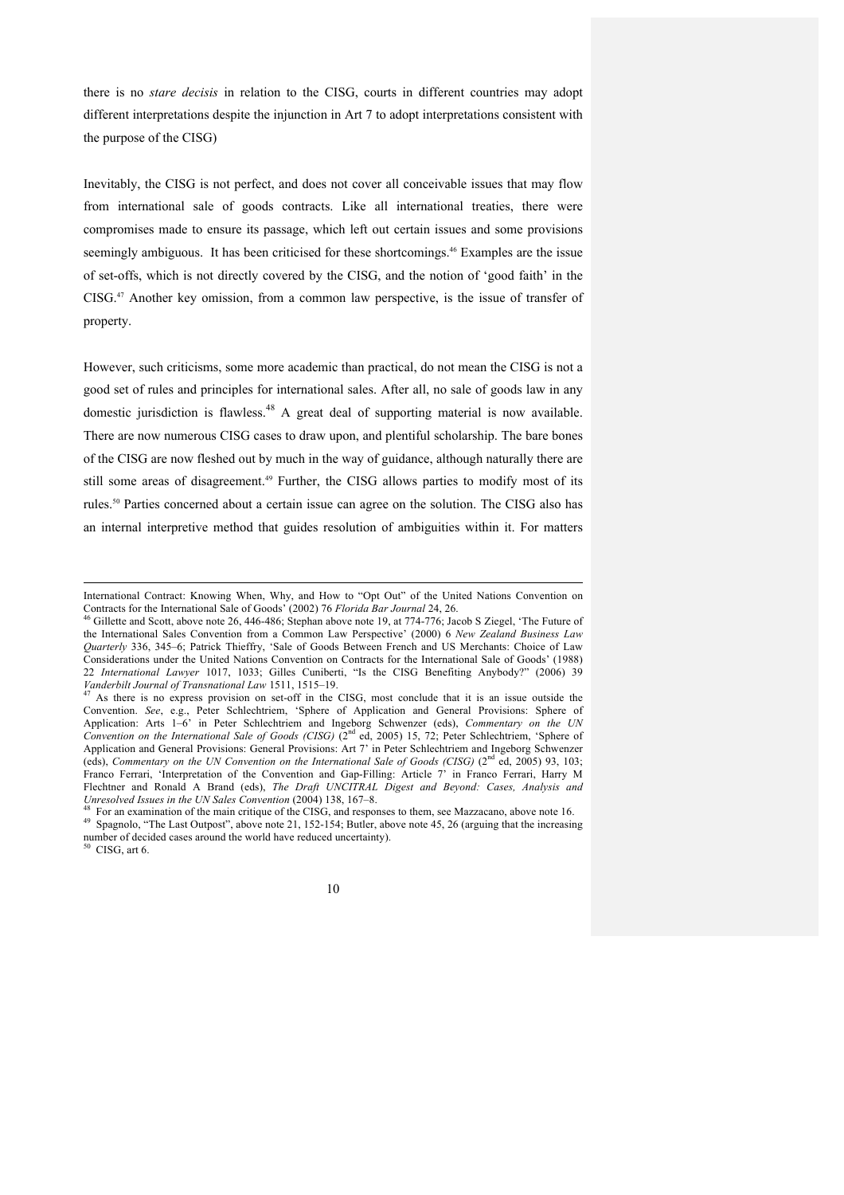there is no *stare decisis* in relation to the CISG, courts in different countries may adopt different interpretations despite the injunction in Art 7 to adopt interpretations consistent with the purpose of the CISG)

Inevitably, the CISG is not perfect, and does not cover all conceivable issues that may flow from international sale of goods contracts. Like all international treaties, there were compromises made to ensure its passage, which left out certain issues and some provisions seemingly ambiguous. It has been criticised for these shortcomings.[46] Examples are the issue of set-offs, which is not directly covered by the CISG, and the notion of 'good faith' in the CISG.[47] Another key omission, from a common law perspective, is the issue of transfer of property.

However, such criticisms, some more academic than practical, do not mean the CISG is not a good set of rules and principles for international sales. After all, no sale of goods law in any domestic jurisdiction is flawless.[48] A great deal of supporting material is now available. There are now numerous CISG cases to draw upon, and plentiful scholarship. The bare bones of the CISG are now fleshed out by much in the way of guidance, although naturally there are still some areas of disagreement.[49] Further, the CISG allows parties to modify most of its rules.[50] Parties concerned about a certain issue can agree on the solution. The CISG also has an internal interpretive method that guides resolution of ambiguities within it. For matters

---

International Contract: Knowing When, Why, and How to "Opt Out" of the United Nations Convention on Contracts for the International Sale of Goods' (2002) 76 *Florida Bar Journal* 24, 26.

[46] Gillette and Scott, above note 26, 446-486; Stephan above note 19, at 774-776; Jacob S Ziegel, 'The Future of the International Sales Convention from a Common Law Perspective' (2000) 6 *New Zealand Business Law Quarterly* 336, 345–6; Patrick Thieffry, 'Sale of Goods Between French and US Merchants: Choice of Law Considerations under the United Nations Convention on Contracts for the International Sale of Goods' (1988) 22 *International Lawyer* 1017, 1033; Gilles Cuniberti, "Is the CISG Benefiting Anybody?" (2006) 39 *Vanderbilt Journal of Transnational Law* 1511, 1515–19.

[47] As there is no express provision on set-off in the CISG, most conclude that it is an issue outside the Convention. *See*, e.g., Peter Schlechtriem, 'Sphere of Application and General Provisions: Sphere of Application: Arts 1–6' in Peter Schlechtriem and Ingeborg Schwenzer (eds), *Commentary on the UN Convention on the International Sale of Goods (CISG)* (2nd ed, 2005) 15, 72; Peter Schlechtriem, 'Sphere of Application and General Provisions: General Provisions: Art 7' in Peter Schlechtriem and Ingeborg Schwenzer (eds), *Commentary on the UN Convention on the International Sale of Goods (CISG)* (2nd ed, 2005) 93, 103; Franco Ferrari, 'Interpretation of the Convention and Gap-Filling: Article 7' in Franco Ferrari, Harry M Flechtner and Ronald A Brand (eds), *The Draft UNCITRAL Digest and Beyond: Cases, Analysis and Unresolved Issues in the UN Sales Convention* (2004) 138, 167–8.

[48] For an examination of the main critique of the CISG, and responses to them, see Mazzacano, above note 16.

[49] Spagnolo, "The Last Outpost", above note 21, 152-154; Butler, above note 45, 26 (arguing that the increasing number of decided cases around the world have reduced uncertainty).

[50] CISG, art 6.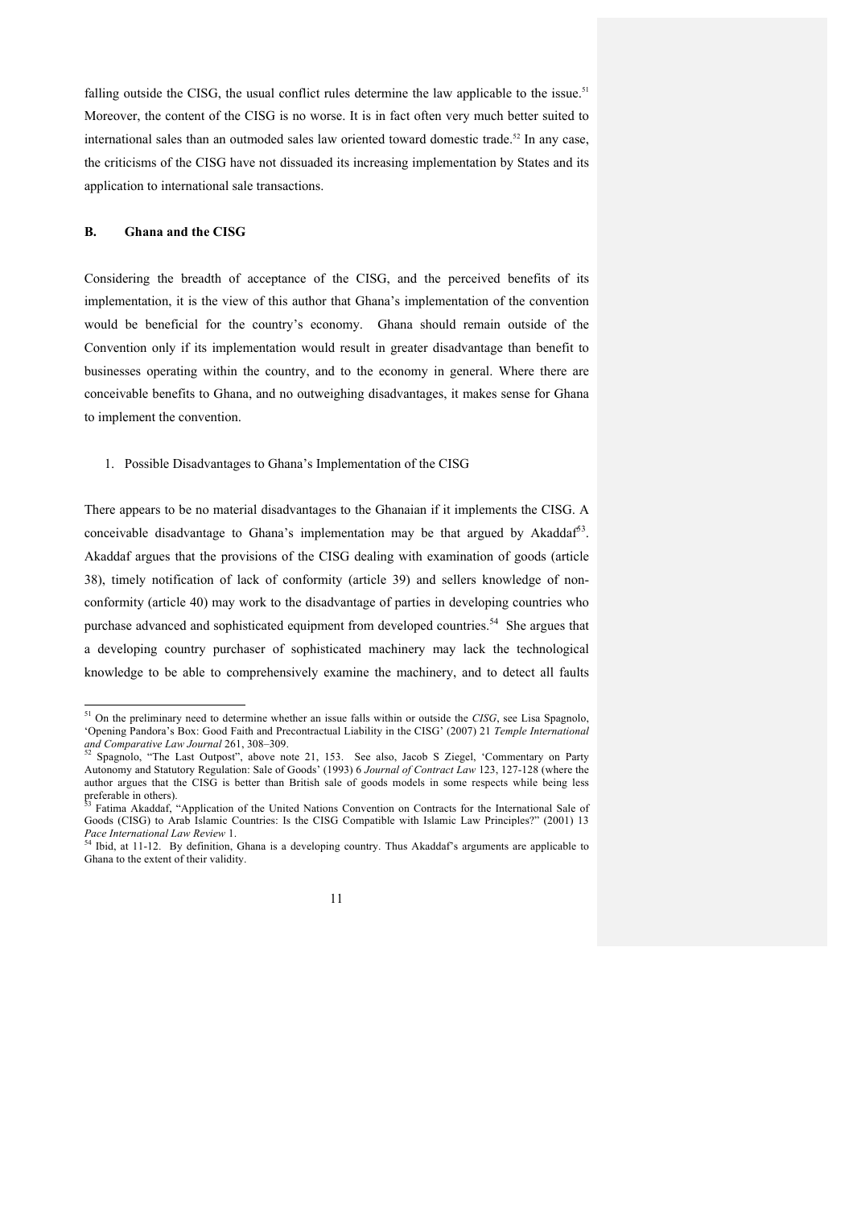falling outside the CISG, the usual conflict rules determine the law applicable to the issue.[51] Moreover, the content of the CISG is no worse. It is in fact often very much better suited to international sales than an outmoded sales law oriented toward domestic trade.[52] In any case, the criticisms of the CISG have not dissuaded its increasing implementation by States and its application to international sale transactions.

### B. Ghana and the CISG

Considering the breadth of acceptance of the CISG, and the perceived benefits of its implementation, it is the view of this author that Ghana's implementation of the convention would be beneficial for the country's economy. Ghana should remain outside of the Convention only if its implementation would result in greater disadvantage than benefit to businesses operating within the country, and to the economy in general. Where there are conceivable benefits to Ghana, and no outweighing disadvantages, it makes sense for Ghana to implement the convention.

1. Possible Disadvantages to Ghana's Implementation of the CISG

There appears to be no material disadvantages to the Ghanaian if it implements the CISG. A conceivable disadvantage to Ghana's implementation may be that argued by Akaddaf[53]. Akaddaf argues that the provisions of the CISG dealing with examination of goods (article 38), timely notification of lack of conformity (article 39) and sellers knowledge of non-conformity (article 40) may work to the disadvantage of parties in developing countries who purchase advanced and sophisticated equipment from developed countries.[54] She argues that a developing country purchaser of sophisticated machinery may lack the technological knowledge to be able to comprehensively examine the machinery, and to detect all faults

---

[51] On the preliminary need to determine whether an issue falls within or outside the *CISG*, see Lisa Spagnolo, 'Opening Pandora's Box: Good Faith and Precontractual Liability in the CISG' (2007) 21 *Temple International and Comparative Law Journal* 261, 308–309.

[52] Spagnolo, "The Last Outpost", above note 21, 153. See also, Jacob S Ziegel, 'Commentary on Party Autonomy and Statutory Regulation: Sale of Goods' (1993) 6 *Journal of Contract Law* 123, 127-128 (where the author argues that the CISG is better than British sale of goods models in some respects while being less preferable in others).

[53] Fatima Akaddaf, "Application of the United Nations Convention on Contracts for the International Sale of Goods (CISG) to Arab Islamic Countries: Is the CISG Compatible with Islamic Law Principles?" (2001) 13 *Pace International Law Review* 1.

[54] Ibid, at 11-12. By definition, Ghana is a developing country. Thus Akaddaf's arguments are applicable to Ghana to the extent of their validity.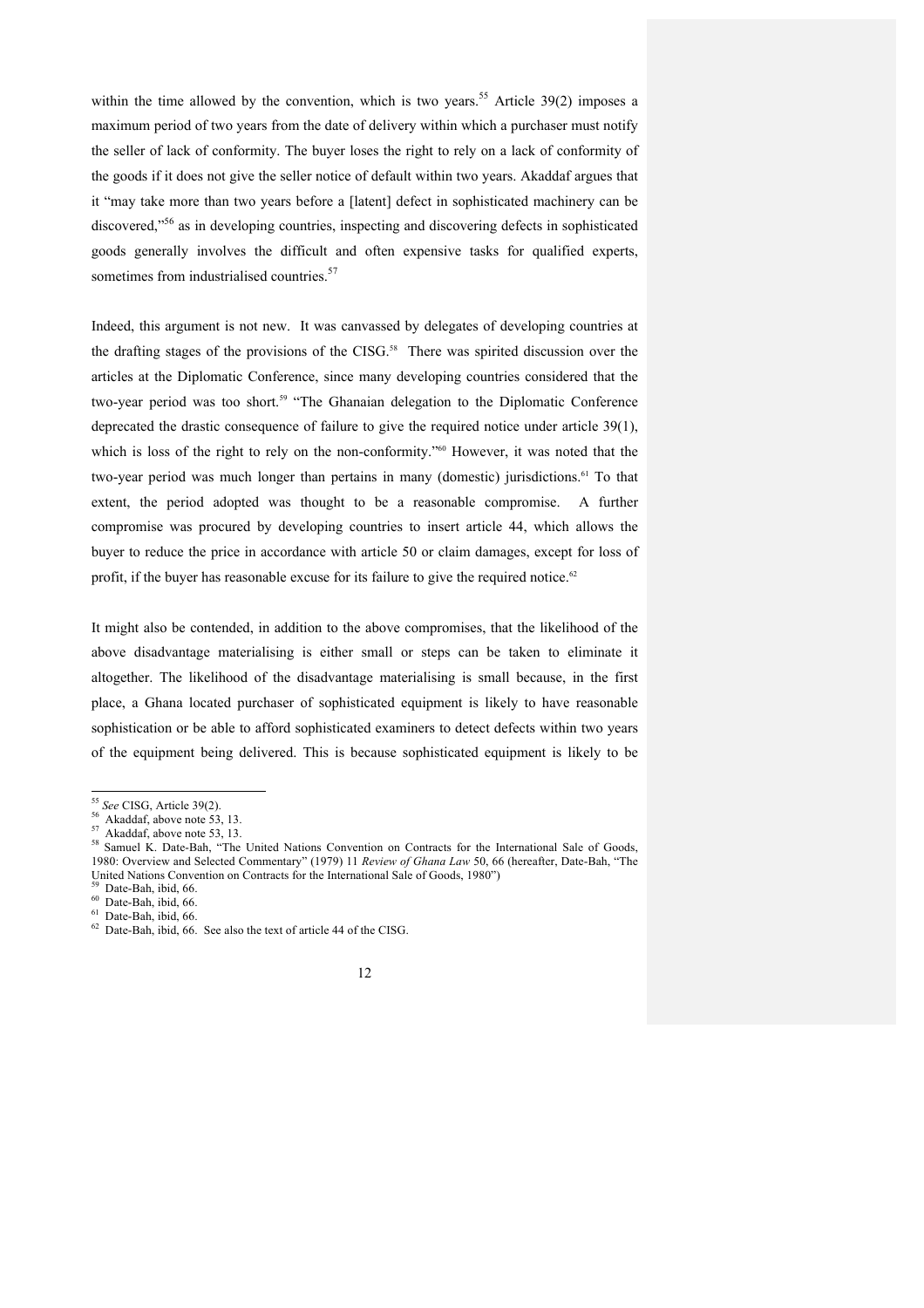within the time allowed by the convention, which is two years.[55] Article 39(2) imposes a maximum period of two years from the date of delivery within which a purchaser must notify the seller of lack of conformity. The buyer loses the right to rely on a lack of conformity of the goods if it does not give the seller notice of default within two years. Akaddaf argues that it "may take more than two years before a [latent] defect in sophisticated machinery can be discovered,"[56] as in developing countries, inspecting and discovering defects in sophisticated goods generally involves the difficult and often expensive tasks for qualified experts, sometimes from industrialised countries.[57]

Indeed, this argument is not new. It was canvassed by delegates of developing countries at the drafting stages of the provisions of the CISG.[58] There was spirited discussion over the articles at the Diplomatic Conference, since many developing countries considered that the two-year period was too short.[59] "The Ghanaian delegation to the Diplomatic Conference deprecated the drastic consequence of failure to give the required notice under article 39(1), which is loss of the right to rely on the non-conformity."[60] However, it was noted that the two-year period was much longer than pertains in many (domestic) jurisdictions.[61] To that extent, the period adopted was thought to be a reasonable compromise. A further compromise was procured by developing countries to insert article 44, which allows the buyer to reduce the price in accordance with article 50 or claim damages, except for loss of profit, if the buyer has reasonable excuse for its failure to give the required notice.[62]

It might also be contended, in addition to the above compromises, that the likelihood of the above disadvantage materialising is either small or steps can be taken to eliminate it altogether. The likelihood of the disadvantage materialising is small because, in the first place, a Ghana located purchaser of sophisticated equipment is likely to have reasonable sophistication or be able to afford sophisticated examiners to detect defects within two years of the equipment being delivered. This is because sophisticated equipment is likely to be

---

[55] *See* CISG, Article 39(2).

[56] Akaddaf, above note 53, 13.

[57] Akaddaf, above note 53, 13.

[58] Samuel K. Date-Bah, "The United Nations Convention on Contracts for the International Sale of Goods, 1980: Overview and Selected Commentary" (1979) 11 *Review of Ghana Law* 50, 66 (hereafter, Date-Bah, "The United Nations Convention on Contracts for the International Sale of Goods, 1980")

[59] Date-Bah, ibid, 66.

[60] Date-Bah, ibid, 66.

[61] Date-Bah, ibid, 66.

[62] Date-Bah, ibid, 66. See also the text of article 44 of the CISG.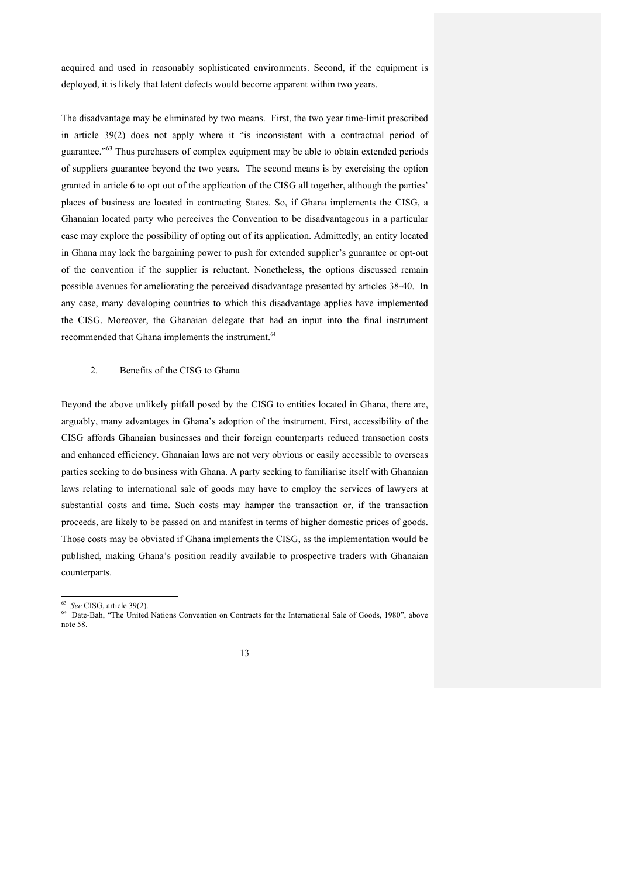acquired and used in reasonably sophisticated environments. Second, if the equipment is deployed, it is likely that latent defects would become apparent within two years.

The disadvantage may be eliminated by two means. First, the two year time-limit prescribed in article 39(2) does not apply where it "is inconsistent with a contractual period of guarantee."[63] Thus purchasers of complex equipment may be able to obtain extended periods of suppliers guarantee beyond the two years. The second means is by exercising the option granted in article 6 to opt out of the application of the CISG all together, although the parties' places of business are located in contracting States. So, if Ghana implements the CISG, a Ghanaian located party who perceives the Convention to be disadvantageous in a particular case may explore the possibility of opting out of its application. Admittedly, an entity located in Ghana may lack the bargaining power to push for extended supplier's guarantee or opt-out of the convention if the supplier is reluctant. Nonetheless, the options discussed remain possible avenues for ameliorating the perceived disadvantage presented by articles 38-40. In any case, many developing countries to which this disadvantage applies have implemented the CISG. Moreover, the Ghanaian delegate that had an input into the final instrument recommended that Ghana implements the instrument.[64]

### 2. Benefits of the CISG to Ghana

Beyond the above unlikely pitfall posed by the CISG to entities located in Ghana, there are, arguably, many advantages in Ghana's adoption of the instrument. First, accessibility of the CISG affords Ghanaian businesses and their foreign counterparts reduced transaction costs and enhanced efficiency. Ghanaian laws are not very obvious or easily accessible to overseas parties seeking to do business with Ghana. A party seeking to familiarise itself with Ghanaian laws relating to international sale of goods may have to employ the services of lawyers at substantial costs and time. Such costs may hamper the transaction or, if the transaction proceeds, are likely to be passed on and manifest in terms of higher domestic prices of goods. Those costs may be obviated if Ghana implements the CISG, as the implementation would be published, making Ghana's position readily available to prospective traders with Ghanaian counterparts.

---

[63] *See* CISG, article 39(2).

[64] Date-Bah, "The United Nations Convention on Contracts for the International Sale of Goods, 1980", above note 58.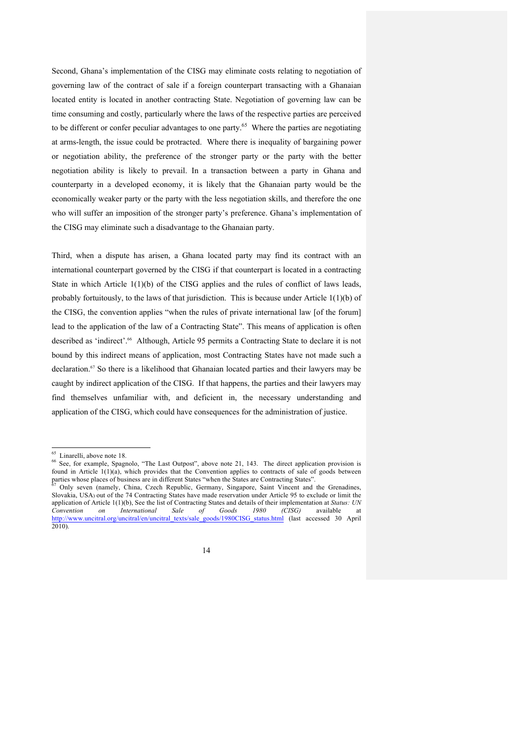Second, Ghana's implementation of the CISG may eliminate costs relating to negotiation of governing law of the contract of sale if a foreign counterpart transacting with a Ghanaian located entity is located in another contracting State. Negotiation of governing law can be time consuming and costly, particularly where the laws of the respective parties are perceived to be different or confer peculiar advantages to one party.[65] Where the parties are negotiating at arms-length, the issue could be protracted. Where there is inequality of bargaining power or negotiation ability, the preference of the stronger party or the party with the better negotiation ability is likely to prevail. In a transaction between a party in Ghana and counterparty in a developed economy, it is likely that the Ghanaian party would be the economically weaker party or the party with the less negotiation skills, and therefore the one who will suffer an imposition of the stronger party's preference. Ghana's implementation of the CISG may eliminate such a disadvantage to the Ghanaian party.

Third, when a dispute has arisen, a Ghana located party may find its contract with an international counterpart governed by the CISG if that counterpart is located in a contracting State in which Article 1(1)(b) of the CISG applies and the rules of conflict of laws leads, probably fortuitously, to the laws of that jurisdiction. This is because under Article 1(1)(b) of the CISG, the convention applies "when the rules of private international law [of the forum] lead to the application of the law of a Contracting State". This means of application is often described as 'indirect'.[66] Although, Article 95 permits a Contracting State to declare it is not bound by this indirect means of application, most Contracting States have not made such a declaration.[67] So there is a likelihood that Ghanaian located parties and their lawyers may be caught by indirect application of the CISG. If that happens, the parties and their lawyers may find themselves unfamiliar with, and deficient in, the necessary understanding and application of the CISG, which could have consequences for the administration of justice.

---

[65] Linarelli, above note 18.

[66] See, for example, Spagnolo, "The Last Outpost", above note 21, 143. The direct application provision is found in Article 1(1)(a), which provides that the Convention applies to contracts of sale of goods between parties whose places of business are in different States "when the States are Contracting States".

[67] Only seven (namely, China, Czech Republic, Germany, Singapore, Saint Vincent and the Grenadines, Slovakia, USA) out of the 74 Contracting States have made reservation under Article 95 to exclude or limit the application of Article 1(1)(b), See the list of Contracting States and details of their implementation at *Status: UN Convention on International Sale of Goods 1980 (CISG)* available at http://www.uncitral.org/uncitral/en/uncitral_texts/sale_goods/1980CISG_status.html (last accessed 30 April 2010).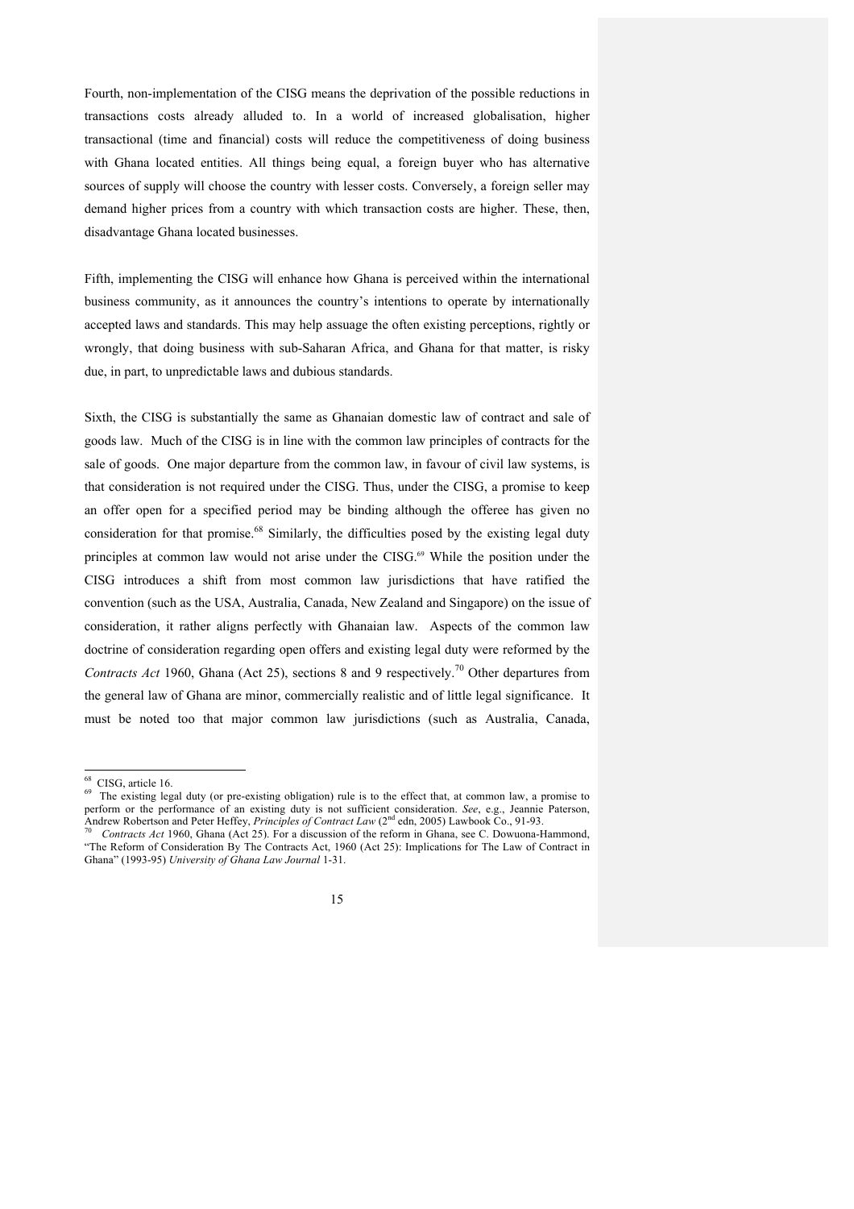Fourth, non-implementation of the CISG means the deprivation of the possible reductions in transactions costs already alluded to. In a world of increased globalisation, higher transactional (time and financial) costs will reduce the competitiveness of doing business with Ghana located entities. All things being equal, a foreign buyer who has alternative sources of supply will choose the country with lesser costs. Conversely, a foreign seller may demand higher prices from a country with which transaction costs are higher. These, then, disadvantage Ghana located businesses.

Fifth, implementing the CISG will enhance how Ghana is perceived within the international business community, as it announces the country's intentions to operate by internationally accepted laws and standards. This may help assuage the often existing perceptions, rightly or wrongly, that doing business with sub-Saharan Africa, and Ghana for that matter, is risky due, in part, to unpredictable laws and dubious standards.

Sixth, the CISG is substantially the same as Ghanaian domestic law of contract and sale of goods law. Much of the CISG is in line with the common law principles of contracts for the sale of goods. One major departure from the common law, in favour of civil law systems, is that consideration is not required under the CISG. Thus, under the CISG, a promise to keep an offer open for a specified period may be binding although the offeree has given no consideration for that promise.[68] Similarly, the difficulties posed by the existing legal duty principles at common law would not arise under the CISG.[69] While the position under the CISG introduces a shift from most common law jurisdictions that have ratified the convention (such as the USA, Australia, Canada, New Zealand and Singapore) on the issue of consideration, it rather aligns perfectly with Ghanaian law. Aspects of the common law doctrine of consideration regarding open offers and existing legal duty were reformed by the *Contracts Act* 1960, Ghana (Act 25), sections 8 and 9 respectively.[70] Other departures from the general law of Ghana are minor, commercially realistic and of little legal significance. It must be noted too that major common law jurisdictions (such as Australia, Canada,

---

[68] CISG, article 16.

[69] The existing legal duty (or pre-existing obligation) rule is to the effect that, at common law, a promise to perform or the performance of an existing duty is not sufficient consideration. *See*, e.g., Jeannie Paterson, Andrew Robertson and Peter Heffey, *Principles of Contract Law* (2nd edn, 2005) Lawbook Co., 91-93.

[70] *Contracts Act* 1960, Ghana (Act 25). For a discussion of the reform in Ghana, see C. Dowuona-Hammond, "The Reform of Consideration By The Contracts Act, 1960 (Act 25): Implications for The Law of Contract in Ghana" (1993-95) *University of Ghana Law Journal* 1-31.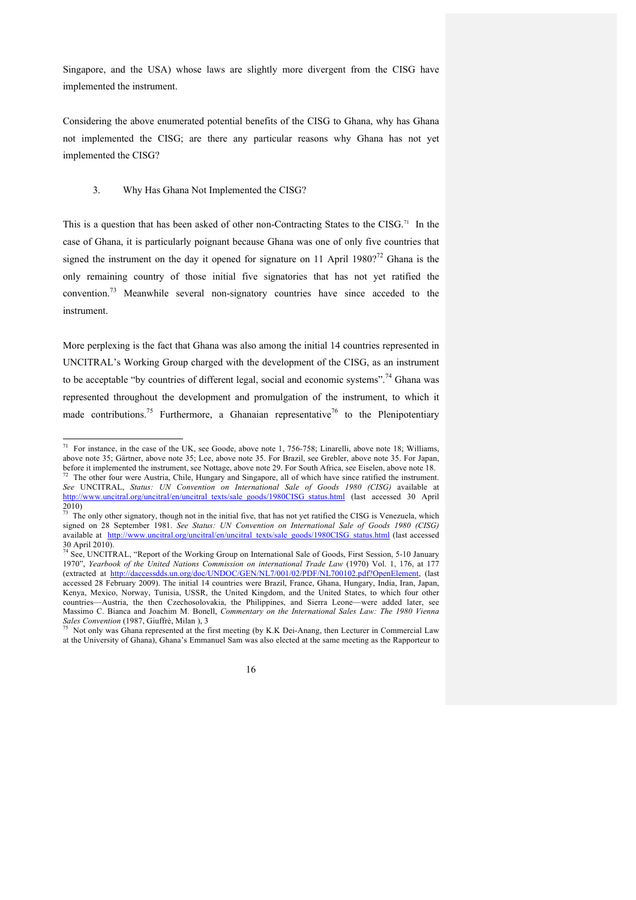Singapore, and the USA) whose laws are slightly more divergent from the CISG have implemented the instrument.

Considering the above enumerated potential benefits of the CISG to Ghana, why has Ghana not implemented the CISG; are there any particular reasons why Ghana has not yet implemented the CISG?

### 3. Why Has Ghana Not Implemented the CISG?

This is a question that has been asked of other non-Contracting States to the CISG.[71] In the case of Ghana, it is particularly poignant because Ghana was one of only five countries that signed the instrument on the day it opened for signature on 11 April 1980?[72] Ghana is the only remaining country of those initial five signatories that has not yet ratified the convention.[73] Meanwhile several non-signatory countries have since acceded to the instrument.

More perplexing is the fact that Ghana was also among the initial 14 countries represented in UNCITRAL's Working Group charged with the development of the CISG, as an instrument to be acceptable "by countries of different legal, social and economic systems".[74] Ghana was represented throughout the development and promulgation of the instrument, to which it made contributions.[75] Furthermore, a Ghanaian representative[76] to the Plenipotentiary

---

[71] For instance, in the case of the UK, see Goode, above note 1, 756-758; Linarelli, above note 18; Williams, above note 35; Gärtner, above note 35; Lee, above note 35. For Brazil, see Grebler, above note 35. For Japan, before it implemented the instrument, see Nottage, above note 29. For South Africa, see Eiselen, above note 18.

[72] The other four were Austria, Chile, Hungary and Singapore, all of which have since ratified the instrument. *See* UNCITRAL, *Status: UN Convention on International Sale of Goods 1980 (CISG)* available at http://www.uncitral.org/uncitral/en/uncitral_texts/sale_goods/1980CISG_status.html (last accessed 30 April 2010)

[73] The only other signatory, though not in the initial five, that has not yet ratified the CISG is Venezuela, which signed on 28 September 1981. *See Status: UN Convention on International Sale of Goods 1980 (CISG)* available at http://www.uncitral.org/uncitral/en/uncitral_texts/sale_goods/1980CISG_status.html (last accessed 30 April 2010).

[74] See, UNCITRAL, "Report of the Working Group on International Sale of Goods, First Session, 5-10 January 1970", *Yearbook of the United Nations Commission on international Trade Law* (1970) Vol. 1, 176, at 177 (extracted at http://daccessdds.un.org/doc/UNDOC/GEN/NL7/001/02/PDF/NL700102.pdf?OpenElement, (last accessed 28 February 2009). The initial 14 countries were Brazil, France, Ghana, Hungary, India, Iran, Japan, Kenya, Mexico, Norway, Tunisia, USSR, the United Kingdom, and the United States, to which four other countries—Austria, the then Czechosolovakia, the Philippines, and Sierra Leone—were added later, see Massimo C. Bianca and Joachim M. Bonell, *Commentary on the International Sales Law: The 1980 Vienna Sales Convention* (1987, Giuffrè, Milan ), 3

[75] Not only was Ghana represented at the first meeting (by K.K Dei-Anang, then Lecturer in Commercial Law at the University of Ghana), Ghana's Emmanuel Sam was also elected at the same meeting as the Rapporteur to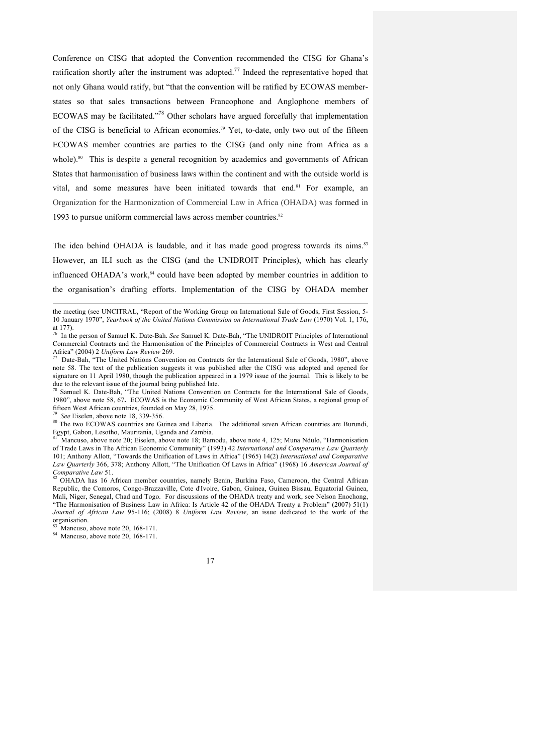Conference on CISG that adopted the Convention recommended the CISG for Ghana's ratification shortly after the instrument was adopted.[77] Indeed the representative hoped that not only Ghana would ratify, but "that the convention will be ratified by ECOWAS member-states so that sales transactions between Francophone and Anglophone members of ECOWAS may be facilitated."[78] Other scholars have argued forcefully that implementation of the CISG is beneficial to African economies.[79] Yet, to-date, only two out of the fifteen ECOWAS member countries are parties to the CISG (and only nine from Africa as a whole).[80] This is despite a general recognition by academics and governments of African States that harmonisation of business laws within the continent and with the outside world is vital, and some measures have been initiated towards that end.[81] For example, an Organization for the Harmonization of Commercial Law in Africa (OHADA) was formed in 1993 to pursue uniform commercial laws across member countries.[82]

The idea behind OHADA is laudable, and it has made good progress towards its aims.[83] However, an ILI such as the CISG (and the UNIDROIT Principles), which has clearly influenced OHADA's work,[84] could have been adopted by member countries in addition to the organisation's drafting efforts. Implementation of the CISG by OHADA member

---

the meeting (see UNCITRAL, "Report of the Working Group on International Sale of Goods, First Session, 5-10 January 1970", *Yearbook of the United Nations Commission on International Trade Law* (1970) Vol. 1, 176, at 177).

[76] In the person of Samuel K. Date-Bah. *See* Samuel K. Date-Bah, "The UNIDROIT Principles of International Commercial Contracts and the Harmonisation of the Principles of Commercial Contracts in West and Central Africa" (2004) 2 *Uniform Law Review* 269.

[77] Date-Bah, "The United Nations Convention on Contracts for the International Sale of Goods, 1980", above note 58. The text of the publication suggests it was published after the CISG was adopted and opened for signature on 11 April 1980, though the publication appeared in a 1979 issue of the journal. This is likely to be due to the relevant issue of the journal being published late.

[78] Samuel K. Date-Bah, "The United Nations Convention on Contracts for the International Sale of Goods, 1980", above note 58, 67**.** ECOWAS is the Economic Community of West African States, a regional group of fifteen West African countries, founded on May 28, 1975.

[79] *See* Eiselen, above note 18, 339-356.

[80] The two ECOWAS countries are Guinea and Liberia. The additional seven African countries are Burundi, Egypt, Gabon, Lesotho, Mauritania, Uganda and Zambia.

[81] Mancuso, above note 20; Eiselen, above note 18; Bamodu, above note 4, 125; Muna Ndulo, "Harmonisation of Trade Laws in The African Economic Community" (1993) 42 *International and Comparative Law Quarterly* 101; Anthony Allott, "Towards the Unification of Laws in Africa" (1965) 14(2) *International and Comparative Law Quarterly* 366, 378; Anthony Allott, "The Unification Of Laws in Africa" (1968) 16 *American Journal of Comparative Law* 51.

[82] OHADA has 16 African member countries, namely Benin, Burkina Faso, Cameroon, the Central African Republic, the Comoros, Congo-Brazzaville, Cote d'Ivoire, Gabon, Guinea, Guinea Bissau, Equatorial Guinea, Mali, Niger, Senegal, Chad and Togo. For discussions of the OHADA treaty and work, see Nelson Enochong, "The Harmonisation of Business Law in Africa: Is Article 42 of the OHADA Treaty a Problem" (2007) 51(1) *Journal of African Law* 95-116; (2008) 8 *Uniform Law Review*, an issue dedicated to the work of the organisation.

[83] Mancuso, above note 20, 168-171.

[84] Mancuso, above note 20, 168-171.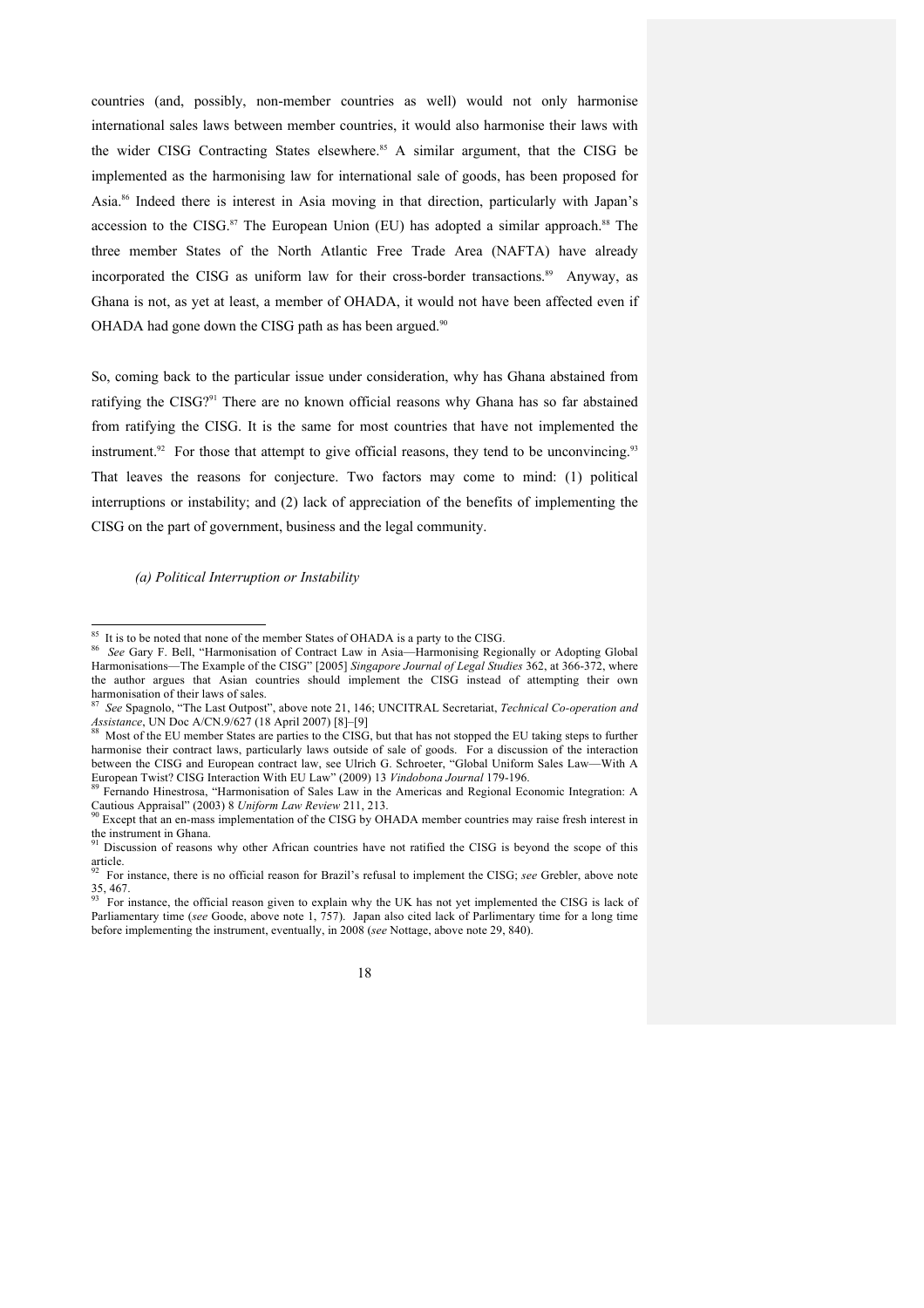countries (and, possibly, non-member countries as well) would not only harmonise international sales laws between member countries, it would also harmonise their laws with the wider CISG Contracting States elsewhere.[85] A similar argument, that the CISG be implemented as the harmonising law for international sale of goods, has been proposed for Asia.[86] Indeed there is interest in Asia moving in that direction, particularly with Japan's accession to the CISG.[87] The European Union (EU) has adopted a similar approach.[88] The three member States of the North Atlantic Free Trade Area (NAFTA) have already incorporated the CISG as uniform law for their cross-border transactions.[89] Anyway, as Ghana is not, as yet at least, a member of OHADA, it would not have been affected even if OHADA had gone down the CISG path as has been argued.[90]

So, coming back to the particular issue under consideration, why has Ghana abstained from ratifying the CISG?[91] There are no known official reasons why Ghana has so far abstained from ratifying the CISG. It is the same for most countries that have not implemented the instrument.[92] For those that attempt to give official reasons, they tend to be unconvincing.[93] That leaves the reasons for conjecture. Two factors may come to mind: (1) political interruptions or instability; and (2) lack of appreciation of the benefits of implementing the CISG on the part of government, business and the legal community.

*(a) Political Interruption or Instability*

---

[85] It is to be noted that none of the member States of OHADA is a party to the CISG.

[86] *See* Gary F. Bell, "Harmonisation of Contract Law in Asia—Harmonising Regionally or Adopting Global Harmonisations—The Example of the CISG" [2005] *Singapore Journal of Legal Studies* 362, at 366-372, where the author argues that Asian countries should implement the CISG instead of attempting their own harmonisation of their laws of sales.

[87] *See* Spagnolo, "The Last Outpost", above note 21, 146; UNCITRAL Secretariat, *Technical Co-operation and Assistance*, UN Doc A/CN.9/627 (18 April 2007) [8]–[9]

[88] Most of the EU member States are parties to the CISG, but that has not stopped the EU taking steps to further harmonise their contract laws, particularly laws outside of sale of goods. For a discussion of the interaction between the CISG and European contract law, see Ulrich G. Schroeter, "Global Uniform Sales Law—With A European Twist? CISG Interaction With EU Law" (2009) 13 *Vindobona Journal* 179-196.

[89] Fernando Hinestrosa, "Harmonisation of Sales Law in the Americas and Regional Economic Integration: A Cautious Appraisal" (2003) 8 *Uniform Law Review* 211, 213.

[90] Except that an en-mass implementation of the CISG by OHADA member countries may raise fresh interest in the instrument in Ghana.

[91] Discussion of reasons why other African countries have not ratified the CISG is beyond the scope of this article.

[92] For instance, there is no official reason for Brazil's refusal to implement the CISG; *see* Grebler, above note 35, 467.

[93] For instance, the official reason given to explain why the UK has not yet implemented the CISG is lack of Parliamentary time (*see* Goode, above note 1, 757). Japan also cited lack of Parlimentary time for a long time before implementing the instrument, eventually, in 2008 (*see* Nottage, above note 29, 840).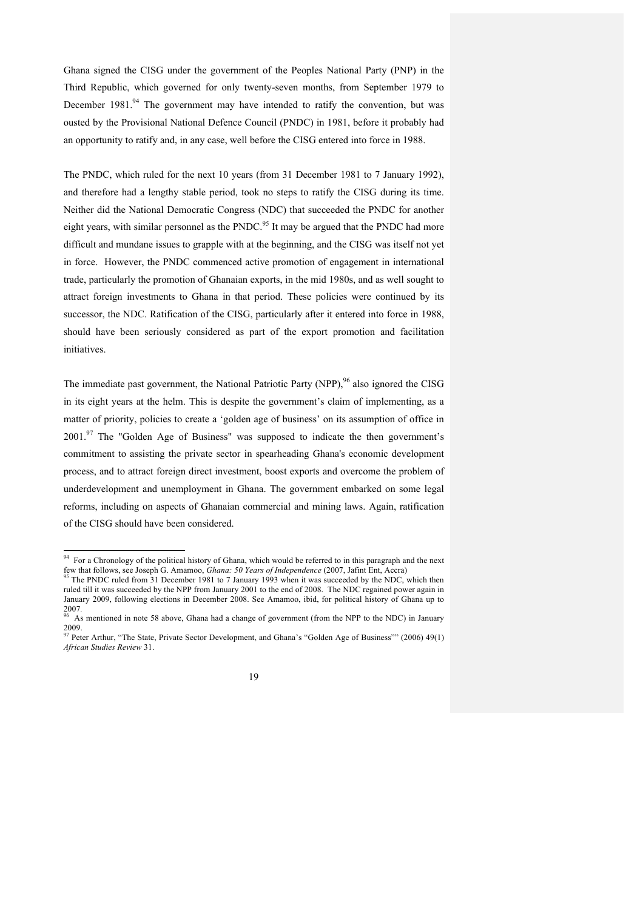Ghana signed the CISG under the government of the Peoples National Party (PNP) in the Third Republic, which governed for only twenty-seven months, from September 1979 to December 1981.[94] The government may have intended to ratify the convention, but was ousted by the Provisional National Defence Council (PNDC) in 1981, before it probably had an opportunity to ratify and, in any case, well before the CISG entered into force in 1988.

The PNDC, which ruled for the next 10 years (from 31 December 1981 to 7 January 1992), and therefore had a lengthy stable period, took no steps to ratify the CISG during its time. Neither did the National Democratic Congress (NDC) that succeeded the PNDC for another eight years, with similar personnel as the PNDC.[95] It may be argued that the PNDC had more difficult and mundane issues to grapple with at the beginning, and the CISG was itself not yet in force. However, the PNDC commenced active promotion of engagement in international trade, particularly the promotion of Ghanaian exports, in the mid 1980s, and as well sought to attract foreign investments to Ghana in that period. These policies were continued by its successor, the NDC. Ratification of the CISG, particularly after it entered into force in 1988, should have been seriously considered as part of the export promotion and facilitation initiatives.

The immediate past government, the National Patriotic Party (NPP),[96] also ignored the CISG in its eight years at the helm. This is despite the government's claim of implementing, as a matter of priority, policies to create a 'golden age of business' on its assumption of office in 2001.[97] The "Golden Age of Business" was supposed to indicate the then government's commitment to assisting the private sector in spearheading Ghana's economic development process, and to attract foreign direct investment, boost exports and overcome the problem of underdevelopment and unemployment in Ghana. The government embarked on some legal reforms, including on aspects of Ghanaian commercial and mining laws. Again, ratification of the CISG should have been considered.

---

[94] For a Chronology of the political history of Ghana, which would be referred to in this paragraph and the next few that follows, see Joseph G. Amamoo, *Ghana: 50 Years of Independence* (2007, Jafint Ent, Accra)

[95] The PNDC ruled from 31 December 1981 to 7 January 1993 when it was succeeded by the NDC, which then ruled till it was succeeded by the NPP from January 2001 to the end of 2008. The NDC regained power again in January 2009, following elections in December 2008. See Amamoo, ibid, for political history of Ghana up to 2007.

[96] As mentioned in note 58 above, Ghana had a change of government (from the NPP to the NDC) in January 2009.

[97] Peter Arthur, "The State, Private Sector Development, and Ghana's "Golden Age of Business"" (2006) 49(1) *African Studies Review* 31.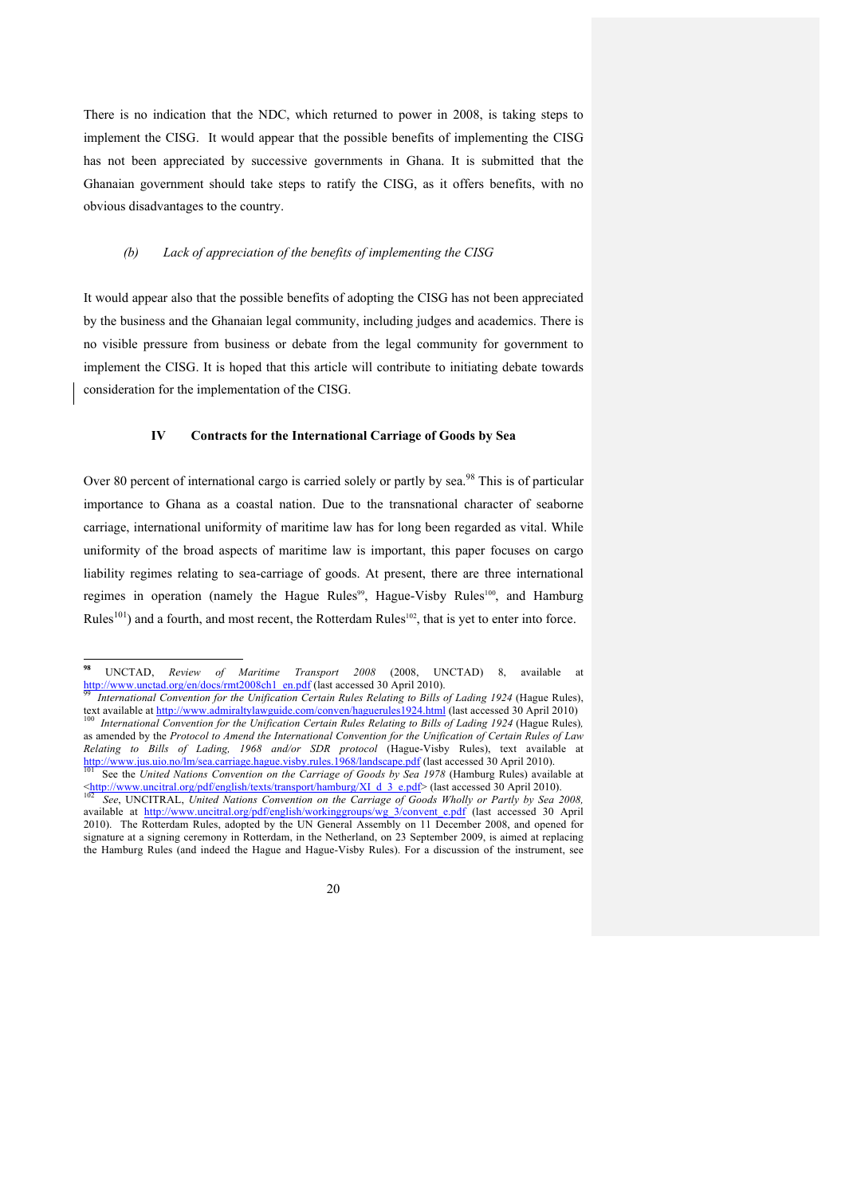There is no indication that the NDC, which returned to power in 2008, is taking steps to implement the CISG. It would appear that the possible benefits of implementing the CISG has not been appreciated by successive governments in Ghana. It is submitted that the Ghanaian government should take steps to ratify the CISG, as it offers benefits, with no obvious disadvantages to the country.

*(b) Lack of appreciation of the benefits of implementing the CISG*

It would appear also that the possible benefits of adopting the CISG has not been appreciated by the business and the Ghanaian legal community, including judges and academics. There is no visible pressure from business or debate from the legal community for government to implement the CISG. It is hoped that this article will contribute to initiating debate towards consideration for the implementation of the CISG.

### IV Contracts for the International Carriage of Goods by Sea

Over 80 percent of international cargo is carried solely or partly by sea.[98] This is of particular importance to Ghana as a coastal nation. Due to the transnational character of seaborne carriage, international uniformity of maritime law has for long been regarded as vital. While uniformity of the broad aspects of maritime law is important, this paper focuses on cargo liability regimes relating to sea-carriage of goods. At present, there are three international regimes in operation (namely the Hague Rules[99], Hague-Visby Rules[100], and Hamburg Rules[101]) and a fourth, and most recent, the Rotterdam Rules[102], that is yet to enter into force.

---

[98] UNCTAD, *Review of Maritime Transport 2008* (2008, UNCTAD) 8, available at http://www.unctad.org/en/docs/rmt2008ch1_en.pdf (last accessed 30 April 2010).

[99] *International Convention for the Unification Certain Rules Relating to Bills of Lading 1924* (Hague Rules), text available at http://www.admiraltylawguide.com/conven/haguerules1924.html (last accessed 30 April 2010)

[100] *International Convention for the Unification Certain Rules Relating to Bills of Lading 1924* (Hague Rules), as amended by the *Protocol to Amend the International Convention for the Unification of Certain Rules of Law Relating to Bills of Lading, 1968 and/or SDR protocol* (Hague-Visby Rules), text available at http://www.jus.uio.no/lm/sea.carriage.hague.visby.rules.1968/landscape.pdf (last accessed 30 April 2010).

[101] See the *United Nations Convention on the Carriage of Goods by Sea 1978* (Hamburg Rules) available at <http://www.uncitral.org/pdf/english/texts/transport/hamburg/XI_d_3_e.pdf> (last accessed 30 April 2010).

[102] *See*, UNCITRAL, *United Nations Convention on the Carriage of Goods Wholly or Partly by Sea 2008,* available at http://www.uncitral.org/pdf/english/workinggroups/wg_3/convent_e.pdf (last accessed 30 April 2010). The Rotterdam Rules, adopted by the UN General Assembly on 11 December 2008, and opened for signature at a signing ceremony in Rotterdam, in the Netherland, on 23 September 2009, is aimed at replacing the Hamburg Rules (and indeed the Hague and Hague-Visby Rules). For a discussion of the instrument, see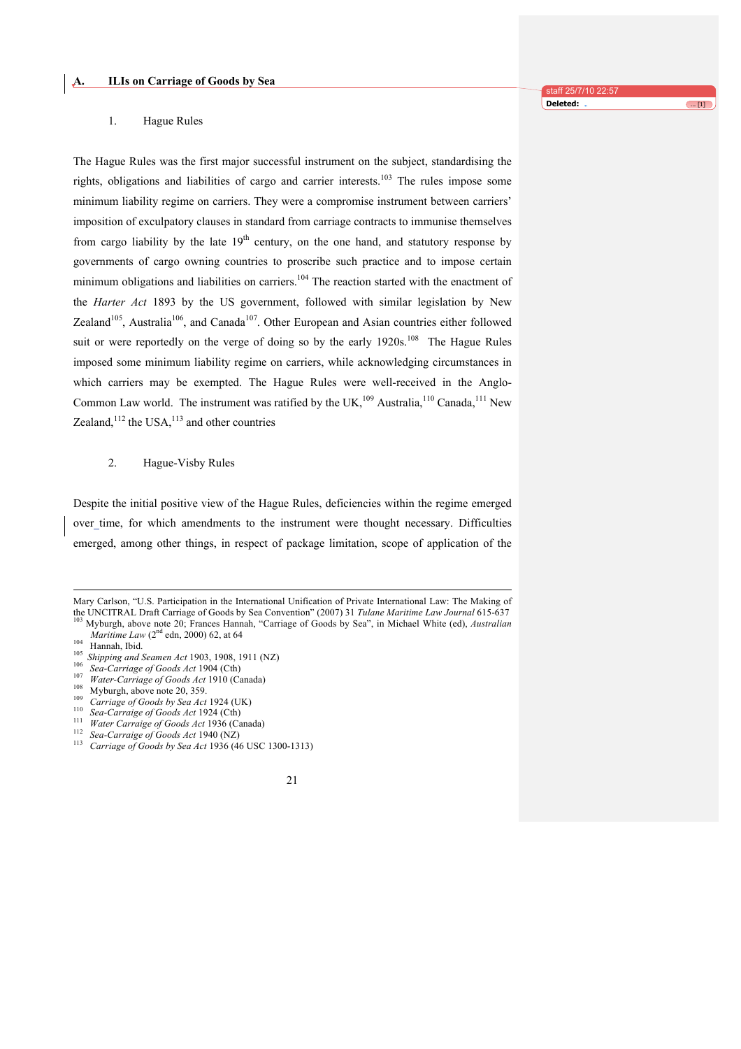## A. ILIs on Carriage of Goods by Sea

### 1. Hague Rules

The Hague Rules was the first major successful instrument on the subject, standardising the rights, obligations and liabilities of cargo and carrier interests.[103] The rules impose some minimum liability regime on carriers. They were a compromise instrument between carriers' imposition of exculpatory clauses in standard from carriage contracts to immunise themselves from cargo liability by the late 19th century, on the one hand, and statutory response by governments of cargo owning countries to proscribe such practice and to impose certain minimum obligations and liabilities on carriers.[104] The reaction started with the enactment of the *Harter Act* 1893 by the US government, followed with similar legislation by New Zealand[105], Australia[106], and Canada[107]. Other European and Asian countries either followed suit or were reportedly on the verge of doing so by the early 1920s.[108] The Hague Rules imposed some minimum liability regime on carriers, while acknowledging circumstances in which carriers may be exempted. The Hague Rules were well-received in the Anglo-Common Law world. The instrument was ratified by the UK,[109] Australia,[110] Canada,[111] New Zealand,[112] the USA,[113] and other countries

### 2. Hague-Visby Rules

Despite the initial positive view of the Hague Rules, deficiencies within the regime emerged over time, for which amendments to the instrument were thought necessary. Difficulties emerged, among other things, in respect of package limitation, scope of application of the

---

Mary Carlson, "U.S. Participation in the International Unification of Private International Law: The Making of the UNCITRAL Draft Carriage of Goods by Sea Convention" (2007) 31 *Tulane Maritime Law Journal* 615-637

[103] Myburgh, above note 20; Frances Hannah, "Carriage of Goods by Sea", in Michael White (ed), *Australian Maritime Law* (2nd edn, 2000) 62, at 64

[104] Hannah, Ibid.

[105] *Shipping and Seamen Act* 1903, 1908, 1911 (NZ)

[106] *Sea-Carriage of Goods Act* 1904 (Cth)

[107] *Water-Carriage of Goods Act* 1910 (Canada)

[108] Myburgh, above note 20, 359.

[109] *Carriage of Goods by Sea Act* 1924 (UK)

[110] *Sea-Carraige of Goods Act* 1924 (Cth)

[111] *Water Carraige of Goods Act* 1936 (Canada)

[112] *Sea-Carraige of Goods Act* 1940 (NZ)

[113] *Carriage of Goods by Sea Act* 1936 (46 USC 1300-1313)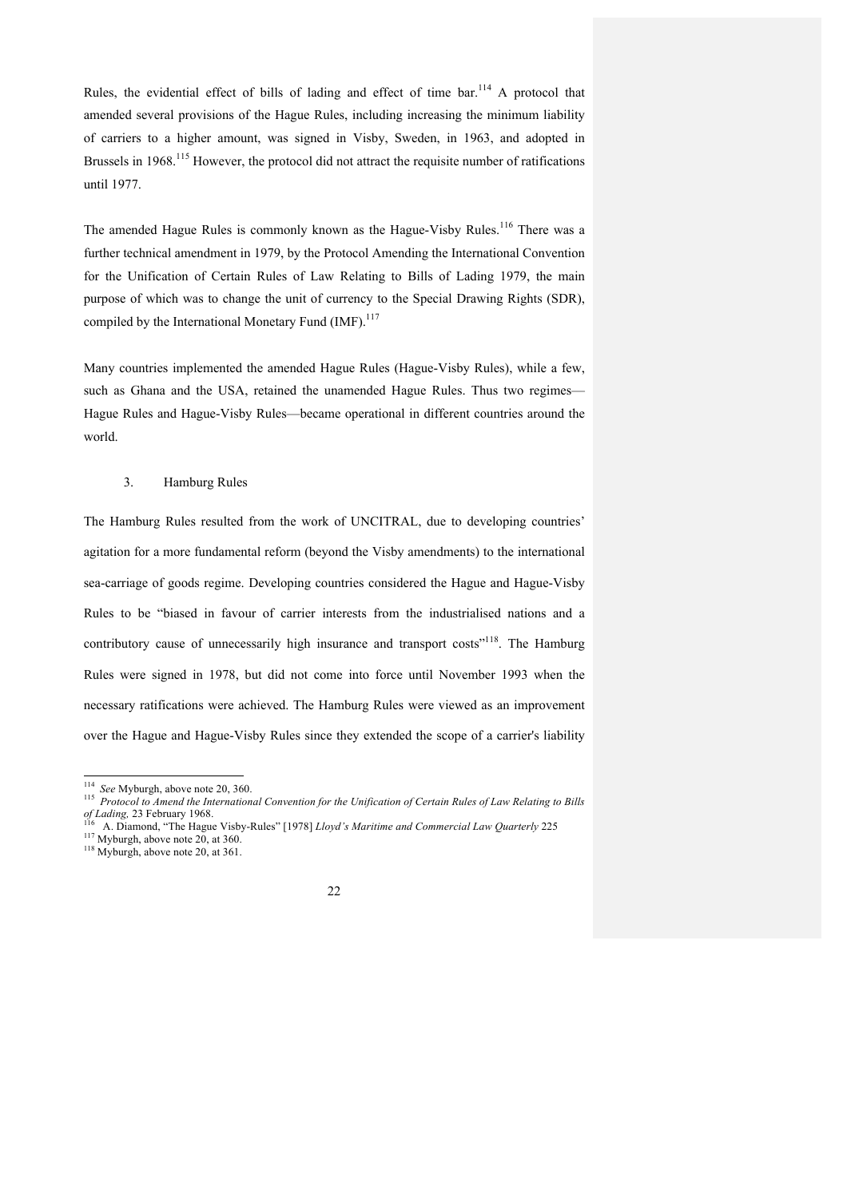Rules, the evidential effect of bills of lading and effect of time bar.[114] A protocol that amended several provisions of the Hague Rules, including increasing the minimum liability of carriers to a higher amount, was signed in Visby, Sweden, in 1963, and adopted in Brussels in 1968.[115] However, the protocol did not attract the requisite number of ratifications until 1977.

The amended Hague Rules is commonly known as the Hague-Visby Rules.[116] There was a further technical amendment in 1979, by the Protocol Amending the International Convention for the Unification of Certain Rules of Law Relating to Bills of Lading 1979, the main purpose of which was to change the unit of currency to the Special Drawing Rights (SDR), compiled by the International Monetary Fund (IMF).[117]

Many countries implemented the amended Hague Rules (Hague-Visby Rules), while a few, such as Ghana and the USA, retained the unamended Hague Rules. Thus two regimes—Hague Rules and Hague-Visby Rules—became operational in different countries around the world.

### 3. Hamburg Rules

The Hamburg Rules resulted from the work of UNCITRAL, due to developing countries' agitation for a more fundamental reform (beyond the Visby amendments) to the international sea-carriage of goods regime. Developing countries considered the Hague and Hague-Visby Rules to be "biased in favour of carrier interests from the industrialised nations and a contributory cause of unnecessarily high insurance and transport costs"[118]. The Hamburg Rules were signed in 1978, but did not come into force until November 1993 when the necessary ratifications were achieved. The Hamburg Rules were viewed as an improvement over the Hague and Hague-Visby Rules since they extended the scope of a carrier's liability

---

[114] *See* Myburgh, above note 20, 360.

[115] *Protocol to Amend the International Convention for the Unification of Certain Rules of Law Relating to Bills of Lading,* 23 February 1968.

[116] A. Diamond, "The Hague Visby-Rules" [1978] *Lloyd's Maritime and Commercial Law Quarterly* 225

[117] Myburgh, above note 20, at 360.

[118] Myburgh, above note 20, at 361.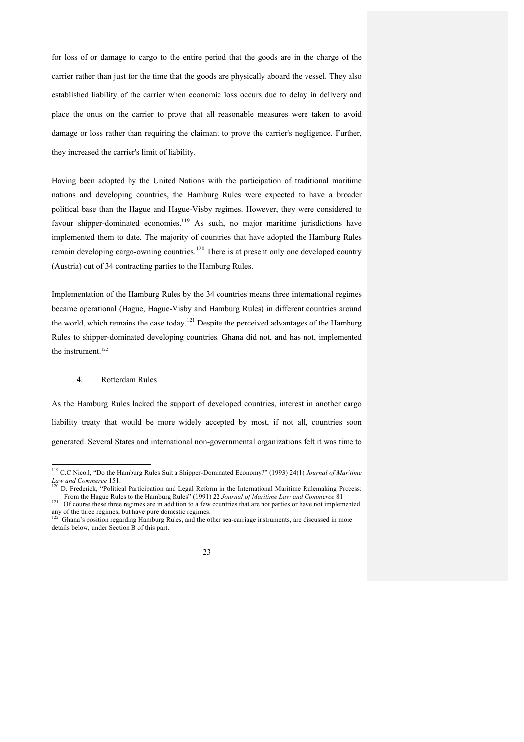for loss of or damage to cargo to the entire period that the goods are in the charge of the carrier rather than just for the time that the goods are physically aboard the vessel. They also established liability of the carrier when economic loss occurs due to delay in delivery and place the onus on the carrier to prove that all reasonable measures were taken to avoid damage or loss rather than requiring the claimant to prove the carrier's negligence. Further, they increased the carrier's limit of liability.

Having been adopted by the United Nations with the participation of traditional maritime nations and developing countries, the Hamburg Rules were expected to have a broader political base than the Hague and Hague-Visby regimes. However, they were considered to favour shipper-dominated economies.[119] As such, no major maritime jurisdictions have implemented them to date. The majority of countries that have adopted the Hamburg Rules remain developing cargo-owning countries.[120] There is at present only one developed country (Austria) out of 34 contracting parties to the Hamburg Rules.

Implementation of the Hamburg Rules by the 34 countries means three international regimes became operational (Hague, Hague-Visby and Hamburg Rules) in different countries around the world, which remains the case today.[121] Despite the perceived advantages of the Hamburg Rules to shipper-dominated developing countries, Ghana did not, and has not, implemented the instrument.[122]

4. Rotterdam Rules

As the Hamburg Rules lacked the support of developed countries, interest in another cargo liability treaty that would be more widely accepted by most, if not all, countries soon generated. Several States and international non-governmental organizations felt it was time to

---

[119] C.C Nicoll, "Do the Hamburg Rules Suit a Shipper-Dominated Economy?" (1993) 24(1) *Journal of Maritime Law and Commerce* 151.

[120] D. Frederick, "Political Participation and Legal Reform in the International Maritime Rulemaking Process: From the Hague Rules to the Hamburg Rules" (1991) 22 *Journal of Maritime Law and Commerce* 81

[121] Of course these three regimes are in addition to a few countries that are not parties or have not implemented any of the three regimes, but have pure domestic regimes.

[122] Ghana's position regarding Hamburg Rules, and the other sea-carriage instruments, are discussed in more details below, under Section B of this part.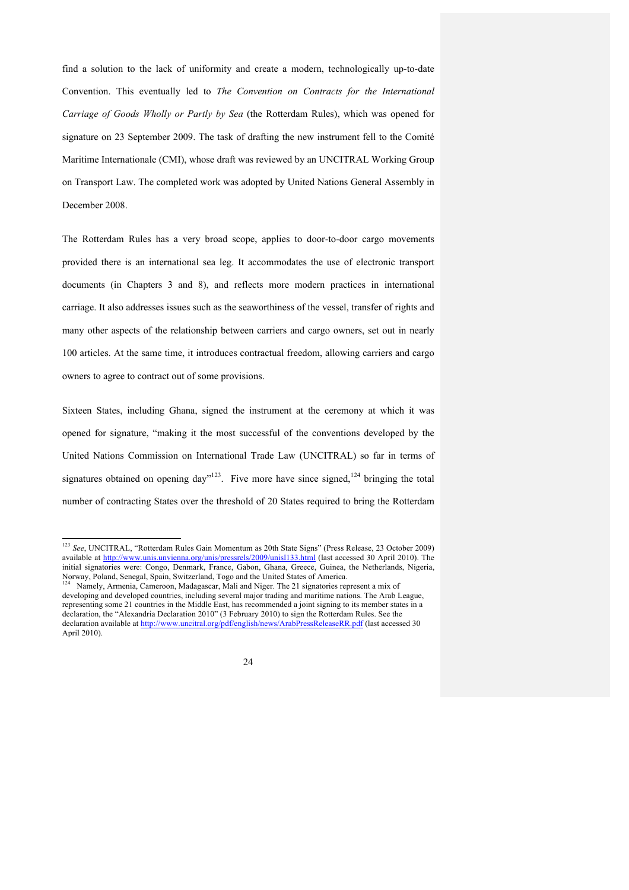find a solution to the lack of uniformity and create a modern, technologically up-to-date Convention. This eventually led to *The Convention on Contracts for the International Carriage of Goods Wholly or Partly by Sea* (the Rotterdam Rules), which was opened for signature on 23 September 2009. The task of drafting the new instrument fell to the Comité Maritime Internationale (CMI), whose draft was reviewed by an UNCITRAL Working Group on Transport Law. The completed work was adopted by United Nations General Assembly in December 2008.

The Rotterdam Rules has a very broad scope, applies to door-to-door cargo movements provided there is an international sea leg. It accommodates the use of electronic transport documents (in Chapters 3 and 8), and reflects more modern practices in international carriage. It also addresses issues such as the seaworthiness of the vessel, transfer of rights and many other aspects of the relationship between carriers and cargo owners, set out in nearly 100 articles. At the same time, it introduces contractual freedom, allowing carriers and cargo owners to agree to contract out of some provisions.

Sixteen States, including Ghana, signed the instrument at the ceremony at which it was opened for signature, "making it the most successful of the conventions developed by the United Nations Commission on International Trade Law (UNCITRAL) so far in terms of signatures obtained on opening day"[123]. Five more have since signed,[124] bringing the total number of contracting States over the threshold of 20 States required to bring the Rotterdam

---

[123] *See*, UNCITRAL, "Rotterdam Rules Gain Momentum as 20th State Signs" (Press Release, 23 October 2009) available at http://www.unis.unvienna.org/unis/pressrels/2009/unisl133.html (last accessed 30 April 2010). The initial signatories were: Congo, Denmark, France, Gabon, Ghana, Greece, Guinea, the Netherlands, Nigeria, Norway, Poland, Senegal, Spain, Switzerland, Togo and the United States of America.

[124] Namely, Armenia, Cameroon, Madagascar, Mali and Niger. The 21 signatories represent a mix of developing and developed countries, including several major trading and maritime nations. The Arab League, representing some 21 countries in the Middle East, has recommended a joint signing to its member states in a declaration, the "Alexandria Declaration 2010" (3 February 2010) to sign the Rotterdam Rules. See the declaration available at http://www.uncitral.org/pdf/english/news/ArabPressReleaseRR.pdf (last accessed 30 April 2010).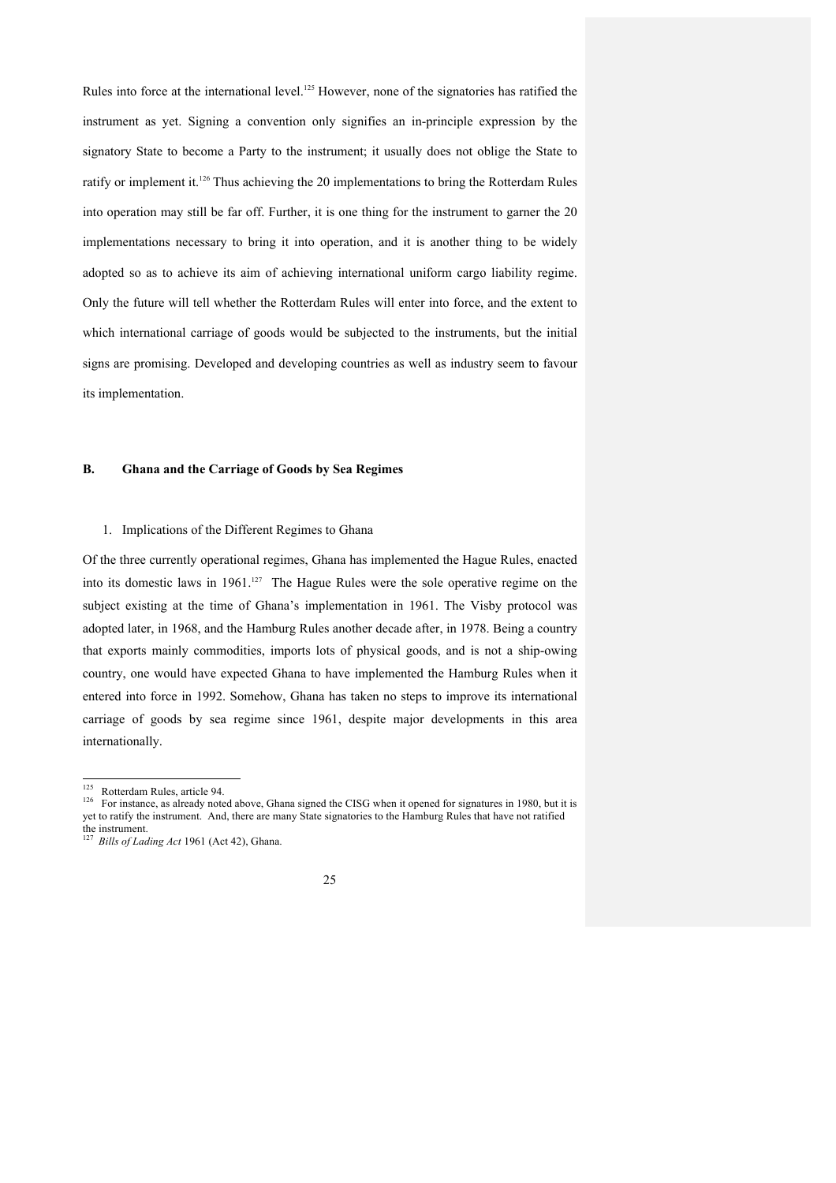Rules into force at the international level.[125] However, none of the signatories has ratified the instrument as yet. Signing a convention only signifies an in-principle expression by the signatory State to become a Party to the instrument; it usually does not oblige the State to ratify or implement it.[126] Thus achieving the 20 implementations to bring the Rotterdam Rules into operation may still be far off. Further, it is one thing for the instrument to garner the 20 implementations necessary to bring it into operation, and it is another thing to be widely adopted so as to achieve its aim of achieving international uniform cargo liability regime. Only the future will tell whether the Rotterdam Rules will enter into force, and the extent to which international carriage of goods would be subjected to the instruments, but the initial signs are promising. Developed and developing countries as well as industry seem to favour its implementation.

## B. Ghana and the Carriage of Goods by Sea Regimes

### 1. Implications of the Different Regimes to Ghana

Of the three currently operational regimes, Ghana has implemented the Hague Rules, enacted into its domestic laws in 1961.[127] The Hague Rules were the sole operative regime on the subject existing at the time of Ghana's implementation in 1961. The Visby protocol was adopted later, in 1968, and the Hamburg Rules another decade after, in 1978. Being a country that exports mainly commodities, imports lots of physical goods, and is not a ship-owing country, one would have expected Ghana to have implemented the Hamburg Rules when it entered into force in 1992. Somehow, Ghana has taken no steps to improve its international carriage of goods by sea regime since 1961, despite major developments in this area internationally.

---

[125] Rotterdam Rules, article 94.

[126] For instance, as already noted above, Ghana signed the CISG when it opened for signatures in 1980, but it is yet to ratify the instrument. And, there are many State signatories to the Hamburg Rules that have not ratified the instrument.

[127] *Bills of Lading Act* 1961 (Act 42), Ghana.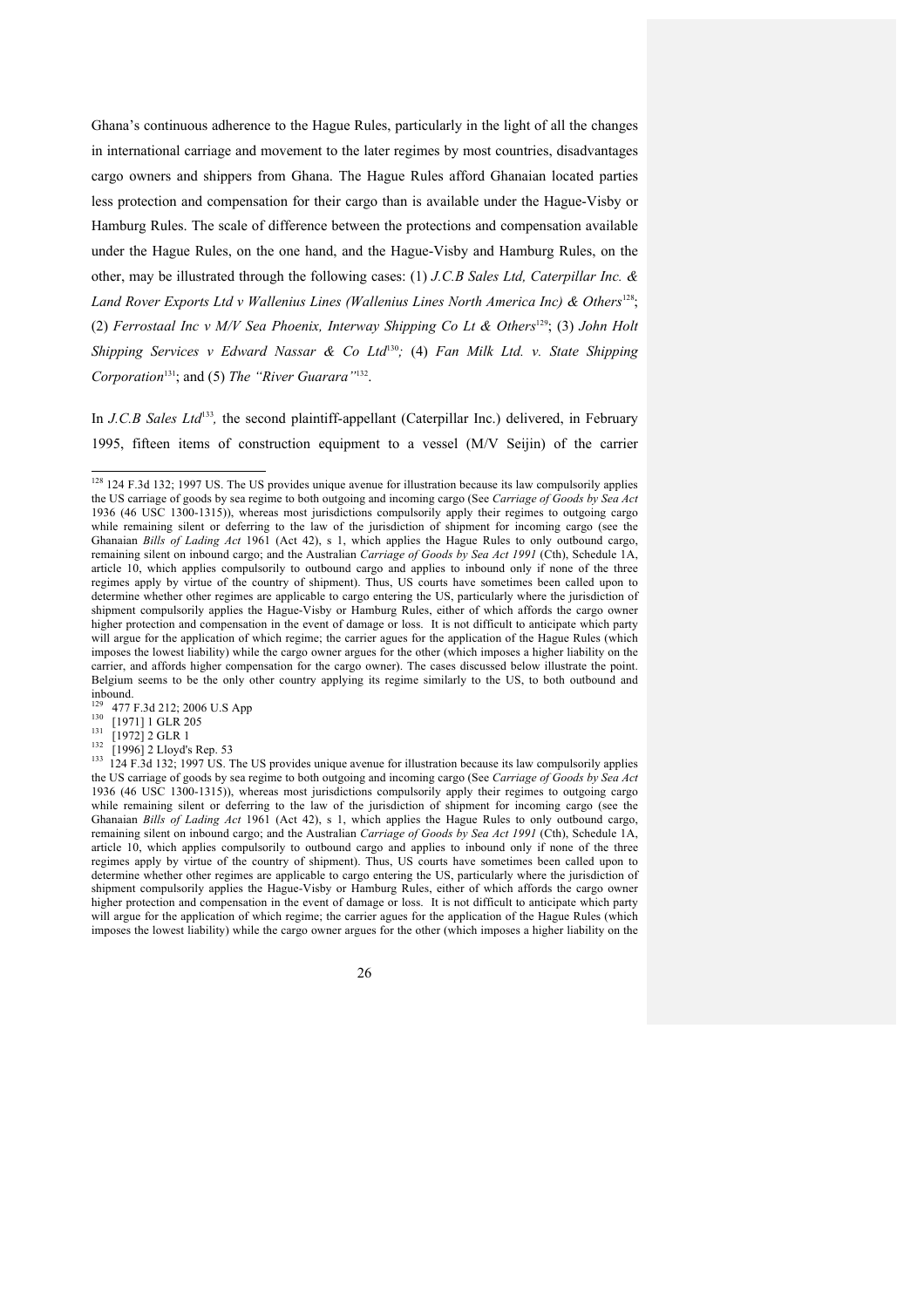Ghana's continuous adherence to the Hague Rules, particularly in the light of all the changes in international carriage and movement to the later regimes by most countries, disadvantages cargo owners and shippers from Ghana. The Hague Rules afford Ghanaian located parties less protection and compensation for their cargo than is available under the Hague-Visby or Hamburg Rules. The scale of difference between the protections and compensation available under the Hague Rules, on the one hand, and the Hague-Visby and Hamburg Rules, on the other, may be illustrated through the following cases: (1) *J.C.B Sales Ltd, Caterpillar Inc. & Land Rover Exports Ltd v Wallenius Lines (Wallenius Lines North America Inc) & Others*[128]; (2) *Ferrostaal Inc v M/V Sea Phoenix, Interway Shipping Co Lt & Others*[129]; (3) *John Holt Shipping Services v Edward Nassar & Co Ltd*[130]; (4) *Fan Milk Ltd. v. State Shipping Corporation*[131]; and (5) *The "River Guarara"*[132].

In *J.C.B Sales Ltd*[133], the second plaintiff-appellant (Caterpillar Inc.) delivered, in February 1995, fifteen items of construction equipment to a vessel (M/V Seijin) of the carrier

---

[128] 124 F.3d 132; 1997 US. The US provides unique avenue for illustration because its law compulsorily applies the US carriage of goods by sea regime to both outgoing and incoming cargo (See *Carriage of Goods by Sea Act* 1936 (46 USC 1300-1315)), whereas most jurisdictions compulsorily apply their regimes to outgoing cargo while remaining silent or deferring to the law of the jurisdiction of shipment for incoming cargo (see the Ghanaian *Bills of Lading Act* 1961 (Act 42), s 1, which applies the Hague Rules to only outbound cargo, remaining silent on inbound cargo; and the Australian *Carriage of Goods by Sea Act 1991* (Cth), Schedule 1A, article 10, which applies compulsorily to outbound cargo and applies to inbound only if none of the three regimes apply by virtue of the country of shipment). Thus, US courts have sometimes been called upon to determine whether other regimes are applicable to cargo entering the US, particularly where the jurisdiction of shipment compulsorily applies the Hague-Visby or Hamburg Rules, either of which affords the cargo owner higher protection and compensation in the event of damage or loss. It is not difficult to anticipate which party will argue for the application of which regime; the carrier agues for the application of the Hague Rules (which imposes the lowest liability) while the cargo owner argues for the other (which imposes a higher liability on the carrier, and affords higher compensation for the cargo owner). The cases discussed below illustrate the point. Belgium seems to be the only other country applying its regime similarly to the US, to both outbound and inbound.

[129] 477 F.3d 212; 2006 U.S App

[130] [1971] 1 GLR 205

[131] [1972] 2 GLR 1

[132] [1996] 2 Lloyd's Rep. 53

[133] 124 F.3d 132; 1997 US. The US provides unique avenue for illustration because its law compulsorily applies the US carriage of goods by sea regime to both outgoing and incoming cargo (See *Carriage of Goods by Sea Act* 1936 (46 USC 1300-1315)), whereas most jurisdictions compulsorily apply their regimes to outgoing cargo while remaining silent or deferring to the law of the jurisdiction of shipment for incoming cargo (see the Ghanaian *Bills of Lading Act* 1961 (Act 42), s 1, which applies the Hague Rules to only outbound cargo, remaining silent on inbound cargo; and the Australian *Carriage of Goods by Sea Act 1991* (Cth), Schedule 1A, article 10, which applies compulsorily to outbound cargo and applies to inbound only if none of the three regimes apply by virtue of the country of shipment). Thus, US courts have sometimes been called upon to determine whether other regimes are applicable to cargo entering the US, particularly where the jurisdiction of shipment compulsorily applies the Hague-Visby or Hamburg Rules, either of which affords the cargo owner higher protection and compensation in the event of damage or loss. It is not difficult to anticipate which party will argue for the application of which regime; the carrier agues for the application of the Hague Rules (which imposes the lowest liability) while the cargo owner argues for the other (which imposes a higher liability on the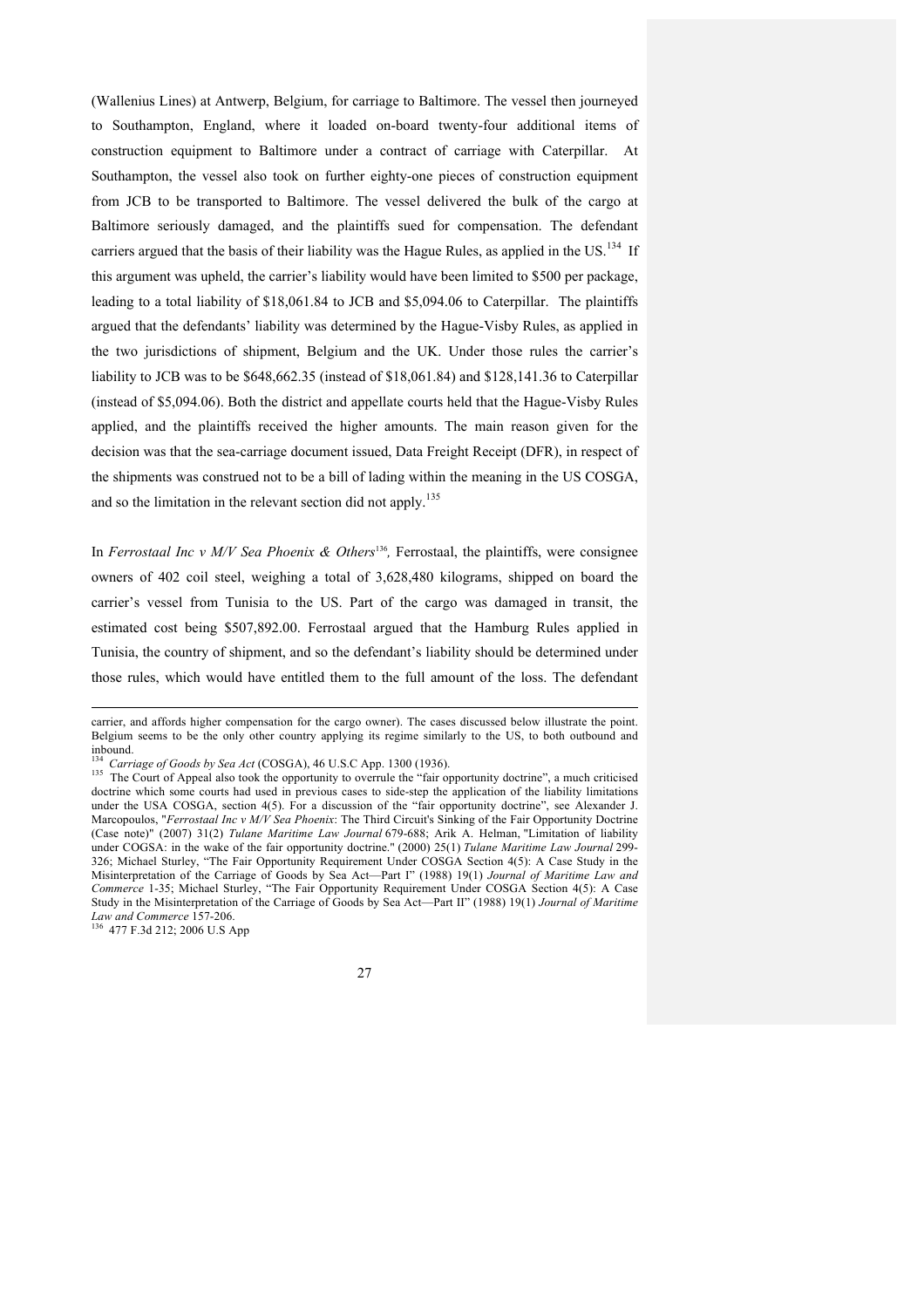(Wallenius Lines) at Antwerp, Belgium, for carriage to Baltimore. The vessel then journeyed to Southampton, England, where it loaded on-board twenty-four additional items of construction equipment to Baltimore under a contract of carriage with Caterpillar. At Southampton, the vessel also took on further eighty-one pieces of construction equipment from JCB to be transported to Baltimore. The vessel delivered the bulk of the cargo at Baltimore seriously damaged, and the plaintiffs sued for compensation. The defendant carriers argued that the basis of their liability was the Hague Rules, as applied in the US.[134] If this argument was upheld, the carrier's liability would have been limited to \$500 per package, leading to a total liability of \$18,061.84 to JCB and \$5,094.06 to Caterpillar. The plaintiffs argued that the defendants' liability was determined by the Hague-Visby Rules, as applied in the two jurisdictions of shipment, Belgium and the UK. Under those rules the carrier's liability to JCB was to be \$648,662.35 (instead of \$18,061.84) and \$128,141.36 to Caterpillar (instead of \$5,094.06). Both the district and appellate courts held that the Hague-Visby Rules applied, and the plaintiffs received the higher amounts. The main reason given for the decision was that the sea-carriage document issued, Data Freight Receipt (DFR), in respect of the shipments was construed not to be a bill of lading within the meaning in the US COSGA, and so the limitation in the relevant section did not apply.[135]

In *Ferrostaal Inc v M/V Sea Phoenix & Others*[136], Ferrostaal, the plaintiffs, were consignee owners of 402 coil steel, weighing a total of 3,628,480 kilograms, shipped on board the carrier's vessel from Tunisia to the US. Part of the cargo was damaged in transit, the estimated cost being \$507,892.00. Ferrostaal argued that the Hamburg Rules applied in Tunisia, the country of shipment, and so the defendant's liability should be determined under those rules, which would have entitled them to the full amount of the loss. The defendant

---

carrier, and affords higher compensation for the cargo owner). The cases discussed below illustrate the point. Belgium seems to be the only other country applying its regime similarly to the US, to both outbound and inbound.

[134] *Carriage of Goods by Sea Act* (COSGA), 46 U.S.C App. 1300 (1936).

[135] The Court of Appeal also took the opportunity to overrule the "fair opportunity doctrine", a much criticised doctrine which some courts had used in previous cases to side-step the application of the liability limitations under the USA COSGA, section 4(5). For a discussion of the "fair opportunity doctrine", see Alexander J. Marcopoulos, "*Ferrostaal Inc v M/V Sea Phoenix*: The Third Circuit's Sinking of the Fair Opportunity Doctrine (Case note)" (2007) 31(2) *Tulane Maritime Law Journal* 679-688; Arik A. Helman, "Limitation of liability under COGSA: in the wake of the fair opportunity doctrine." (2000) 25(1) *Tulane Maritime Law Journal* 299-326; Michael Sturley, "The Fair Opportunity Requirement Under COSGA Section 4(5): A Case Study in the Misinterpretation of the Carriage of Goods by Sea Act—Part I" (1988) 19(1) *Journal of Maritime Law and Commerce* 1-35; Michael Sturley, "The Fair Opportunity Requirement Under COSGA Section 4(5): A Case Study in the Misinterpretation of the Carriage of Goods by Sea Act—Part II" (1988) 19(1) *Journal of Maritime Law and Commerce* 157-206.

[136] 477 F.3d 212; 2006 U.S App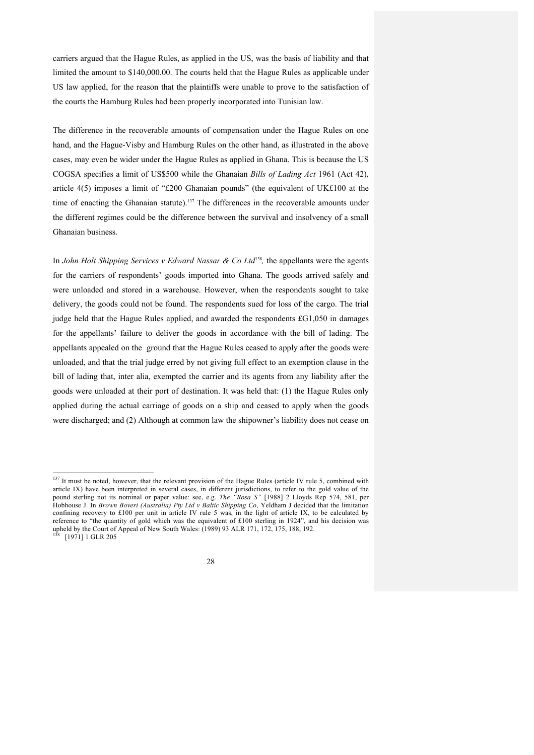carriers argued that the Hague Rules, as applied in the US, was the basis of liability and that limited the amount to $140,000.00. The courts held that the Hague Rules as applicable under US law applied, for the reason that the plaintiffs were unable to prove to the satisfaction of the courts the Hamburg Rules had been properly incorporated into Tunisian law.

The difference in the recoverable amounts of compensation under the Hague Rules on one hand, and the Hague-Visby and Hamburg Rules on the other hand, as illustrated in the above cases, may even be wider under the Hague Rules as applied in Ghana. This is because the US COGSA specifies a limit of US$500 while the Ghanaian *Bills of Lading Act* 1961 (Act 42), article 4(5) imposes a limit of "£200 Ghanaian pounds" (the equivalent of UK£100 at the time of enacting the Ghanaian statute).[137] The differences in the recoverable amounts under the different regimes could be the difference between the survival and insolvency of a small Ghanaian business.

In *John Holt Shipping Services v Edward Nassar & Co Ltd*[138], the appellants were the agents for the carriers of respondents' goods imported into Ghana. The goods arrived safely and were unloaded and stored in a warehouse. However, when the respondents sought to take delivery, the goods could not be found. The respondents sued for loss of the cargo. The trial judge held that the Hague Rules applied, and awarded the respondents £G1,050 in damages for the appellants' failure to deliver the goods in accordance with the bill of lading. The appellants appealed on the ground that the Hague Rules ceased to apply after the goods were unloaded, and that the trial judge erred by not giving full effect to an exemption clause in the bill of lading that, inter alia, exempted the carrier and its agents from any liability after the goods were unloaded at their port of destination. It was held that: (1) the Hague Rules only applied during the actual carriage of goods on a ship and ceased to apply when the goods were discharged; and (2) Although at common law the shipowner's liability does not cease on

---

[137] It must be noted, however, that the relevant provision of the Hague Rules (article IV rule 5, combined with article IX) have been interpreted in several cases, in different jurisdictions, to refer to the gold value of the pound sterling not its nominal or paper value: see, e.g. *The "Rosa S"* [1988] 2 Lloyds Rep 574, 581, per Hobhouse J. In *Brown Boveri (Australia) Pty Ltd v Baltic Shipping Co*, Yeldham J decided that the limitation confining recovery to £100 per unit in article IV rule 5 was, in the light of article IX, to be calculated by reference to "the quantity of gold which was the equivalent of £100 sterling in 1924", and his decision was upheld by the Court of Appeal of New South Wales: (1989) 93 ALR 171, 172, 175, 188, 192.

[138] [1971] 1 GLR 205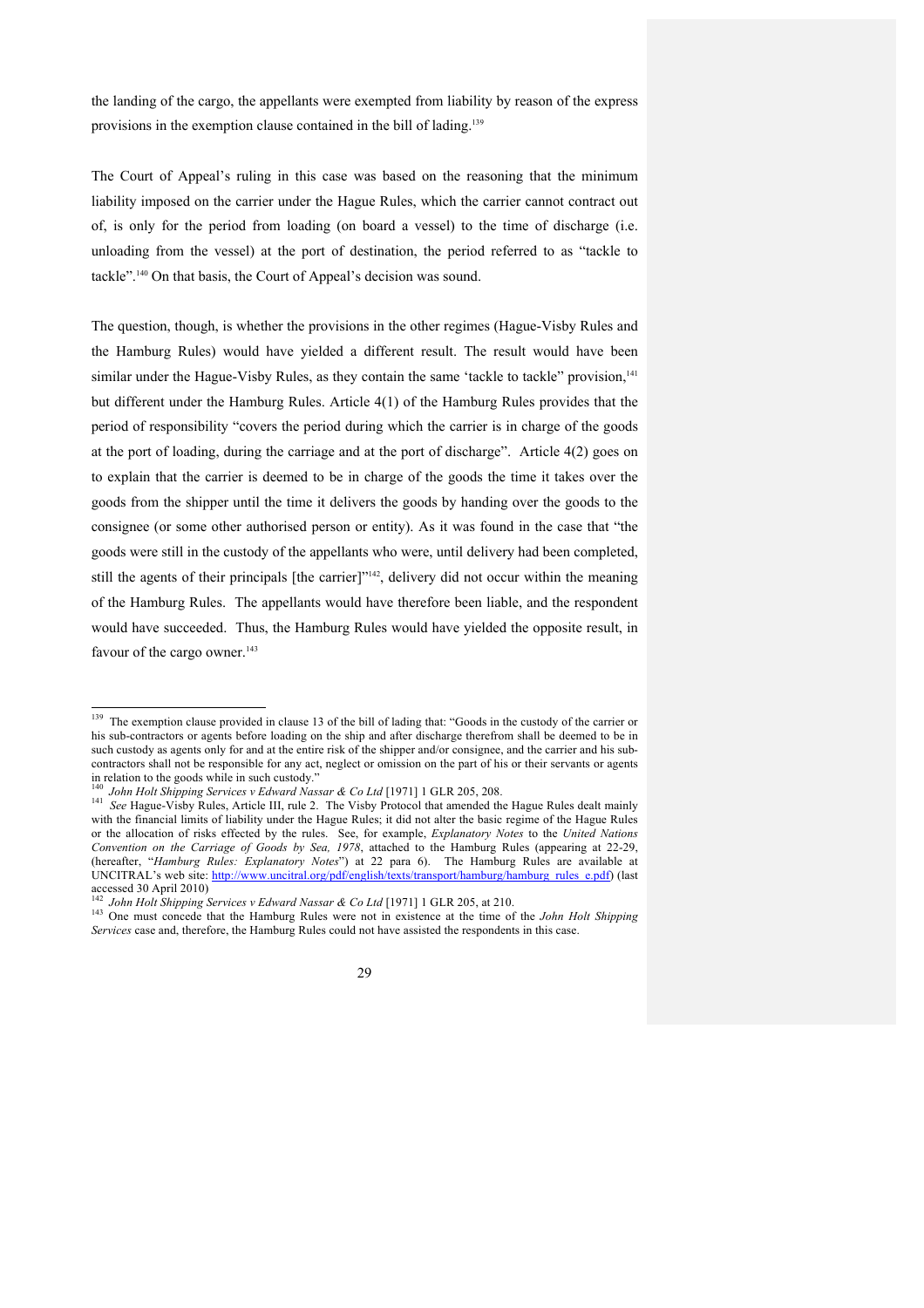the landing of the cargo, the appellants were exempted from liability by reason of the express provisions in the exemption clause contained in the bill of lading.[139]

The Court of Appeal's ruling in this case was based on the reasoning that the minimum liability imposed on the carrier under the Hague Rules, which the carrier cannot contract out of, is only for the period from loading (on board a vessel) to the time of discharge (i.e. unloading from the vessel) at the port of destination, the period referred to as "tackle to tackle".[140] On that basis, the Court of Appeal's decision was sound.

The question, though, is whether the provisions in the other regimes (Hague-Visby Rules and the Hamburg Rules) would have yielded a different result. The result would have been similar under the Hague-Visby Rules, as they contain the same 'tackle to tackle" provision,[141] but different under the Hamburg Rules. Article 4(1) of the Hamburg Rules provides that the period of responsibility "covers the period during which the carrier is in charge of the goods at the port of loading, during the carriage and at the port of discharge". Article 4(2) goes on to explain that the carrier is deemed to be in charge of the goods the time it takes over the goods from the shipper until the time it delivers the goods by handing over the goods to the consignee (or some other authorised person or entity). As it was found in the case that "the goods were still in the custody of the appellants who were, until delivery had been completed, still the agents of their principals [the carrier]"[142], delivery did not occur within the meaning of the Hamburg Rules. The appellants would have therefore been liable, and the respondent would have succeeded. Thus, the Hamburg Rules would have yielded the opposite result, in favour of the cargo owner.[143]

---

[139] The exemption clause provided in clause 13 of the bill of lading that: "Goods in the custody of the carrier or his sub-contractors or agents before loading on the ship and after discharge therefrom shall be deemed to be in such custody as agents only for and at the entire risk of the shipper and/or consignee, and the carrier and his sub-contractors shall not be responsible for any act, neglect or omission on the part of his or their servants or agents in relation to the goods while in such custody."

[140] *John Holt Shipping Services v Edward Nassar & Co Ltd* [1971] 1 GLR 205, 208.

[141] *See* Hague-Visby Rules, Article III, rule 2. The Visby Protocol that amended the Hague Rules dealt mainly with the financial limits of liability under the Hague Rules; it did not alter the basic regime of the Hague Rules or the allocation of risks effected by the rules. See, for example, *Explanatory Notes* to the *United Nations Convention on the Carriage of Goods by Sea, 1978*, attached to the Hamburg Rules (appearing at 22-29, (hereafter, "*Hamburg Rules: Explanatory Notes*") at 22 para 6). The Hamburg Rules are available at UNCITRAL's web site: http://www.uncitral.org/pdf/english/texts/transport/hamburg/hamburg_rules_e.pdf) (last accessed 30 April 2010)

[142] *John Holt Shipping Services v Edward Nassar & Co Ltd* [1971] 1 GLR 205, at 210.

[143] One must concede that the Hamburg Rules were not in existence at the time of the *John Holt Shipping Services* case and, therefore, the Hamburg Rules could not have assisted the respondents in this case.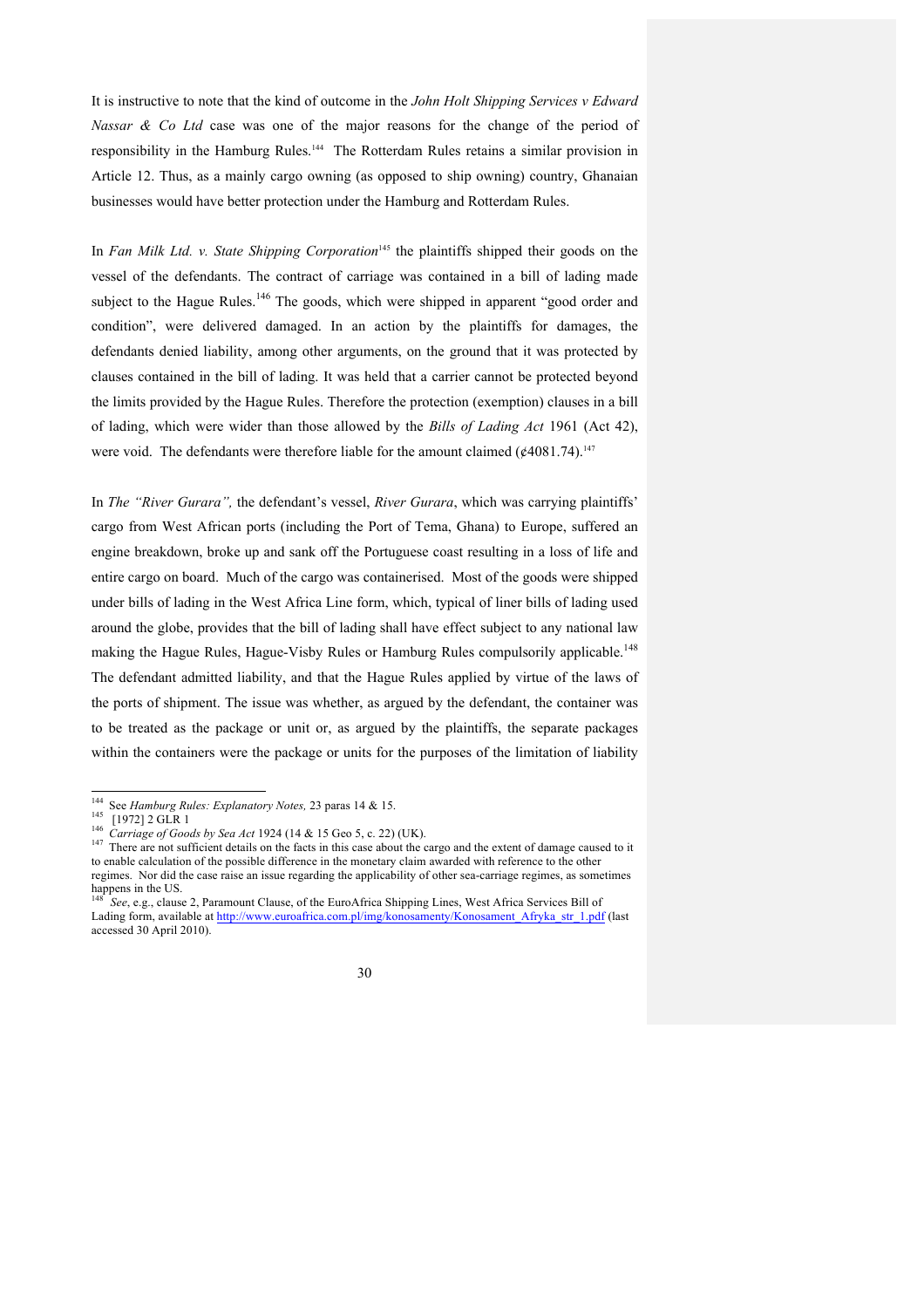It is instructive to note that the kind of outcome in the *John Holt Shipping Services v Edward Nassar & Co Ltd* case was one of the major reasons for the change of the period of responsibility in the Hamburg Rules.[144] The Rotterdam Rules retains a similar provision in Article 12. Thus, as a mainly cargo owning (as opposed to ship owning) country, Ghanaian businesses would have better protection under the Hamburg and Rotterdam Rules.

In *Fan Milk Ltd. v. State Shipping Corporation*[145] the plaintiffs shipped their goods on the vessel of the defendants. The contract of carriage was contained in a bill of lading made subject to the Hague Rules.[146] The goods, which were shipped in apparent "good order and condition", were delivered damaged. In an action by the plaintiffs for damages, the defendants denied liability, among other arguments, on the ground that it was protected by clauses contained in the bill of lading. It was held that a carrier cannot be protected beyond the limits provided by the Hague Rules. Therefore the protection (exemption) clauses in a bill of lading, which were wider than those allowed by the *Bills of Lading Act* 1961 (Act 42), were void. The defendants were therefore liable for the amount claimed (¢4081.74).[147]

In *The "River Gurara",* the defendant's vessel, *River Gurara*, which was carrying plaintiffs' cargo from West African ports (including the Port of Tema, Ghana) to Europe, suffered an engine breakdown, broke up and sank off the Portuguese coast resulting in a loss of life and entire cargo on board. Much of the cargo was containerised. Most of the goods were shipped under bills of lading in the West Africa Line form, which, typical of liner bills of lading used around the globe, provides that the bill of lading shall have effect subject to any national law making the Hague Rules, Hague-Visby Rules or Hamburg Rules compulsorily applicable.[148] The defendant admitted liability, and that the Hague Rules applied by virtue of the laws of the ports of shipment. The issue was whether, as argued by the defendant, the container was to be treated as the package or unit or, as argued by the plaintiffs, the separate packages within the containers were the package or units for the purposes of the limitation of liability

---

[144] See *Hamburg Rules: Explanatory Notes,* 23 paras 14 & 15.

[145] [1972] 2 GLR 1

[146] *Carriage of Goods by Sea Act* 1924 (14 & 15 Geo 5, c. 22) (UK).

[147] There are not sufficient details on the facts in this case about the cargo and the extent of damage caused to it to enable calculation of the possible difference in the monetary claim awarded with reference to the other regimes. Nor did the case raise an issue regarding the applicability of other sea-carriage regimes, as sometimes happens in the US.

[148] *See*, e.g., clause 2, Paramount Clause, of the EuroAfrica Shipping Lines, West Africa Services Bill of Lading form, available at http://www.euroafrica.com.pl/img/konosamenty/Konosament_Afryka_str_1.pdf (last accessed 30 April 2010).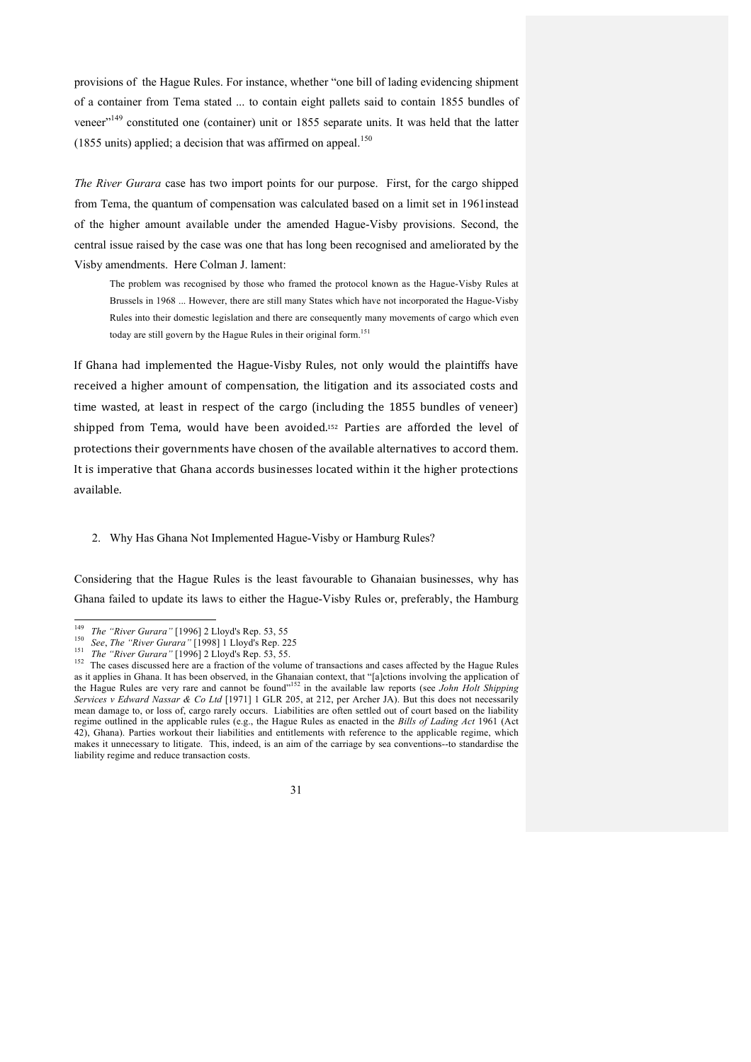provisions of the Hague Rules. For instance, whether "one bill of lading evidencing shipment of a container from Tema stated ... to contain eight pallets said to contain 1855 bundles of veneer"[149] constituted one (container) unit or 1855 separate units. It was held that the latter (1855 units) applied; a decision that was affirmed on appeal.[150]

*The River Gurara* case has two import points for our purpose. First, for the cargo shipped from Tema, the quantum of compensation was calculated based on a limit set in 1961instead of the higher amount available under the amended Hague-Visby provisions. Second, the central issue raised by the case was one that has long been recognised and ameliorated by the Visby amendments. Here Colman J. lament:

> The problem was recognised by those who framed the protocol known as the Hague-Visby Rules at Brussels in 1968 ... However, there are still many States which have not incorporated the Hague-Visby Rules into their domestic legislation and there are consequently many movements of cargo which even today are still govern by the Hague Rules in their original form.[151]

If Ghana had implemented the Hague-Visby Rules, not only would the plaintiffs have received a higher amount of compensation, the litigation and its associated costs and time wasted, at least in respect of the cargo (including the 1855 bundles of veneer) shipped from Tema, would have been avoided.[152] Parties are afforded the level of protections their governments have chosen of the available alternatives to accord them. It is imperative that Ghana accords businesses located within it the higher protections available.

2. Why Has Ghana Not Implemented Hague-Visby or Hamburg Rules?

Considering that the Hague Rules is the least favourable to Ghanaian businesses, why has Ghana failed to update its laws to either the Hague-Visby Rules or, preferably, the Hamburg

---

[149] *The "River Gurara"* [1996] 2 Lloyd's Rep. 53, 55

[150] *See*, *The "River Gurara"* [1998] 1 Lloyd's Rep. 225

[151] *The "River Gurara"* [1996] 2 Lloyd's Rep. 53, 55.

[152] The cases discussed here are a fraction of the volume of transactions and cases affected by the Hague Rules as it applies in Ghana. It has been observed, in the Ghanaian context, that "[a]ctions involving the application of the Hague Rules are very rare and cannot be found"[152] in the available law reports (see *John Holt Shipping Services v Edward Nassar & Co Ltd* [1971] 1 GLR 205, at 212, per Archer JA). But this does not necessarily mean damage to, or loss of, cargo rarely occurs. Liabilities are often settled out of court based on the liability regime outlined in the applicable rules (e.g., the Hague Rules as enacted in the *Bills of Lading Act* 1961 (Act 42), Ghana). Parties workout their liabilities and entitlements with reference to the applicable regime, which makes it unnecessary to litigate. This, indeed, is an aim of the carriage by sea conventions--to standardise the liability regime and reduce transaction costs.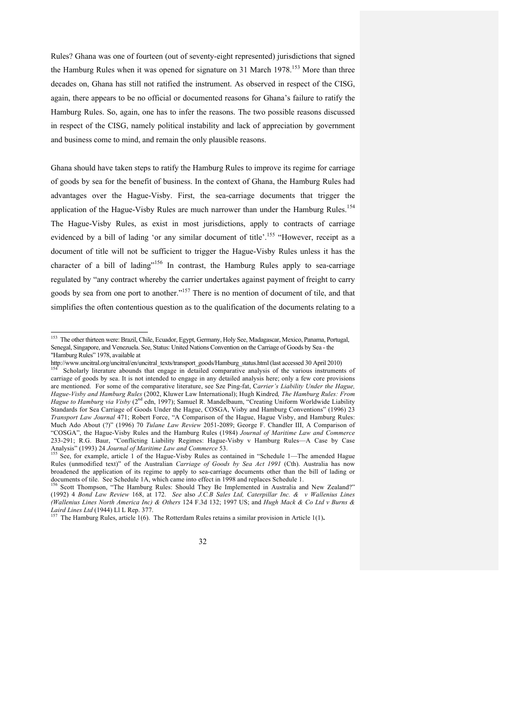Rules? Ghana was one of fourteen (out of seventy-eight represented) jurisdictions that signed the Hamburg Rules when it was opened for signature on 31 March 1978.[153] More than three decades on, Ghana has still not ratified the instrument. As observed in respect of the CISG, again, there appears to be no official or documented reasons for Ghana's failure to ratify the Hamburg Rules. So, again, one has to infer the reasons. The two possible reasons discussed in respect of the CISG, namely political instability and lack of appreciation by government and business come to mind, and remain the only plausible reasons.

Ghana should have taken steps to ratify the Hamburg Rules to improve its regime for carriage of goods by sea for the benefit of business. In the context of Ghana, the Hamburg Rules had advantages over the Hague-Visby. First, the sea-carriage documents that trigger the application of the Hague-Visby Rules are much narrower than under the Hamburg Rules.[154] The Hague-Visby Rules, as exist in most jurisdictions, apply to contracts of carriage evidenced by a bill of lading 'or any similar document of title'.[155] "However, receipt as a document of title will not be sufficient to trigger the Hague-Visby Rules unless it has the character of a bill of lading"[156] In contrast, the Hamburg Rules apply to sea-carriage regulated by "any contract whereby the carrier undertakes against payment of freight to carry goods by sea from one port to another."[157] There is no mention of document of tile, and that simplifies the often contentious question as to the qualification of the documents relating to a

---

[153] The other thirteen were: Brazil, Chile, Ecuador, Egypt, Germany, Holy See, Madagascar, Mexico, Panama, Portugal, Senegal, Singapore, and Venezuela. See, Status: United Nations Convention on the Carriage of Goods by Sea - the "Hamburg Rules" 1978, available at http://www.uncitral.org/uncitral/en/uncitral_texts/transport_goods/Hamburg_status.html (last accessed 30 April 2010)

[154] Scholarly literature abounds that engage in detailed comparative analysis of the various instruments of carriage of goods by sea. It is not intended to engage in any detailed analysis here; only a few core provisions are mentioned. For some of the comparative literature, see Sze Ping-fat, *Carrier's Liability Under the Hague, Hague-Visby and Hamburg Rules* (2002, Kluwer Law International); Hugh Kindred, *The Hamburg Rules: From Hague to Hamburg via Visby* (2nd edn, 1997); Samuel R. Mandelbaum, "Creating Uniform Worldwide Liability Standards for Sea Carriage of Goods Under the Hague, COSGA, Visby and Hamburg Conventions" (1996) 23 *Transport Law Journal* 471; Robert Force, "A Comparison of the Hague, Hague Visby, and Hamburg Rules: Much Ado About (?)" (1996) 70 *Tulane Law Review* 2051-2089; George F. Chandler III, A Comparison of "COSGA", the Hague-Visby Rules and the Hamburg Rules (1984) *Journal of Maritime Law and Commerce* 233-291; R.G. Baur, "Conflicting Liability Regimes: Hague-Visby v Hamburg Rules—A Case by Case Analysis" (1993) 24 *Journal of Maritime Law and Commerce* 53.

[155] See, for example, article 1 of the Hague-Visby Rules as contained in "Schedule 1—The amended Hague Rules (unmodified text)" of the Australian *Carriage of Goods by Sea Act 1991* (Cth). Australia has now broadened the application of its regime to apply to sea-carriage documents other than the bill of lading or documents of title. See Schedule 1A, which came into effect in 1998 and replaces Schedule 1.

[156] Scott Thompson, "The Hamburg Rules: Should They Be Implemented in Australia and New Zealand?" (1992) 4 *Bond Law Review* 168, at 172. *See* also *J.C.B Sales Ltd, Caterpillar Inc. & v Wallenius Lines (Wallenius Lines North America Inc) & Others* 124 F.3d 132; 1997 US; and *Hugh Mack & Co Ltd v Burns & Laird Lines Ltd* (1944) Ll L Rep. 377.

[157] The Hamburg Rules, article 1(6). The Rotterdam Rules retains a similar provision in Article 1(1).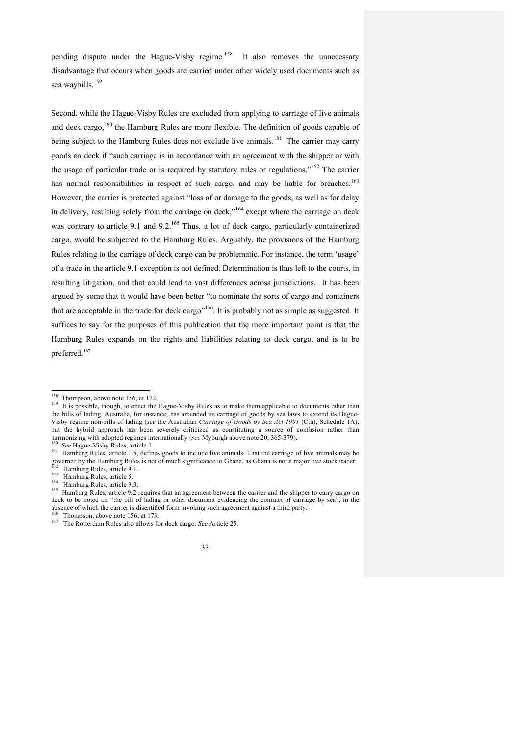pending dispute under the Hague-Visby regime.[158] It also removes the unnecessary disadvantage that occurs when goods are carried under other widely used documents such as sea waybills.[159]

Second, while the Hague-Visby Rules are excluded from applying to carriage of live animals and deck cargo,[160] the Hamburg Rules are more flexible. The definition of goods capable of being subject to the Hamburg Rules does not exclude live animals.[161] The carrier may carry goods on deck if "such carriage is in accordance with an agreement with the shipper or with the usage of particular trade or is required by statutory rules or regulations."[162] The carrier has normal responsibilities in respect of such cargo, and may be liable for breaches.[163] However, the carrier is protected against "loss of or damage to the goods, as well as for delay in delivery, resulting solely from the carriage on deck,"[164] except where the carriage on deck was contrary to article 9.1 and 9.2.[165] Thus, a lot of deck cargo, particularly containerized cargo, would be subjected to the Hamburg Rules. Arguably, the provisions of the Hamburg Rules relating to the carriage of deck cargo can be problematic. For instance, the term 'usage' of a trade in the article 9.1 exception is not defined. Determination is thus left to the courts, in resulting litigation, and that could lead to vast differences across jurisdictions. It has been argued by some that it would have been better "to nominate the sorts of cargo and containers that are acceptable in the trade for deck cargo"[166]. It is probably not as simple as suggested. It suffices to say for the purposes of this publication that the more important point is that the Hamburg Rules expands on the rights and liabilities relating to deck cargo, and is to be preferred.[167]

---

[158] Thompson, above note 156, at 172.

[159] It is possible, though, to enact the Hague-Visby Rules as to make them applicable to documents other than the bills of lading. Australia, for instance, has amended its carriage of goods by sea laws to extend its Hague-Visby regime non-bills of lading (*see* the Australian *Carriage of Goods by Sea Act 1991* (Cth), Schedule 1A), but the hybrid approach has been severely criticized as constituting a source of confusion rather than harmonizing with adopted regimes internationally (*see* Myburgh above note 20, 365-379).

[160] *See* Hague-Visby Rules, article 1.

[161] Hamburg Rules, article 1.5, defines goods to include live animals. That the carriage of live animals may be governed by the Hamburg Rules is not of much significance to Ghana, as Ghana is not a major live stock trader.

[162] Hamburg Rules, article 9.1.

[163] Hamburg Rules, article 5.

[164] Hamburg Rules, article 9.3.

[165] Hamburg Rules, article 9.2 requires that an agreement between the carrier and the shipper to carry cargo on deck to be noted on "the bill of lading or other document evidencing the contract of carriage by sea", in the absence of which the carrier is disentitled form invoking such agreement against a third party.

[166] Thompson, above note 156, at 173.

[167] The Rotterdam Rules also allows for deck cargo. *See* Article 25.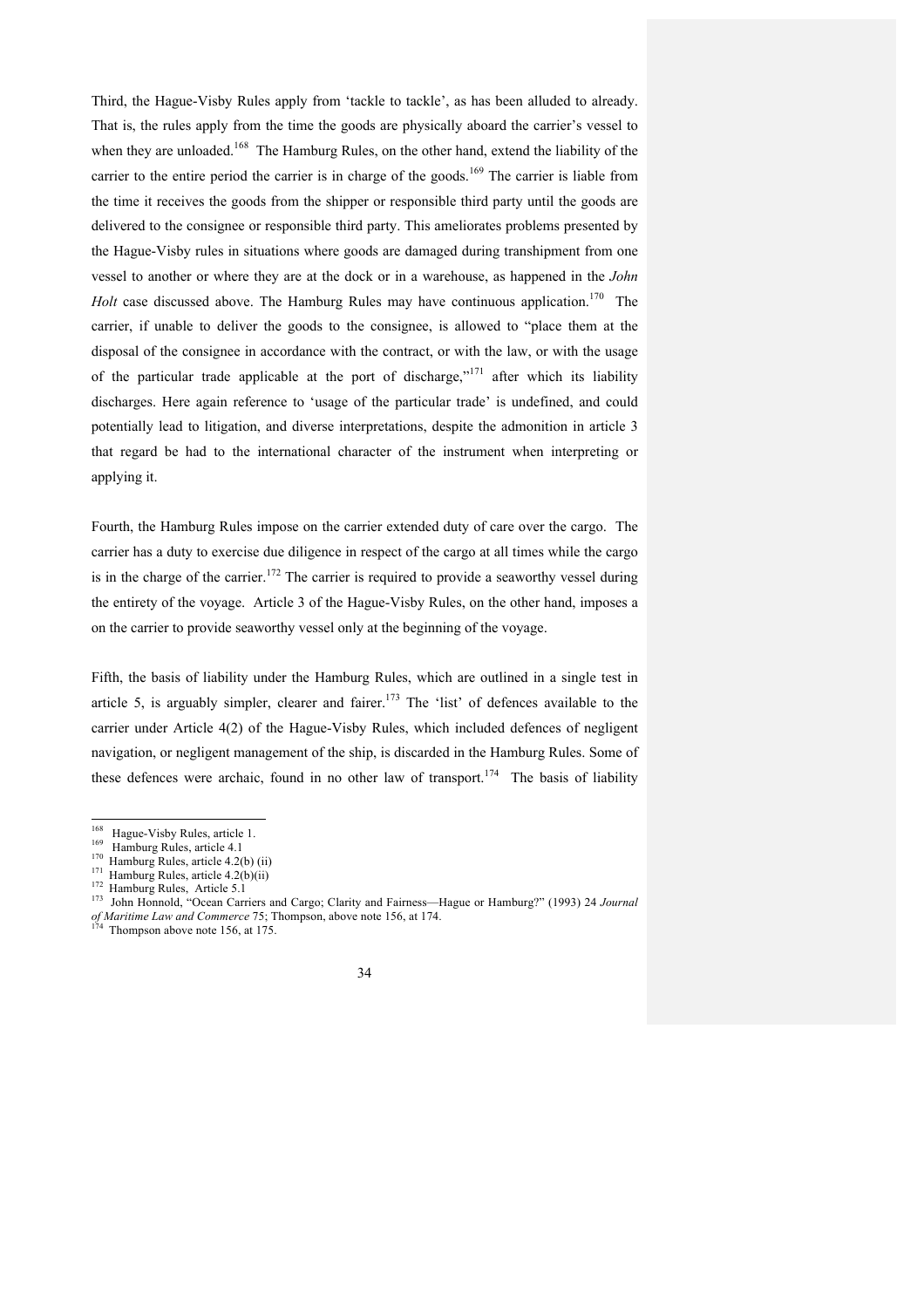Third, the Hague-Visby Rules apply from 'tackle to tackle', as has been alluded to already. That is, the rules apply from the time the goods are physically aboard the carrier's vessel to when they are unloaded.[168] The Hamburg Rules, on the other hand, extend the liability of the carrier to the entire period the carrier is in charge of the goods.[169] The carrier is liable from the time it receives the goods from the shipper or responsible third party until the goods are delivered to the consignee or responsible third party. This ameliorates problems presented by the Hague-Visby rules in situations where goods are damaged during transhipment from one vessel to another or where they are at the dock or in a warehouse, as happened in the *John Holt* case discussed above. The Hamburg Rules may have continuous application.[170] The carrier, if unable to deliver the goods to the consignee, is allowed to "place them at the disposal of the consignee in accordance with the contract, or with the law, or with the usage of the particular trade applicable at the port of discharge,"[171] after which its liability discharges. Here again reference to 'usage of the particular trade' is undefined, and could potentially lead to litigation, and diverse interpretations, despite the admonition in article 3 that regard be had to the international character of the instrument when interpreting or applying it.

Fourth, the Hamburg Rules impose on the carrier extended duty of care over the cargo. The carrier has a duty to exercise due diligence in respect of the cargo at all times while the cargo is in the charge of the carrier.[172] The carrier is required to provide a seaworthy vessel during the entirety of the voyage. Article 3 of the Hague-Visby Rules, on the other hand, imposes a on the carrier to provide seaworthy vessel only at the beginning of the voyage.

Fifth, the basis of liability under the Hamburg Rules, which are outlined in a single test in article 5, is arguably simpler, clearer and fairer.[173] The 'list' of defences available to the carrier under Article 4(2) of the Hague-Visby Rules, which included defences of negligent navigation, or negligent management of the ship, is discarded in the Hamburg Rules. Some of these defences were archaic, found in no other law of transport.[174] The basis of liability

---

[168] Hague-Visby Rules, article 1.

[169] Hamburg Rules, article 4.1

[170] Hamburg Rules, article 4.2(b) (ii)

[171] Hamburg Rules, article 4.2(b)(ii)

[172] Hamburg Rules, Article 5.1

[173] John Honnold, "Ocean Carriers and Cargo; Clarity and Fairness—Hague or Hamburg?" (1993) 24 *Journal of Maritime Law and Commerce* 75; Thompson, above note 156, at 174.

[174] Thompson above note 156, at 175.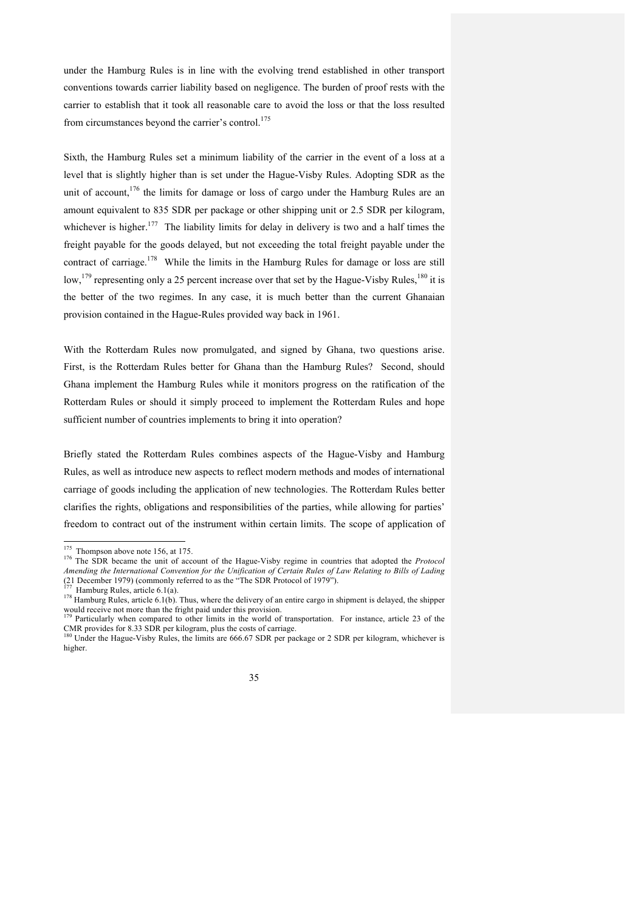under the Hamburg Rules is in line with the evolving trend established in other transport conventions towards carrier liability based on negligence. The burden of proof rests with the carrier to establish that it took all reasonable care to avoid the loss or that the loss resulted from circumstances beyond the carrier's control.[175]

Sixth, the Hamburg Rules set a minimum liability of the carrier in the event of a loss at a level that is slightly higher than is set under the Hague-Visby Rules. Adopting SDR as the unit of account,[176] the limits for damage or loss of cargo under the Hamburg Rules are an amount equivalent to 835 SDR per package or other shipping unit or 2.5 SDR per kilogram, whichever is higher.[177] The liability limits for delay in delivery is two and a half times the freight payable for the goods delayed, but not exceeding the total freight payable under the contract of carriage.[178] While the limits in the Hamburg Rules for damage or loss are still low,[179] representing only a 25 percent increase over that set by the Hague-Visby Rules,[180] it is the better of the two regimes. In any case, it is much better than the current Ghanaian provision contained in the Hague-Rules provided way back in 1961.

With the Rotterdam Rules now promulgated, and signed by Ghana, two questions arise. First, is the Rotterdam Rules better for Ghana than the Hamburg Rules? Second, should Ghana implement the Hamburg Rules while it monitors progress on the ratification of the Rotterdam Rules or should it simply proceed to implement the Rotterdam Rules and hope sufficient number of countries implements to bring it into operation?

Briefly stated the Rotterdam Rules combines aspects of the Hague-Visby and Hamburg Rules, as well as introduce new aspects to reflect modern methods and modes of international carriage of goods including the application of new technologies. The Rotterdam Rules better clarifies the rights, obligations and responsibilities of the parties, while allowing for parties' freedom to contract out of the instrument within certain limits. The scope of application of

---

[175] Thompson above note 156, at 175.

[176] The SDR became the unit of account of the Hague-Visby regime in countries that adopted the *Protocol Amending the International Convention for the Unification of Certain Rules of Law Relating to Bills of Lading* (21 December 1979) (commonly referred to as the "The SDR Protocol of 1979").

[177] Hamburg Rules, article 6.1(a).

[178] Hamburg Rules, article 6.1(b). Thus, where the delivery of an entire cargo in shipment is delayed, the shipper would receive not more than the fright paid under this provision.

[179] Particularly when compared to other limits in the world of transportation. For instance, article 23 of the CMR provides for 8.33 SDR per kilogram, plus the costs of carriage.

[180] Under the Hague-Visby Rules, the limits are 666.67 SDR per package or 2 SDR per kilogram, whichever is higher.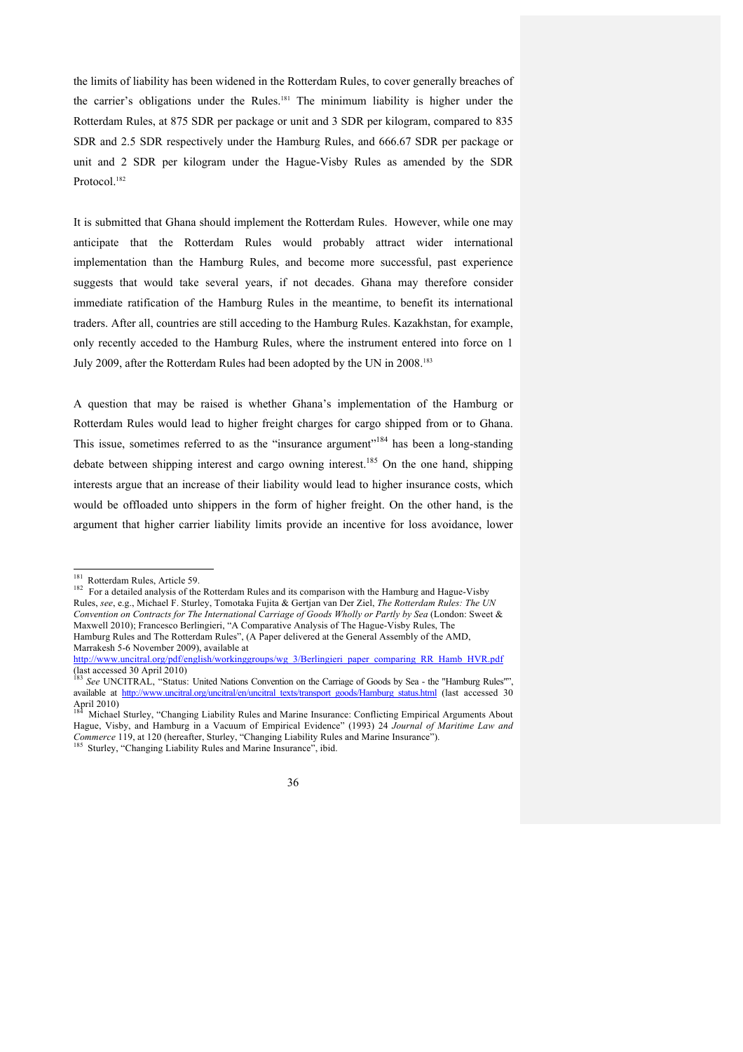the limits of liability has been widened in the Rotterdam Rules, to cover generally breaches of the carrier's obligations under the Rules.[181] The minimum liability is higher under the Rotterdam Rules, at 875 SDR per package or unit and 3 SDR per kilogram, compared to 835 SDR and 2.5 SDR respectively under the Hamburg Rules, and 666.67 SDR per package or unit and 2 SDR per kilogram under the Hague-Visby Rules as amended by the SDR Protocol.[182]

It is submitted that Ghana should implement the Rotterdam Rules. However, while one may anticipate that the Rotterdam Rules would probably attract wider international implementation than the Hamburg Rules, and become more successful, past experience suggests that would take several years, if not decades. Ghana may therefore consider immediate ratification of the Hamburg Rules in the meantime, to benefit its international traders. After all, countries are still acceding to the Hamburg Rules. Kazakhstan, for example, only recently acceded to the Hamburg Rules, where the instrument entered into force on 1 July 2009, after the Rotterdam Rules had been adopted by the UN in 2008.[183]

A question that may be raised is whether Ghana's implementation of the Hamburg or Rotterdam Rules would lead to higher freight charges for cargo shipped from or to Ghana. This issue, sometimes referred to as the "insurance argument"[184] has been a long-standing debate between shipping interest and cargo owning interest.[185] On the one hand, shipping interests argue that an increase of their liability would lead to higher insurance costs, which would be offloaded unto shippers in the form of higher freight. On the other hand, is the argument that higher carrier liability limits provide an incentive for loss avoidance, lower

---

[181] Rotterdam Rules, Article 59.

[182] For a detailed analysis of the Rotterdam Rules and its comparison with the Hamburg and Hague-Visby Rules, *see*, e.g., Michael F. Sturley, Tomotaka Fujita & Gertjan van Der Ziel, *The Rotterdam Rules: The UN Convention on Contracts for The International Carriage of Goods Wholly or Partly by Sea* (London: Sweet & Maxwell 2010); Francesco Berlingieri, "A Comparative Analysis of The Hague-Visby Rules, The Hamburg Rules and The Rotterdam Rules", (A Paper delivered at the General Assembly of the AMD, Marrakesh 5-6 November 2009), available at http://www.uncitral.org/pdf/english/workinggroups/wg_3/Berlingieri_paper_comparing_RR_Hamb_HVR.pdf (last accessed 30 April 2010)

[183] *See* UNCITRAL, "Status: United Nations Convention on the Carriage of Goods by Sea - the "Hamburg Rules"", available at http://www.uncitral.org/uncitral/en/uncitral_texts/transport_goods/Hamburg_status.html (last accessed 30 April 2010)

[184] Michael Sturley, "Changing Liability Rules and Marine Insurance: Conflicting Empirical Arguments About Hague, Visby, and Hamburg in a Vacuum of Empirical Evidence" (1993) 24 *Journal of Maritime Law and Commerce* 119, at 120 (hereafter, Sturley, "Changing Liability Rules and Marine Insurance").

[185] Sturley, "Changing Liability Rules and Marine Insurance", ibid.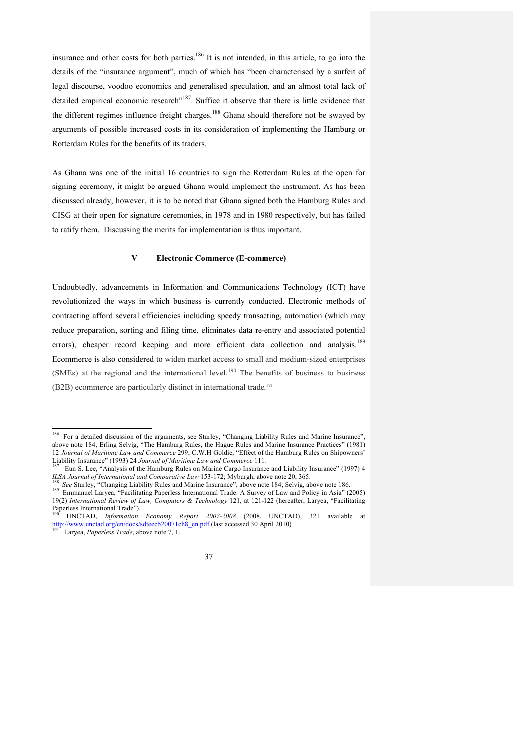insurance and other costs for both parties.[186] It is not intended, in this article, to go into the details of the "insurance argument", much of which has "been characterised by a surfeit of legal discourse, voodoo economics and generalised speculation, and an almost total lack of detailed empirical economic research"[187]. Suffice it observe that there is little evidence that the different regimes influence freight charges.[188] Ghana should therefore not be swayed by arguments of possible increased costs in its consideration of implementing the Hamburg or Rotterdam Rules for the benefits of its traders.

As Ghana was one of the initial 16 countries to sign the Rotterdam Rules at the open for signing ceremony, it might be argued Ghana would implement the instrument. As has been discussed already, however, it is to be noted that Ghana signed both the Hamburg Rules and CISG at their open for signature ceremonies, in 1978 and in 1980 respectively, but has failed to ratify them. Discussing the merits for implementation is thus important.

## V Electronic Commerce (E-commerce)

Undoubtedly, advancements in Information and Communications Technology (ICT) have revolutionized the ways in which business is currently conducted. Electronic methods of contracting afford several efficiencies including speedy transacting, automation (which may reduce preparation, sorting and filing time, eliminates data re-entry and associated potential errors), cheaper record keeping and more efficient data collection and analysis.[189] Ecommerce is also considered to widen market access to small and medium-sized enterprises (SMEs) at the regional and the international level.[190] The benefits of business to business (B2B) ecommerce are particularly distinct in international trade.[191]

---

[186] For a detailed discussion of the arguments, see Sturley, "Changing Liability Rules and Marine Insurance", above note 184; Erling Selvig, "The Hamburg Rules, the Hague Rules and Marine Insurance Practices" (1981) 12 *Journal of Maritime Law and Commerce* 299; C.W.H Goldie, "Effect of the Hamburg Rules on Shipowners' Liability Insurance" (1993) 24 *Journal of Maritime Law and Commerce* 111.

[187] Eun S. Lee, "Analysis of the Hamburg Rules on Marine Cargo Insurance and Liability Insurance" (1997) 4 *ILSA Journal of International and Comparative Law* 153-172; Myburgh, above note 20, 365.

[188] *See* Sturley, "Changing Liability Rules and Marine Insurance", above note 184; Selvig, above note 186.

[189] Emmanuel Laryea, "Facilitating Paperless International Trade: A Survey of Law and Policy in Asia" (2005) 19(2) *International Review of Law, Computers & Technology* 121, at 121-122 (hereafter, Laryea, "Facilitating Paperless International Trade").

[190] UNCTAD, *Information Economy Report 2007-2008* (2008, UNCTAD), 321 available at http://www.unctad.org/en/docs/sdteecb20071ch8_en.pdf (last accessed 30 April 2010)

[191] Laryea, *Paperless Trade*, above note 7, 1.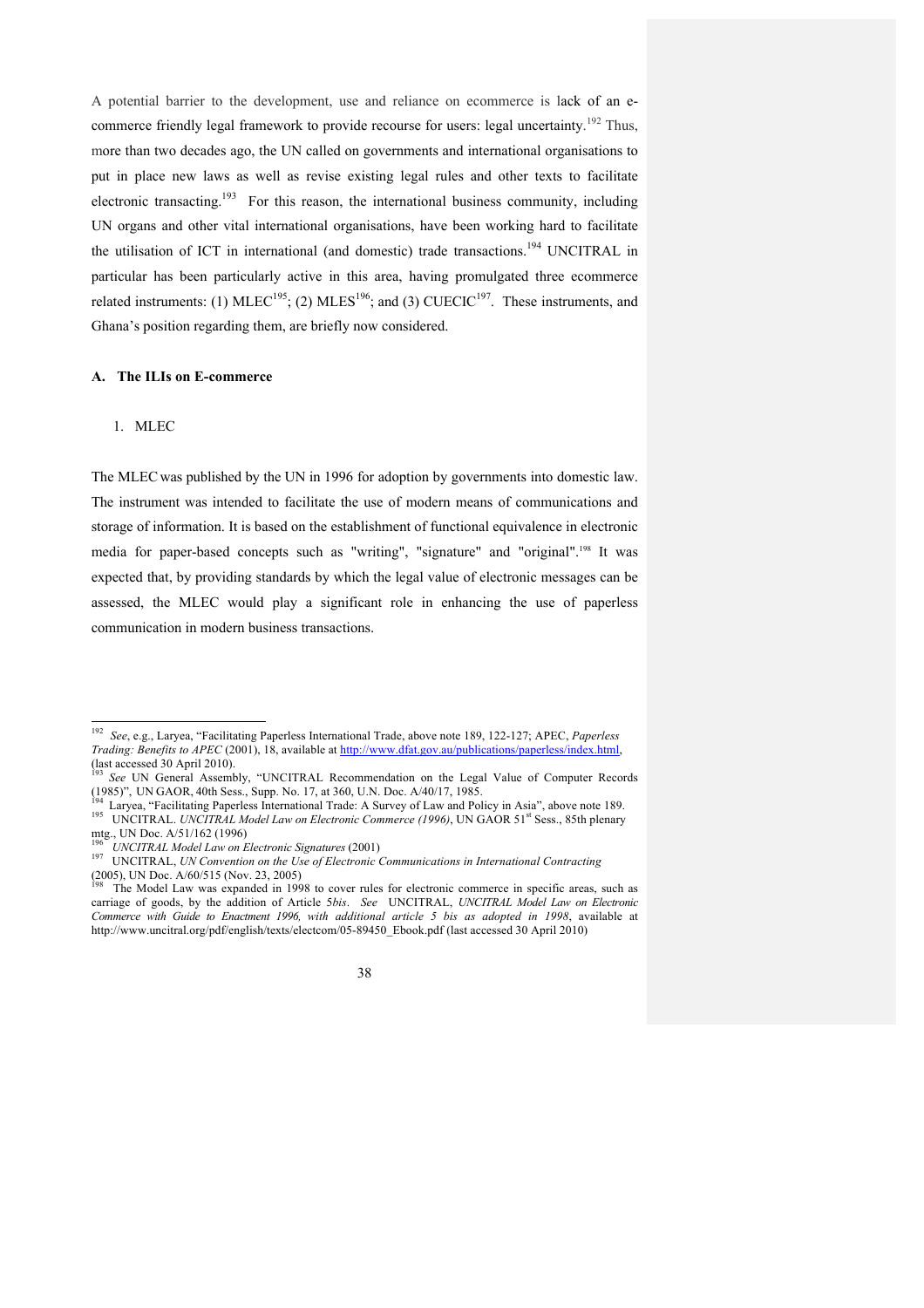A potential barrier to the development, use and reliance on ecommerce is lack of an e-commerce friendly legal framework to provide recourse for users: legal uncertainty.[192] Thus, more than two decades ago, the UN called on governments and international organisations to put in place new laws as well as revise existing legal rules and other texts to facilitate electronic transacting.[193] For this reason, the international business community, including UN organs and other vital international organisations, have been working hard to facilitate the utilisation of ICT in international (and domestic) trade transactions.[194] UNCITRAL in particular has been particularly active in this area, having promulgated three ecommerce related instruments: (1) MLEC[195]; (2) MLES[196]; and (3) CUECIC[197]. These instruments, and Ghana's position regarding them, are briefly now considered.

### A. The ILIs on E-commerce

#### 1. MLEC

The MLEC was published by the UN in 1996 for adoption by governments into domestic law. The instrument was intended to facilitate the use of modern means of communications and storage of information. It is based on the establishment of functional equivalence in electronic media for paper-based concepts such as "writing", "signature" and "original".[198] It was expected that, by providing standards by which the legal value of electronic messages can be assessed, the MLEC would play a significant role in enhancing the use of paperless communication in modern business transactions.

---

[192] *See*, e.g., Laryea, "Facilitating Paperless International Trade, above note 189, 122-127; APEC, *Paperless Trading: Benefits to APEC* (2001), 18, available at http://www.dfat.gov.au/publications/paperless/index.html, (last accessed 30 April 2010).

[193] *See* UN General Assembly, "UNCITRAL Recommendation on the Legal Value of Computer Records (1985)", UN GAOR, 40th Sess., Supp. No. 17, at 360, U.N. Doc. A/40/17, 1985.

[194] Laryea, "Facilitating Paperless International Trade: A Survey of Law and Policy in Asia", above note 189.

[195] UNCITRAL. *UNCITRAL Model Law on Electronic Commerce (1996)*, UN GAOR 51st Sess., 85th plenary mtg., UN Doc. A/51/162 (1996)

[196] *UNCITRAL Model Law on Electronic Signatures* (2001)

[197] UNCITRAL, *UN Convention on the Use of Electronic Communications in International Contracting* (2005), UN Doc. A/60/515 (Nov. 23, 2005)

[198] The Model Law was expanded in 1998 to cover rules for electronic commerce in specific areas, such as carriage of goods, by the addition of Article 5*bis*. *See* UNCITRAL, *UNCITRAL Model Law on Electronic Commerce with Guide to Enactment 1996, with additional article 5 bis as adopted in 1998*, available at http://www.uncitral.org/pdf/english/texts/electcom/05-89450_Ebook.pdf (last accessed 30 April 2010)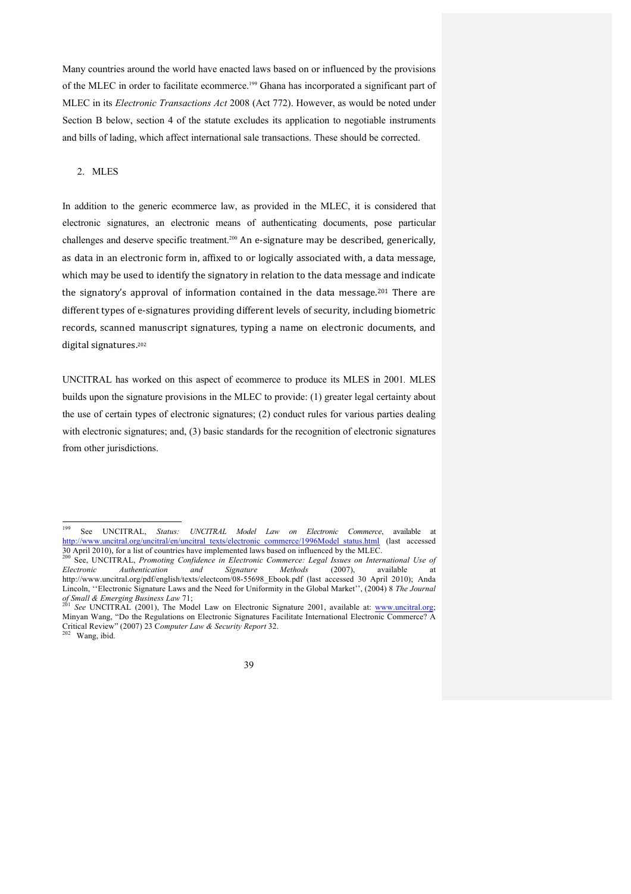Many countries around the world have enacted laws based on or influenced by the provisions of the MLEC in order to facilitate ecommerce.[199] Ghana has incorporated a significant part of MLEC in its *Electronic Transactions Act* 2008 (Act 772). However, as would be noted under Section B below, section 4 of the statute excludes its application to negotiable instruments and bills of lading, which affect international sale transactions. These should be corrected.

2. MLES

In addition to the generic ecommerce law, as provided in the MLEC, it is considered that electronic signatures, an electronic means of authenticating documents, pose particular challenges and deserve specific treatment.[200] An e-signature may be described, generically, as data in an electronic form in, affixed to or logically associated with, a data message, which may be used to identify the signatory in relation to the data message and indicate the signatory's approval of information contained in the data message.[201] There are different types of e-signatures providing different levels of security, including biometric records, scanned manuscript signatures, typing a name on electronic documents, and digital signatures.[202]

UNCITRAL has worked on this aspect of ecommerce to produce its MLES in 2001. MLES builds upon the signature provisions in the MLEC to provide: (1) greater legal certainty about the use of certain types of electronic signatures; (2) conduct rules for various parties dealing with electronic signatures; and, (3) basic standards for the recognition of electronic signatures from other jurisdictions.

---

[199] See UNCITRAL, *Status: UNCITRAL Model Law on Electronic Commerce*, available at http://www.uncitral.org/uncitral/en/uncitral_texts/electronic_commerce/1996Model_status.html (last accessed 30 April 2010), for a list of countries have implemented laws based on influenced by the MLEC.

[200] See, UNCITRAL, *Promoting Confidence in Electronic Commerce: Legal Issues on International Use of Electronic Authentication and Signature Methods* (2007), available at http://www.uncitral.org/pdf/english/texts/electcom/08-55698_Ebook.pdf (last accessed 30 April 2010); Anda Lincoln, ''Electronic Signature Laws and the Need for Uniformity in the Global Market'', (2004) 8 *The Journal of Small & Emerging Business Law* 71;

[201] *See* UNCITRAL (2001), The Model Law on Electronic Signature 2001, available at: www.uncitral.org; Minyan Wang, "Do the Regulations on Electronic Signatures Facilitate International Electronic Commerce? A Critical Review" (2007) 23 *Computer Law & Security Report* 32.

[202] Wang, ibid.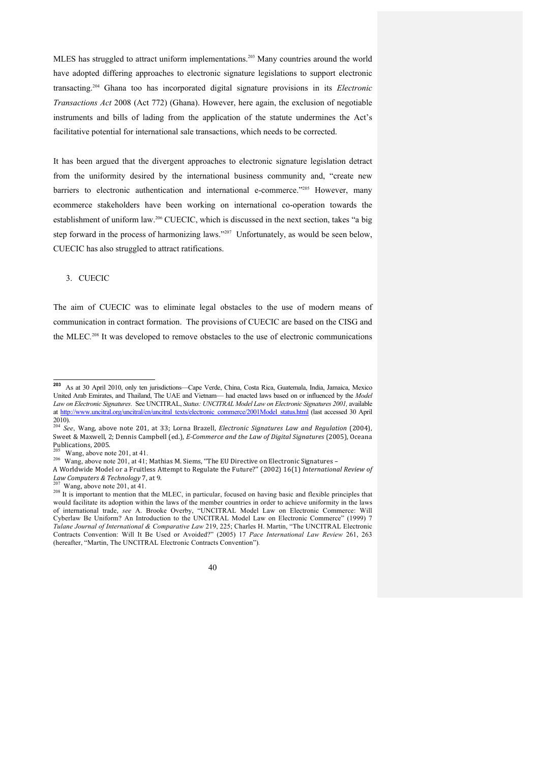MLES has struggled to attract uniform implementations.[203] Many countries around the world have adopted differing approaches to electronic signature legislations to support electronic transacting.[204] Ghana too has incorporated digital signature provisions in its *Electronic Transactions Act* 2008 (Act 772) (Ghana). However, here again, the exclusion of negotiable instruments and bills of lading from the application of the statute undermines the Act's facilitative potential for international sale transactions, which needs to be corrected.

It has been argued that the divergent approaches to electronic signature legislation detract from the uniformity desired by the international business community and, "create new barriers to electronic authentication and international e-commerce."[205] However, many ecommerce stakeholders have been working on international co-operation towards the establishment of uniform law.[206] CUECIC, which is discussed in the next section, takes "a big step forward in the process of harmonizing laws."[207] Unfortunately, as would be seen below, CUECIC has also struggled to attract ratifications.

3. CUECIC

The aim of CUECIC was to eliminate legal obstacles to the use of modern means of communication in contract formation. The provisions of CUECIC are based on the CISG and the MLEC.[208] It was developed to remove obstacles to the use of electronic communications

---

[203] As at 30 April 2010, only ten jurisdictions—Cape Verde, China, Costa Rica, Guatemala, India, Jamaica, Mexico United Arab Emirates, and Thailand, The UAE and Vietnam— had enacted laws based on or influenced by the *Model Law on Electronic Signatures*. See UNCITRAL, *Status: UNCITRAL Model Law on Electronic Signatures 2001,* available at http://www.uncitral.org/uncitral/en/uncitral_texts/electronic_commerce/2001Model_status.html (last accessed 30 April 2010).

[204] *See*, Wang, above note 201, at 33; Lorna Brazell, *Electronic Signatures Law and Regulation* (2004), Sweet & Maxwell, 2; Dennis Campbell (ed.), *E-Commerce and the Law of Digital Signatures* (2005), Oceana Publications, 2005.

[205] Wang, above note 201, at 41.

[206] Wang, above note 201, at 41; Mathias M. Siems, "The EU Directive on Electronic Signatures – A Worldwide Model or a Fruitless Attempt to Regulate the Future?" (2002) 16(1) *International Review of Law Computers & Technology* 7, at 9.

[207] Wang, above note 201, at 41.

[208] It is important to mention that the MLEC, in particular, focused on having basic and flexible principles that would facilitate its adoption within the laws of the member countries in order to achieve uniformity in the laws of international trade, *see* A. Brooke Overby, "UNCITRAL Model Law on Electronic Commerce: Will Cyberlaw Be Uniform? An Introduction to the UNCITRAL Model Law on Electronic Commerce" (1999) 7 *Tulane Journal of International & Comparative Law* 219, 225; Charles H. Martin, "The UNCITRAL Electronic Contracts Convention: Will It Be Used or Avoided?" (2005) 17 *Pace International Law Review* 261, 263 (hereafter, "Martin, The UNCITRAL Electronic Contracts Convention").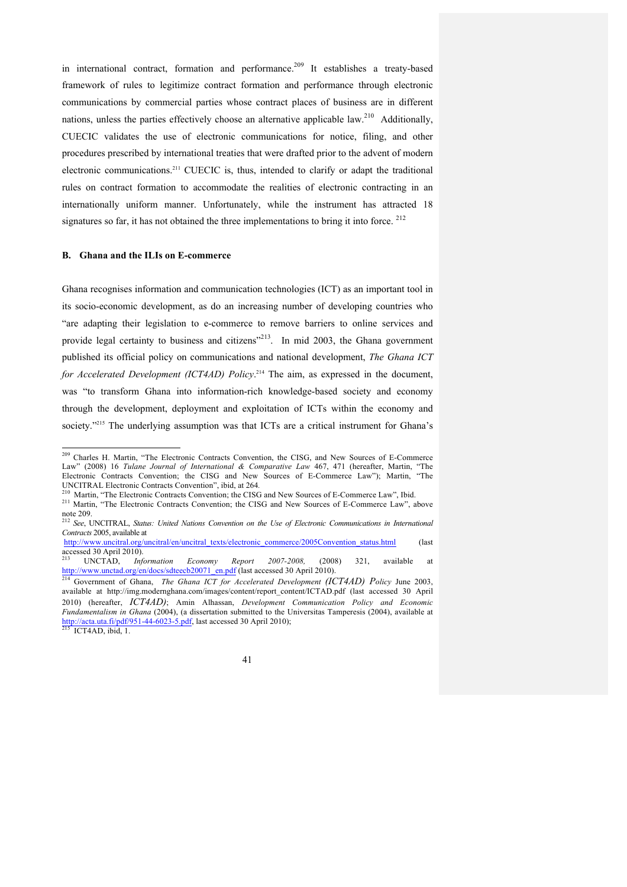in international contract, formation and performance.[209] It establishes a treaty-based framework of rules to legitimize contract formation and performance through electronic communications by commercial parties whose contract places of business are in different nations, unless the parties effectively choose an alternative applicable law.[210] Additionally, CUECIC validates the use of electronic communications for notice, filing, and other procedures prescribed by international treaties that were drafted prior to the advent of modern electronic communications.[211] CUECIC is, thus, intended to clarify or adapt the traditional rules on contract formation to accommodate the realities of electronic contracting in an internationally uniform manner. Unfortunately, while the instrument has attracted 18 signatures so far, it has not obtained the three implementations to bring it into force. [212]

### B. Ghana and the ILIs on E-commerce

Ghana recognises information and communication technologies (ICT) as an important tool in its socio-economic development, as do an increasing number of developing countries who "are adapting their legislation to e-commerce to remove barriers to online services and provide legal certainty to business and citizens"[213]. In mid 2003, the Ghana government published its official policy on communications and national development, *The Ghana ICT for Accelerated Development (ICT4AD) Policy*.[214] The aim, as expressed in the document, was "to transform Ghana into information-rich knowledge-based society and economy through the development, deployment and exploitation of ICTs within the economy and society."[215] The underlying assumption was that ICTs are a critical instrument for Ghana's

---

[209] Charles H. Martin, "The Electronic Contracts Convention, the CISG, and New Sources of E-Commerce Law" (2008) 16 *Tulane Journal of International & Comparative Law* 467, 471 (hereafter, Martin, "The Electronic Contracts Convention; the CISG and New Sources of E-Commerce Law"); Martin, "The UNCITRAL Electronic Contracts Convention", ibid, at 264.

[210] Martin, "The Electronic Contracts Convention; the CISG and New Sources of E-Commerce Law", Ibid.

[211] Martin, "The Electronic Contracts Convention; the CISG and New Sources of E-Commerce Law", above note 209.

[212] *See*, UNCITRAL, *Status: United Nations Convention on the Use of Electronic Communications in International Contracts* 2005, available at http://www.uncitral.org/uncitral/en/uncitral_texts/electronic_commerce/2005Convention_status.html (last accessed 30 April 2010).

[213] UNCTAD, *Information Economy Report 2007-2008,* (2008) 321, available at http://www.unctad.org/en/docs/sdteecb20071_en.pdf (last accessed 30 April 2010).

[214] Government of Ghana, *The Ghana ICT for Accelerated Development (ICT4AD) Policy* June 2003, available at http://img.modernghana.com/images/content/report_content/ICTAD.pdf (last accessed 30 April 2010) (hereafter, *ICT4AD)*; Amin Alhassan, *Development Communication Policy and Economic Fundamentalism in Ghana* (2004), (a dissertation submitted to the Universitas Tamperesis (2004), available at http://acta.uta.fi/pdf/951-44-6023-5.pdf, last accessed 30 April 2010);

[215] ICT4AD, ibid, 1.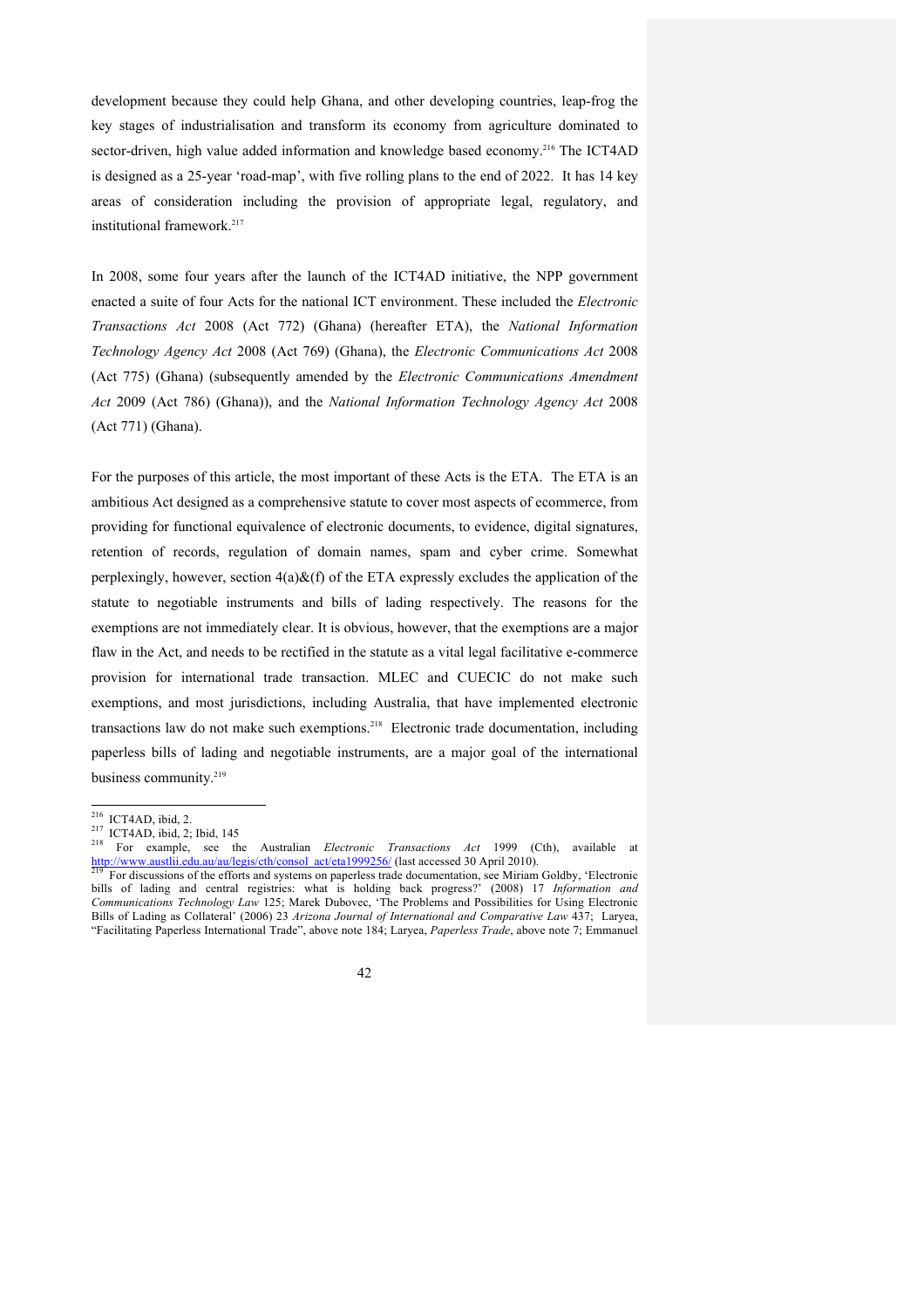development because they could help Ghana, and other developing countries, leap-frog the key stages of industrialisation and transform its economy from agriculture dominated to sector-driven, high value added information and knowledge based economy.[216] The ICT4AD is designed as a 25-year 'road-map', with five rolling plans to the end of 2022. It has 14 key areas of consideration including the provision of appropriate legal, regulatory, and institutional framework.[217]

In 2008, some four years after the launch of the ICT4AD initiative, the NPP government enacted a suite of four Acts for the national ICT environment. These included the *Electronic Transactions Act* 2008 (Act 772) (Ghana) (hereafter ETA), the *National Information Technology Agency Act* 2008 (Act 769) (Ghana), the *Electronic Communications Act* 2008 (Act 775) (Ghana) (subsequently amended by the *Electronic Communications Amendment Act* 2009 (Act 786) (Ghana)), and the *National Information Technology Agency Act* 2008 (Act 771) (Ghana).

For the purposes of this article, the most important of these Acts is the ETA. The ETA is an ambitious Act designed as a comprehensive statute to cover most aspects of ecommerce, from providing for functional equivalence of electronic documents, to evidence, digital signatures, retention of records, regulation of domain names, spam and cyber crime. Somewhat perplexingly, however, section 4(a)&(f) of the ETA expressly excludes the application of the statute to negotiable instruments and bills of lading respectively. The reasons for the exemptions are not immediately clear. It is obvious, however, that the exemptions are a major flaw in the Act, and needs to be rectified in the statute as a vital legal facilitative e-commerce provision for international trade transaction. MLEC and CUECIC do not make such exemptions, and most jurisdictions, including Australia, that have implemented electronic transactions law do not make such exemptions.[218] Electronic trade documentation, including paperless bills of lading and negotiable instruments, are a major goal of the international business community.[219]

---

[216] ICT4AD, ibid, 2.

[217] ICT4AD, ibid, 2; Ibid, 145

[218] For example, see the Australian *Electronic Transactions Act* 1999 (Cth), available at http://www.austlii.edu.au/au/legis/cth/consol_act/eta1999256/ (last accessed 30 April 2010).

[219] For discussions of the efforts and systems on paperless trade documentation, see Miriam Goldby, 'Electronic bills of lading and central registries: what is holding back progress?' (2008) 17 *Information and Communications Technology Law* 125; Marek Dubovec, 'The Problems and Possibilities for Using Electronic Bills of Lading as Collateral' (2006) 23 *Arizona Journal of International and Comparative Law* 437; Laryea, "Facilitating Paperless International Trade", above note 184; Laryea, *Paperless Trade*, above note 7; Emmanuel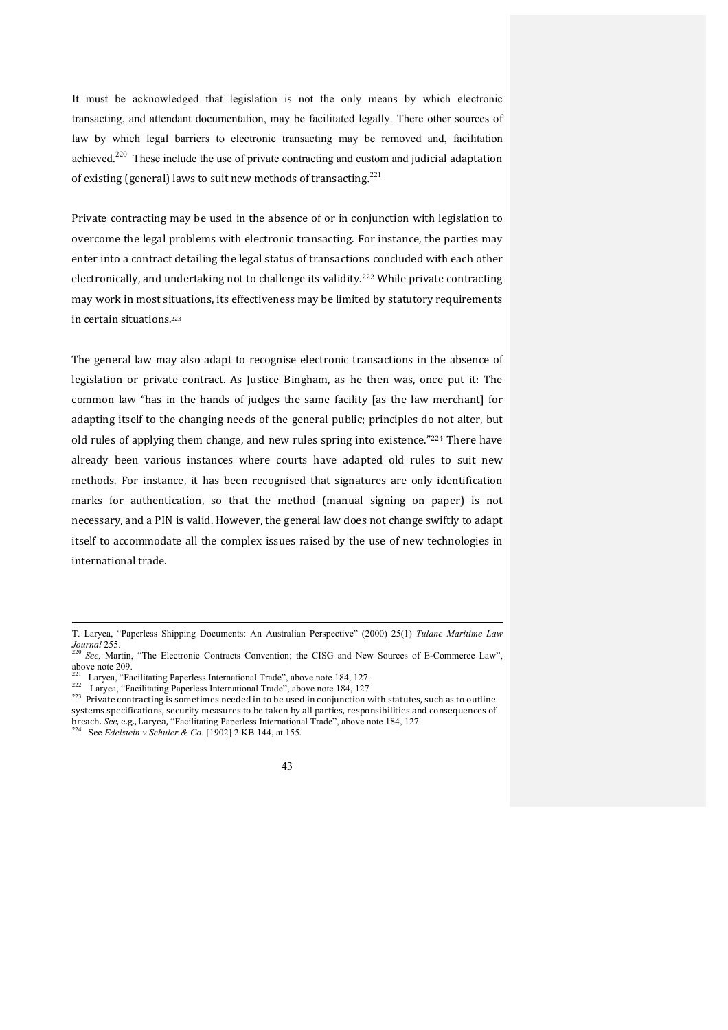It must be acknowledged that legislation is not the only means by which electronic transacting, and attendant documentation, may be facilitated legally. There other sources of law by which legal barriers to electronic transacting may be removed and, facilitation achieved.[220] These include the use of private contracting and custom and judicial adaptation of existing (general) laws to suit new methods of transacting.[221]

Private contracting may be used in the absence of or in conjunction with legislation to overcome the legal problems with electronic transacting. For instance, the parties may enter into a contract detailing the legal status of transactions concluded with each other electronically, and undertaking not to challenge its validity.[222] While private contracting may work in most situations, its effectiveness may be limited by statutory requirements in certain situations.[223]

The general law may also adapt to recognise electronic transactions in the absence of legislation or private contract. As Justice Bingham, as he then was, once put it: The common law "has in the hands of judges the same facility [as the law merchant] for adapting itself to the changing needs of the general public; principles do not alter, but old rules of applying them change, and new rules spring into existence."[224] There have already been various instances where courts have adapted old rules to suit new methods. For instance, it has been recognised that signatures are only identification marks for authentication, so that the method (manual signing on paper) is not necessary, and a PIN is valid. However, the general law does not change swiftly to adapt itself to accommodate all the complex issues raised by the use of new technologies in international trade.

---

T. Laryea, "Paperless Shipping Documents: An Australian Perspective" (2000) 25(1) *Tulane Maritime Law Journal* 255.

[220] *See,* Martin, "The Electronic Contracts Convention; the CISG and New Sources of E-Commerce Law", above note 209.

[221] Laryea, "Facilitating Paperless International Trade", above note 184, 127.

[222] Laryea, "Facilitating Paperless International Trade", above note 184, 127

[223] Private contracting is sometimes needed in to be used in conjunction with statutes, such as to outline systems specifications, security measures to be taken by all parties, responsibilities and consequences of breach. *See,* e.g., Laryea, "Facilitating Paperless International Trade", above note 184, 127.

[224] See *Edelstein v Schuler & Co.* [1902] 2 KB 144, at 155.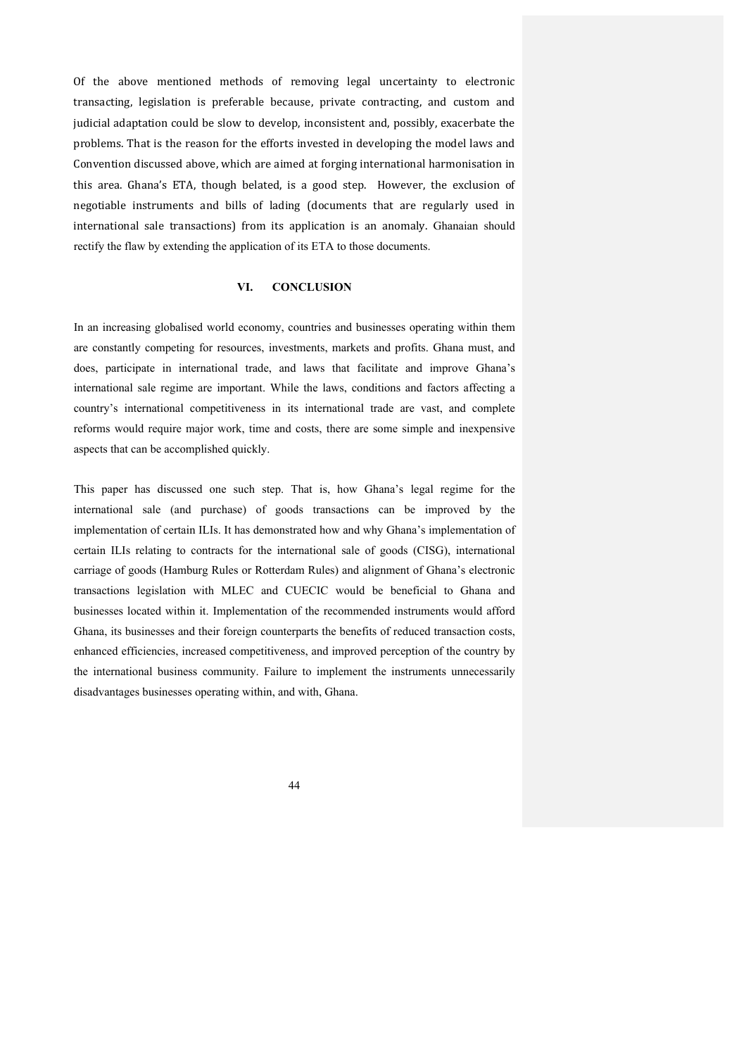Of the above mentioned methods of removing legal uncertainty to electronic transacting, legislation is preferable because, private contracting, and custom and judicial adaptation could be slow to develop, inconsistent and, possibly, exacerbate the problems. That is the reason for the efforts invested in developing the model laws and Convention discussed above, which are aimed at forging international harmonisation in this area. Ghana's ETA, though belated, is a good step. However, the exclusion of negotiable instruments and bills of lading (documents that are regularly used in international sale transactions) from its application is an anomaly. Ghanaian should rectify the flaw by extending the application of its ETA to those documents.

## VI. CONCLUSION

In an increasing globalised world economy, countries and businesses operating within them are constantly competing for resources, investments, markets and profits. Ghana must, and does, participate in international trade, and laws that facilitate and improve Ghana's international sale regime are important. While the laws, conditions and factors affecting a country's international competitiveness in its international trade are vast, and complete reforms would require major work, time and costs, there are some simple and inexpensive aspects that can be accomplished quickly.

This paper has discussed one such step. That is, how Ghana's legal regime for the international sale (and purchase) of goods transactions can be improved by the implementation of certain ILIs. It has demonstrated how and why Ghana's implementation of certain ILIs relating to contracts for the international sale of goods (CISG), international carriage of goods (Hamburg Rules or Rotterdam Rules) and alignment of Ghana's electronic transactions legislation with MLEC and CUECIC would be beneficial to Ghana and businesses located within it. Implementation of the recommended instruments would afford Ghana, its businesses and their foreign counterparts the benefits of reduced transaction costs, enhanced efficiencies, increased competitiveness, and improved perception of the country by the international business community. Failure to implement the instruments unnecessarily disadvantages businesses operating within, and with, Ghana.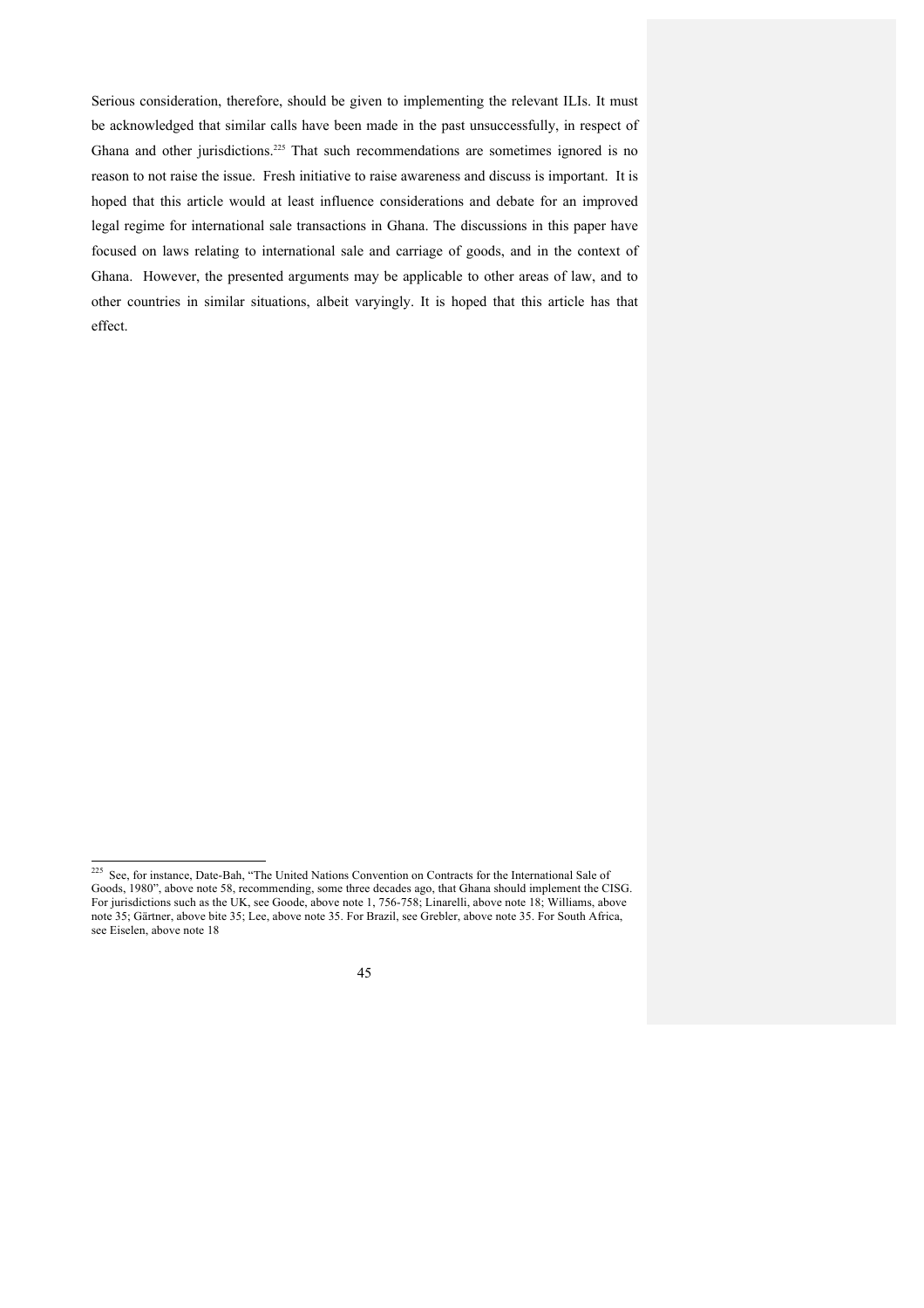Serious consideration, therefore, should be given to implementing the relevant ILIs. It must be acknowledged that similar calls have been made in the past unsuccessfully, in respect of Ghana and other jurisdictions.[225] That such recommendations are sometimes ignored is no reason to not raise the issue. Fresh initiative to raise awareness and discuss is important. It is hoped that this article would at least influence considerations and debate for an improved legal regime for international sale transactions in Ghana. The discussions in this paper have focused on laws relating to international sale and carriage of goods, and in the context of Ghana. However, the presented arguments may be applicable to other areas of law, and to other countries in similar situations, albeit varyingly. It is hoped that this article has that effect.

---

[225] See, for instance, Date-Bah, "The United Nations Convention on Contracts for the International Sale of Goods, 1980", above note 58, recommending, some three decades ago, that Ghana should implement the CISG. For jurisdictions such as the UK, see Goode, above note 1, 756-758; Linarelli, above note 18; Williams, above note 35; Gärtner, above bite 35; Lee, above note 35. For Brazil, see Grebler, above note 35. For South Africa, see Eiselen, above note 18